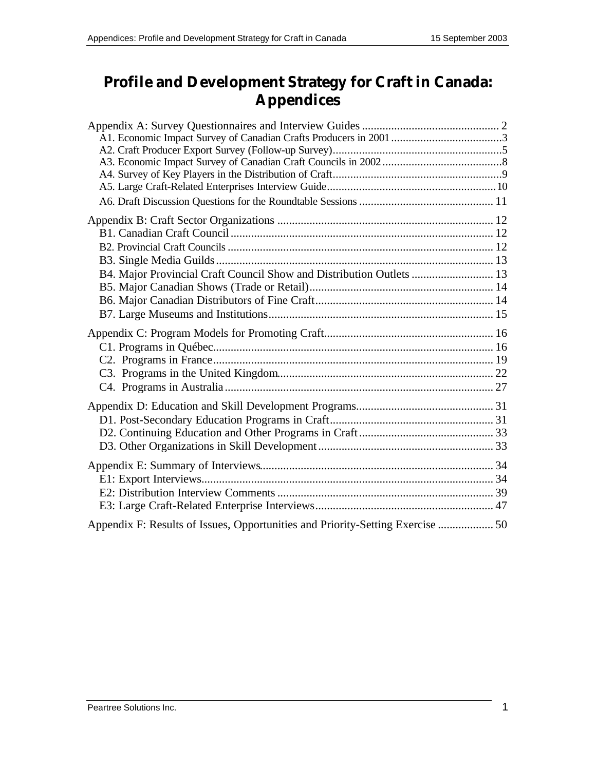# Profile and Development Strategy for Craft in Canada: Appendices

Appendix A: Survey Questionnaires and Interview Guides .............................................. 2
- A1. Economic Impact Survey of Canadian Crafts Producers in 2001 ......................................3
- A2. Craft Producer Export Survey (Follow-up Survey)..........................................................5
- A3. Economic Impact Survey of Canadian Craft Councils in 2002 .........................................8
- A4. Survey of Key Players in the Distribution of Craft..........................................................9
- A5. Large Craft-Related Enterprises Interview Guide..........................................................10
- A6. Draft Discussion Questions for the Roundtable Sessions .............................................. 11

Appendix B: Craft Sector Organizations ......................................................................... 12
- B1. Canadian Craft Council.......................................................................................... 12
- B2. Provincial Craft Councils .......................................................................................... 12
- B3. Single Media Guilds.............................................................................................. 13
- B4. Major Provincial Craft Council Show and Distribution Outlets ............................ 13
- B5. Major Canadian Shows (Trade or Retail)............................................................... 14
- B6. Major Canadian Distributors of Fine Craft............................................................. 14
- B7. Large Museums and Institutions............................................................................ 15

Appendix C: Program Models for Promoting Craft......................................................... 16
- C1. Programs in Québec............................................................................................... 16
- C2. Programs in France............................................................................................... 19
- C3. Programs in the United Kingdom........................................................................... 22
- C4. Programs in Australia ........................................................................................... 27

Appendix D: Education and Skill Development Programs............................................... 31
- D1. Post-Secondary Education Programs in Craft........................................................ 31
- D2. Continuing Education and Other Programs in Craft............................................. 33
- D3. Other Organizations in Skill Development ........................................................... 33

Appendix E: Summary of Interviews............................................................................... 34
- E1: Export Interviews................................................................................................... 34
- E2: Distribution Interview Comments .......................................................................... 39
- E3: Large Craft-Related Enterprise Interviews............................................................. 47

Appendix F: Results of Issues, Opportunities and Priority-Setting Exercise ................... 50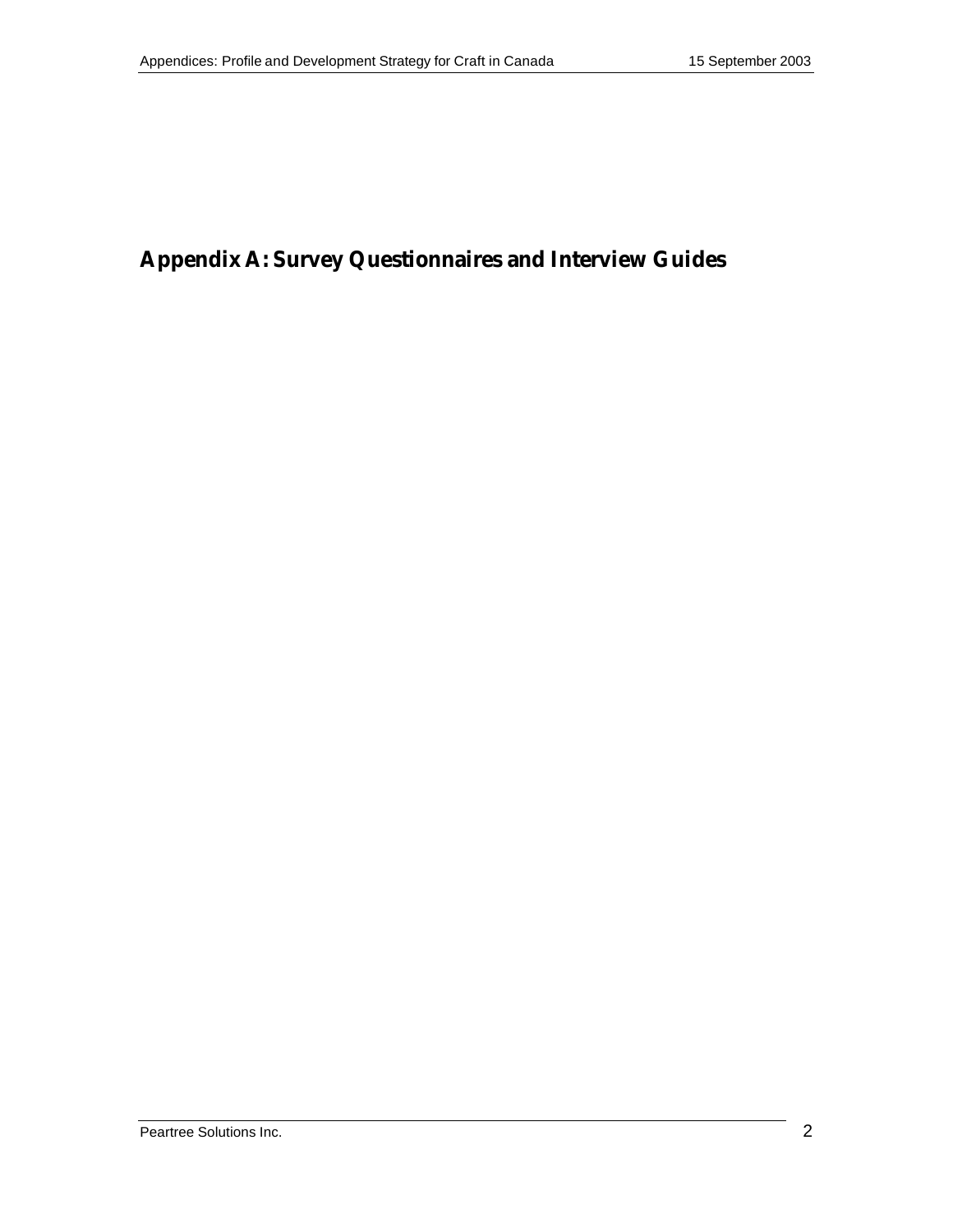# Appendix A: Survey Questionnaires and Interview Guides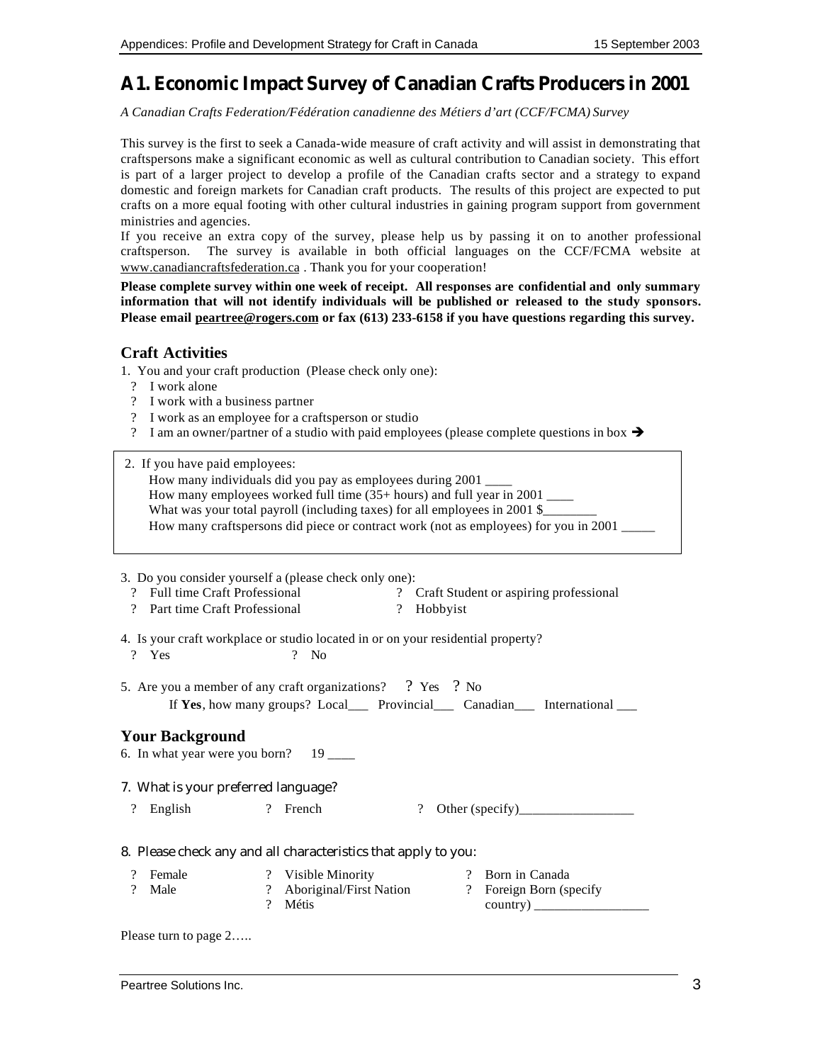# A1. Economic Impact Survey of Canadian Crafts Producers in 2001

*A Canadian Crafts Federation/Fédération canadienne des Métiers d'art (CCF/FCMA) Survey*

This survey is the first to seek a Canada-wide measure of craft activity and will assist in demonstrating that craftspersons make a significant economic as well as cultural contribution to Canadian society. This effort is part of a larger project to develop a profile of the Canadian crafts sector and a strategy to expand domestic and foreign markets for Canadian craft products. The results of this project are expected to put crafts on a more equal footing with other cultural industries in gaining program support from government ministries and agencies.

If you receive an extra copy of the survey, please help us by passing it on to another professional craftsperson. The survey is available in both official languages on the CCF/FCMA website at www.canadiancraftsfederation.ca . Thank you for your cooperation!

**Please complete survey within one week of receipt. All responses are confidential and only summary information that will not identify individuals will be published or released to the study sponsors. Please email peartree@rogers.com or fax (613) 233-6158 if you have questions regarding this survey.**

## Craft Activities

1. You and your craft production (Please check only one):
   - ? I work alone
   - ? I work with a business partner
   - ? I work as an employee for a craftsperson or studio
   - ? I am an owner/partner of a studio with paid employees (please complete questions in box ➔

2. If you have paid employees:
   - How many individuals did you pay as employees during 2001 ____
   - How many employees worked full time (35+ hours) and full year in 2001 ____
   - What was your total payroll (including taxes) for all employees in 2001 $________
   - How many craftspersons did piece or contract work (not as employees) for you in 2001 _____

3. Do you consider yourself a (please check only one):
   - ? Full time Craft Professional
   - ? Part time Craft Professional
   - ? Craft Student or aspiring professional
   - ? Hobbyist

4. Is your craft workplace or studio located in or on your residential property?
   - ? Yes
   - ? No

5. Are you a member of any craft organizations? ? Yes ? No

   If **Yes**, how many groups? Local___ Provincial___ Canadian___ International ___

## Your Background

6. In what year were you born? 19 ____

7. What is your preferred language?
   - ? English
   - ? French
   - ? Other (specify)_________________

8. Please check any and all characteristics that apply to you:
   - ? Female
   - ? Male
   - ? Visible Minority
   - ? Aboriginal/First Nation
   - ? Métis
   - ? Born in Canada
   - ? Foreign Born (specify country) _________________

Please turn to page 2…..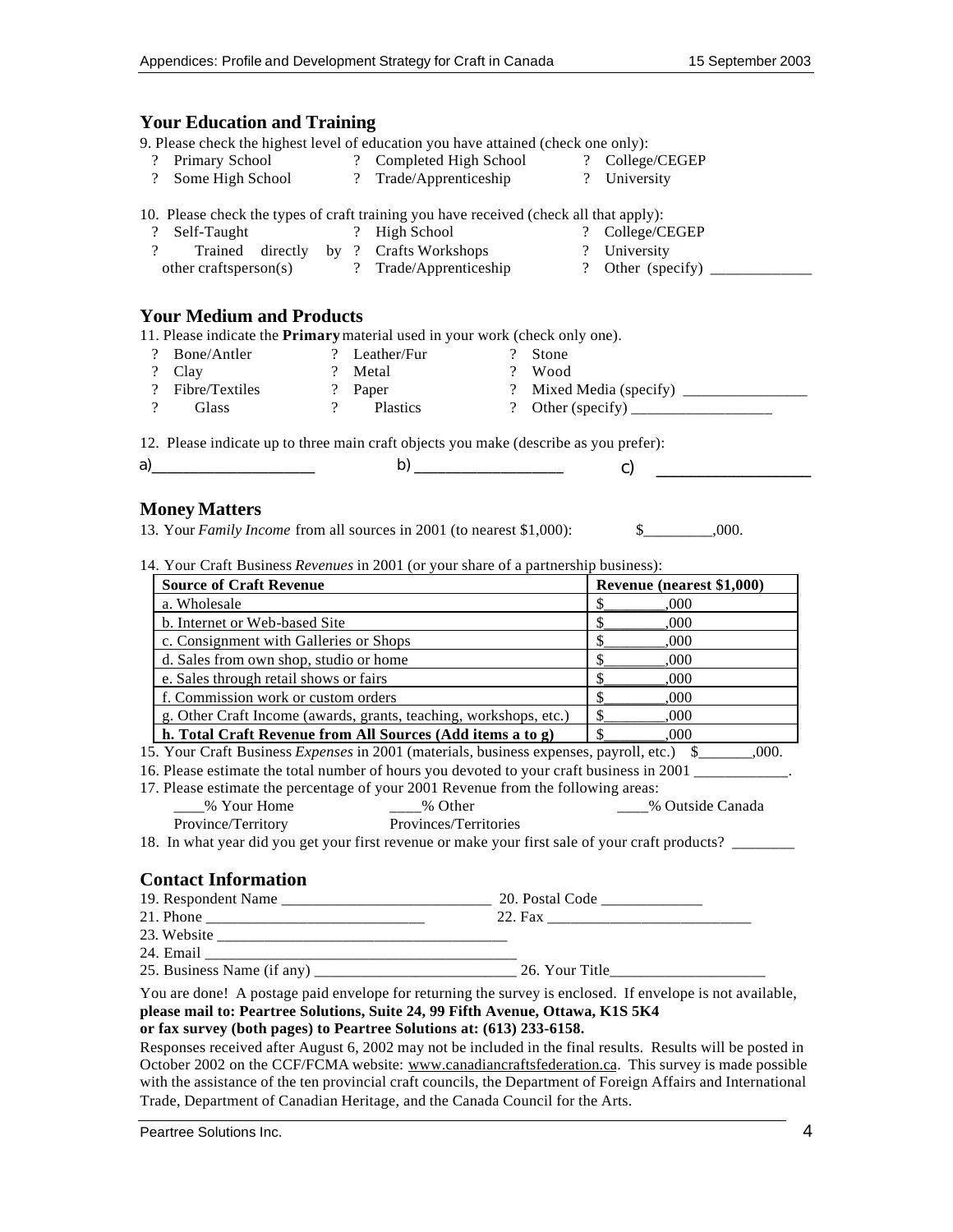## Your Education and Training

9. Please check the highest level of education you have attained (check one only):

? Primary School ? Completed High School ? College/CEGEP
? Some High School ? Trade/Apprenticeship ? University

10. Please check the types of craft training you have received (check all that apply):

? Self-Taught ? High School ? College/CEGEP
? Trained directly by other craftsperson(s) ? Crafts Workshops ? University
? Trade/Apprenticeship ? Other (specify) _____________

## Your Medium and Products

11. Please indicate the **Primary** material used in your work (check only one).

? Bone/Antler ? Leather/Fur ? Stone
? Clay ? Metal ? Wood
? Fibre/Textiles ? Paper ? Mixed Media (specify) ________________
? Glass ? Plastics ? Other (specify) __________________

12. Please indicate up to three main craft objects you make (describe as you prefer):

a)____________________ b) __________________ c) __________________

## Money Matters

13. Your *Family Income* from all sources in 2001 (to nearest $1,000): $_________,000.

14. Your Craft Business *Revenues* in 2001 (or your share of a partnership business):

| Source of Craft Revenue | Revenue (nearest $1,000) |
|---|---|
| a. Wholesale | $________,000 |
| b. Internet or Web-based Site | $________,000 |
| c. Consignment with Galleries or Shops | $________,000 |
| d. Sales from own shop, studio or home | $________,000 |
| e. Sales through retail shows or fairs | $________,000 |
| f. Commission work or custom orders | $________,000 |
| g. Other Craft Income (awards, grants, teaching, workshops, etc.) | $________,000 |
| **h. Total Craft Revenue from All Sources (Add items a to g)** | $________,000 |

15. Your Craft Business *Expenses* in 2001 (materials, business expenses, payroll, etc.) $_______,000.

16. Please estimate the total number of hours you devoted to your craft business in 2001 ____________.

17. Please estimate the percentage of your 2001 Revenue from the following areas:

____% Your Home Province/Territory ____% Other Provinces/Territories ____% Outside Canada

18. In what year did you get your first revenue or make your first sale of your craft products? ________

## Contact Information

19. Respondent Name ___________________________ 20. Postal Code _____________
21. Phone ___________________________ 22. Fax __________________________
23. Website _____________________________________
24. Email ________________________________________
25. Business Name (if any) ___________________________ 26. Your Title____________________

You are done! A postage paid envelope for returning the survey is enclosed. If envelope is not available, **please mail to: Peartree Solutions, Suite 24, 99 Fifth Avenue, Ottawa, K1S 5K4**
**or fax survey (both pages) to Peartree Solutions at: (613) 233-6158.**

Responses received after August 6, 2002 may not be included in the final results. Results will be posted in October 2002 on the CCF/FCMA website: www.canadiancraftsfederation.ca. This survey is made possible with the assistance of the ten provincial craft councils, the Department of Foreign Affairs and International Trade, Department of Canadian Heritage, and the Canada Council for the Arts.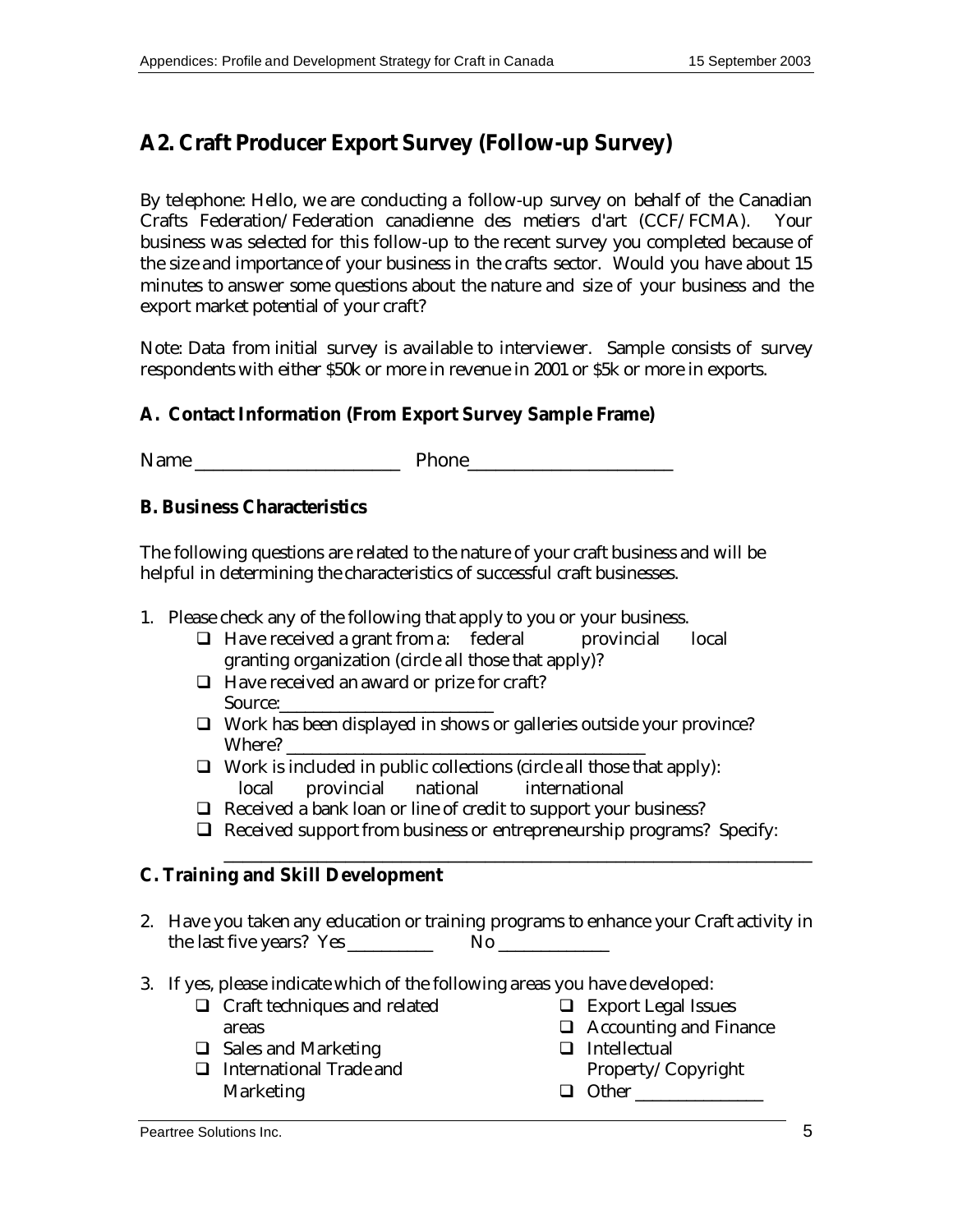## A2. Craft Producer Export Survey (Follow-up Survey)

By telephone: Hello, we are conducting a follow-up survey on behalf of the Canadian Crafts Federation/Federation canadienne des metiers d'art (CCF/FCMA). Your business was selected for this follow-up to the recent survey you completed because of the size and importance of your business in the crafts sector. Would you have about 15 minutes to answer some questions about the nature and size of your business and the export market potential of your craft?

Note: Data from initial survey is available to interviewer. Sample consists of survey respondents with either $50k or more in revenue in 2001 or $5k or more in exports.

### A. Contact Information (From Export Survey Sample Frame)

Name ____________________ Phone____________________

### B. Business Characteristics

The following questions are related to the nature of your craft business and will be helpful in determining the characteristics of successful craft businesses.

1. Please check any of the following that apply to you or your business.
   - ❑ Have received a grant from a: federal provincial local granting organization (circle all those that apply)?
   - ❑ Have received an award or prize for craft? Source:_____________________
   - ❑ Work has been displayed in shows or galleries outside your province? Where? ____________________________________
   - ❑ Work is included in public collections (circle all those that apply): local provincial national international
   - ❑ Received a bank loan or line of credit to support your business?
   - ❑ Received support from business or entrepreneurship programs? Specify: ____________________________________________________________

### C. Training and Skill Development

2. Have you taken any education or training programs to enhance your Craft activity in the last five years? Yes _________ No ___________

3. If yes, please indicate which of the following areas you have developed:
   - ❑ Craft techniques and related areas
   - ❑ Sales and Marketing
   - ❑ International Trade and Marketing
   - ❑ Export Legal Issues
   - ❑ Accounting and Finance
   - ❑ Intellectual Property/Copyright
   - ❑ Other _____________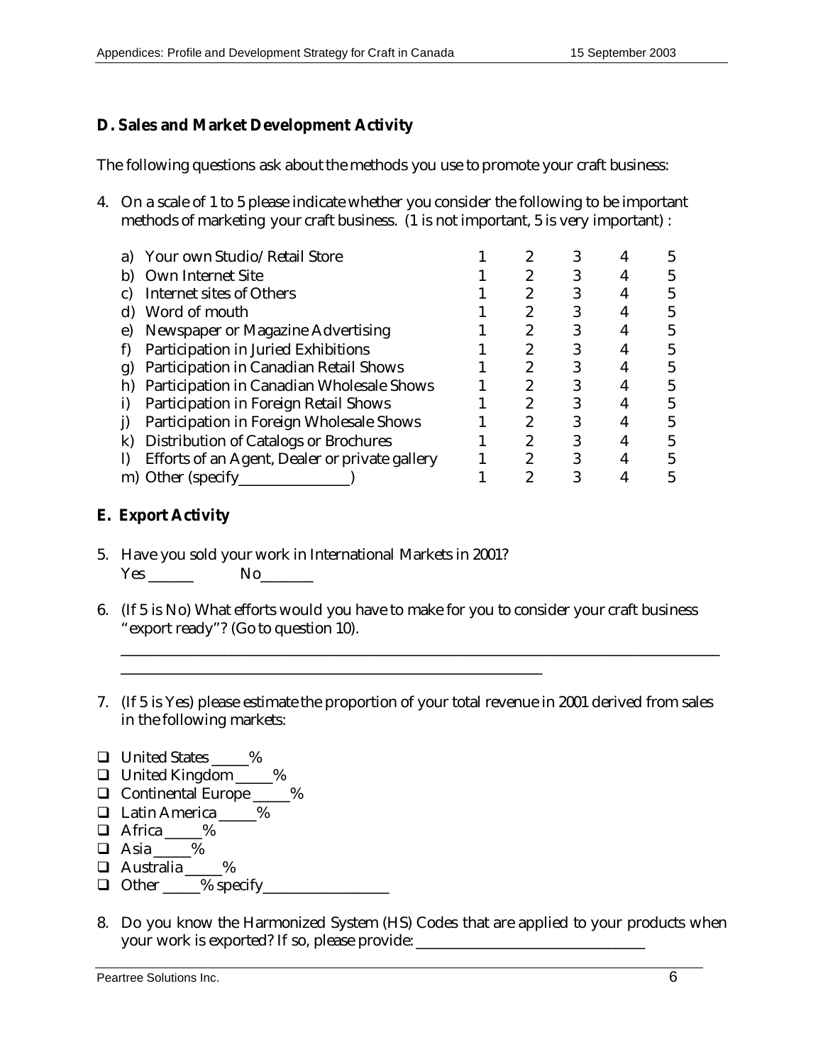## D. Sales and Market Development Activity

The following questions ask about the methods you use to promote your craft business:

4. On a scale of 1 to 5 please indicate whether you consider the following to be important methods of marketing your craft business. (1 is not important, 5 is very important) :

| | | | | | |
|---|---|---|---|---|---|
| a) Your own Studio/ Retail Store | 1 | 2 | 3 | 4 | 5 |
| b) Own Internet Site | 1 | 2 | 3 | 4 | 5 |
| c) Internet sites of Others | 1 | 2 | 3 | 4 | 5 |
| d) Word of mouth | 1 | 2 | 3 | 4 | 5 |
| e) Newspaper or Magazine Advertising | 1 | 2 | 3 | 4 | 5 |
| f) Participation in Juried Exhibitions | 1 | 2 | 3 | 4 | 5 |
| g) Participation in Canadian Retail Shows | 1 | 2 | 3 | 4 | 5 |
| h) Participation in Canadian Wholesale Shows | 1 | 2 | 3 | 4 | 5 |
| i) Participation in Foreign Retail Shows | 1 | 2 | 3 | 4 | 5 |
| j) Participation in Foreign Wholesale Shows | 1 | 2 | 3 | 4 | 5 |
| k) Distribution of Catalogs or Brochures | 1 | 2 | 3 | 4 | 5 |
| l) Efforts of an Agent, Dealer or private gallery | 1 | 2 | 3 | 4 | 5 |
| m) Other (specify_______________) | 1 | 2 | 3 | 4 | 5 |

## E. Export Activity

5. Have you sold your work in International Markets in 2001?
   Yes ______ No_______

6. (If 5 is No) What efforts would you have to make for you to consider your craft business "export ready"? (Go to question 10).
   ____________________________________________________________________________
   ______________________________________________________

7. (If 5 is Yes) please estimate the proportion of your total revenue in 2001 derived from sales in the following markets:

- ❑ United States _____%
- ❑ United Kingdom _____%
- ❑ Continental Europe _____%
- ❑ Latin America _____%
- ❑ Africa _____%
- ❑ Asia _____%
- ❑ Australia _____%
- ❑ Other _____% specify_________________

8. Do you know the Harmonized System (HS) Codes that are applied to your products when your work is exported? If so, please provide: _______________________________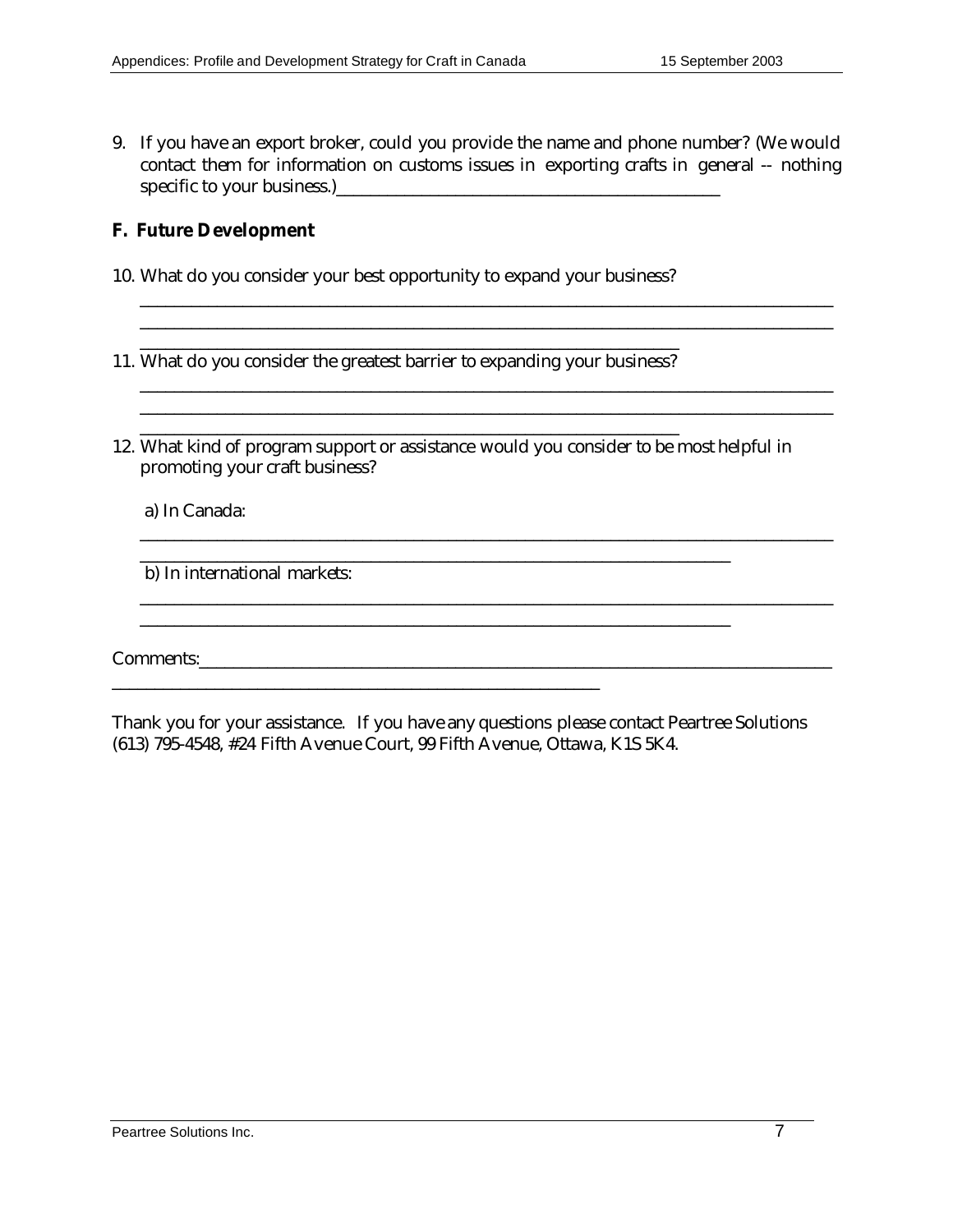9. If you have an export broker, could you provide the name and phone number? (We would contact them for information on customs issues in exporting crafts in general -- nothing specific to your business.)_____________________________________________

**F. Future Development**

10. What do you consider your best opportunity to expand your business?
_____________________________________________________________________________
_____________________________________________________________________________
_____________________________________________________________
11. What do you consider the greatest barrier to expanding your business?
_____________________________________________________________________________
_____________________________________________________________________________
_____________________________________________________________
12. What kind of program support or assistance would you consider to be most helpful in promoting your craft business?

a) In Canada:
_____________________________________________________________________________
__________________________________________________________________

b) In international markets:
_____________________________________________________________________________
__________________________________________________________________

Comments:_____________________________________________________________________
_________________________________________________________

Thank you for your assistance. If you have any questions please contact Peartree Solutions (613) 795-4548, #24 Fifth Avenue Court, 99 Fifth Avenue, Ottawa, K1S 5K4.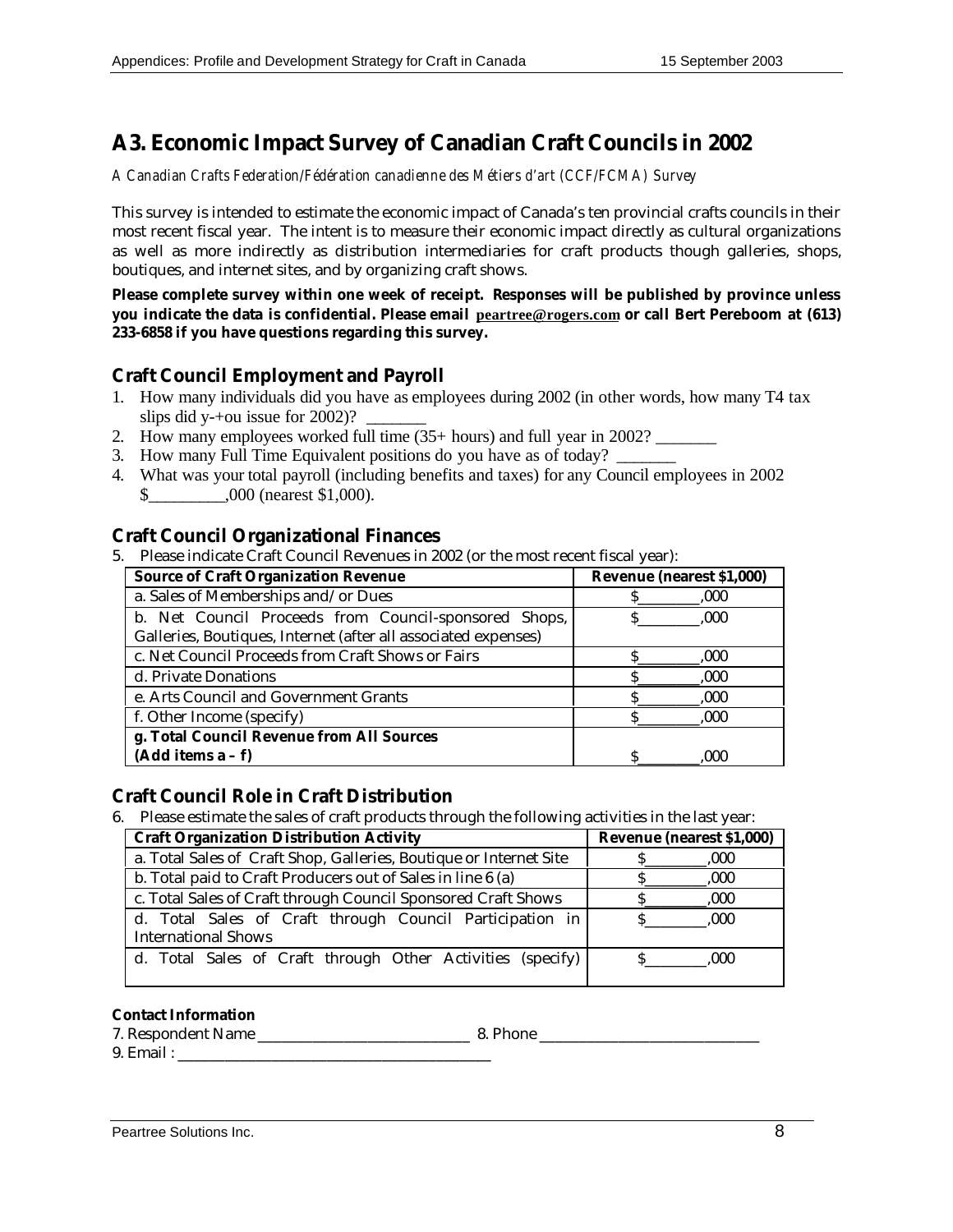# A3. Economic Impact Survey of Canadian Craft Councils in 2002

*A Canadian Crafts Federation/Fédération canadienne des Métiers d'art (CCF/FCMA) Survey*

This survey is intended to estimate the economic impact of Canada's ten provincial crafts councils in their most recent fiscal year. The intent is to measure their economic impact directly as cultural organizations as well as more indirectly as distribution intermediaries for craft products though galleries, shops, boutiques, and internet sites, and by organizing craft shows.

**Please complete survey within one week of receipt. Responses will be published by province unless you indicate the data is confidential. Please email peartree@rogers.com or call Bert Pereboom at (613) 233-6858 if you have questions regarding this survey.**

## Craft Council Employment and Payroll

1. How many individuals did you have as employees during 2002 (in other words, how many T4 tax slips did y-+ou issue for 2002)? _______
2. How many employees worked full time (35+ hours) and full year in 2002? _______
3. How many Full Time Equivalent positions do you have as of today? _______
4. What was your total payroll (including benefits and taxes) for any Council employees in 2002 $_________,000 (nearest $1,000).

## Craft Council Organizational Finances

5. Please indicate Craft Council Revenues in 2002 (or the most recent fiscal year):

| Source of Craft Organization Revenue | Revenue (nearest $1,000) |
|---|---|
| a. Sales of Memberships and/ or Dues | $________,000 |
| b. Net Council Proceeds from Council-sponsored Shops, Galleries, Boutiques, Internet (after all associated expenses) | $________,000 |
| c. Net Council Proceeds from Craft Shows or Fairs | $________,000 |
| d. Private Donations | $________,000 |
| e. Arts Council and Government Grants | $________,000 |
| f. Other Income (specify) | $________,000 |
| **g. Total Council Revenue from All Sources (Add items a – f)** | $________,000 |

## Craft Council Role in Craft Distribution

6. Please estimate the sales of craft products through the following activities in the last year:

| Craft Organization Distribution Activity | Revenue (nearest $1,000) |
|---|---|
| a. Total Sales of Craft Shop, Galleries, Boutique or Internet Site | $________,000 |
| b. Total paid to Craft Producers out of Sales in line 6 (a) | $________,000 |
| c. Total Sales of Craft through Council Sponsored Craft Shows | $________,000 |
| d. Total Sales of Craft through Council Participation in International Shows | $________,000 |
| d. Total Sales of Craft through Other Activities (specify) | $________,000 |

**Contact Information**

7. Respondent Name ___________________________ 8. Phone ____________________________

9. Email : _______________________________________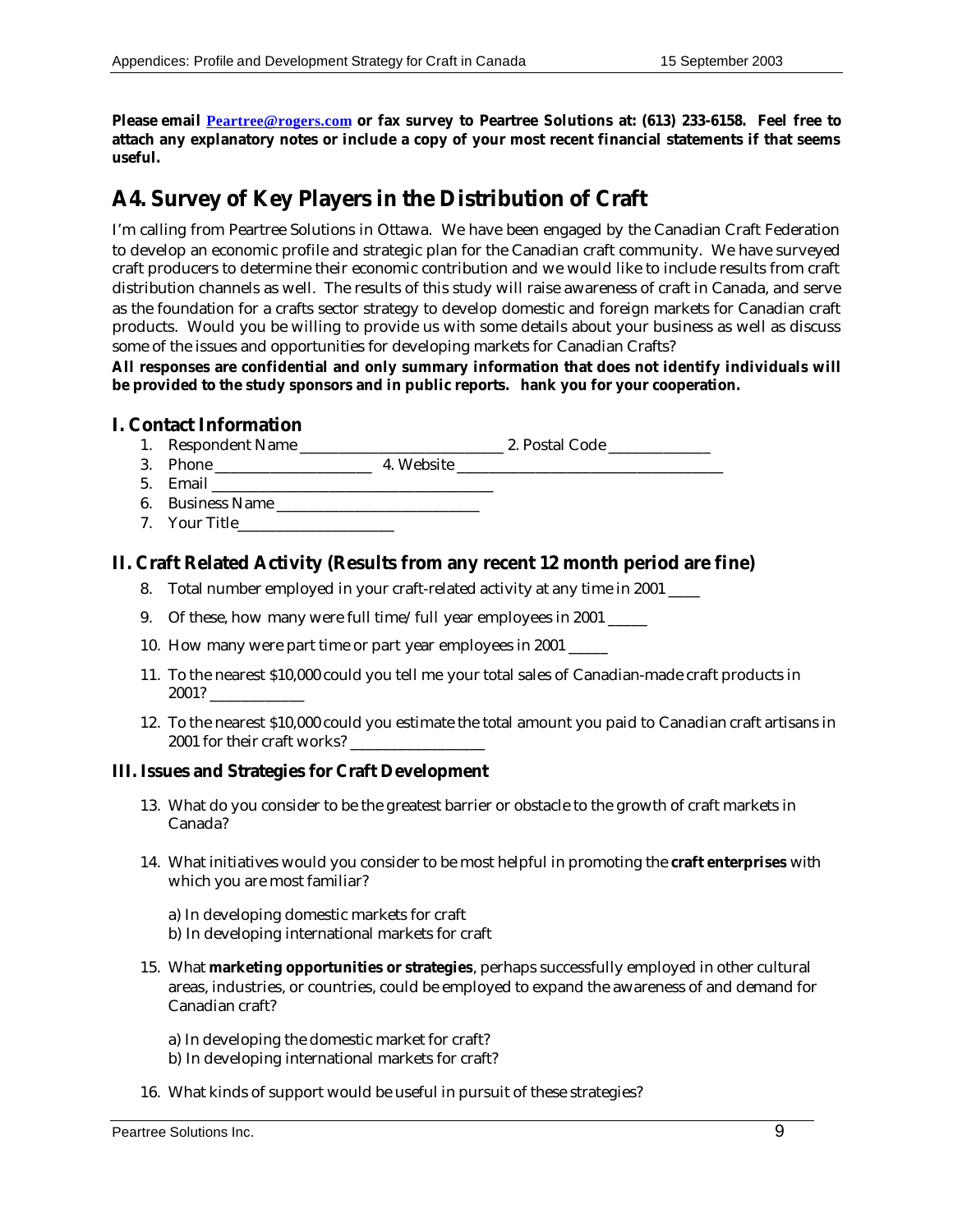**Please email Peartree@rogers.com or fax survey to Peartree Solutions at: (613) 233-6158. Feel free to attach any explanatory notes or include a copy of your most recent financial statements if that seems useful.**

## A4. Survey of Key Players in the Distribution of Craft

I'm calling from Peartree Solutions in Ottawa. We have been engaged by the Canadian Craft Federation to develop an economic profile and strategic plan for the Canadian craft community. We have surveyed craft producers to determine their economic contribution and we would like to include results from craft distribution channels as well. The results of this study will raise awareness of craft in Canada, and serve as the foundation for a crafts sector strategy to develop domestic and foreign markets for Canadian craft products. Would you be willing to provide us with some details about your business as well as discuss some of the issues and opportunities for developing markets for Canadian Crafts?

**All responses are confidential and only summary information that does not identify individuals will be provided to the study sponsors and in public reports. hank you for your cooperation.**

### I. Contact Information

1. Respondent Name ___________________________ 2. Postal Code _____________
3. Phone _____________________ 4. Website ____________________________________
5. Email _____________________________________
6. Business Name ___________________________
7. Your Title_____________________

### II. Craft Related Activity (Results from any recent 12 month period are fine)

8. Total number employed in your craft-related activity at any time in 2001 ____
9. Of these, how many were full time/full year employees in 2001 _____
10. How many were part time or part year employees in 2001 _____
11. To the nearest $10,000 could you tell me your total sales of Canadian-made craft products in 2001? _____________
12. To the nearest $10,000 could you estimate the total amount you paid to Canadian craft artisans in 2001 for their craft works? _________________

### III. Issues and Strategies for Craft Development

13. What do you consider to be the greatest barrier or obstacle to the growth of craft markets in Canada?
14. What initiatives would you consider to be most helpful in promoting the **craft enterprises** with which you are most familiar?

    a) In developing domestic markets for craft
    b) In developing international markets for craft

15. What **marketing opportunities or strategies**, perhaps successfully employed in other cultural areas, industries, or countries, could be employed to expand the awareness of and demand for Canadian craft?

    a) In developing the domestic market for craft?
    b) In developing international markets for craft?

16. What kinds of support would be useful in pursuit of these strategies?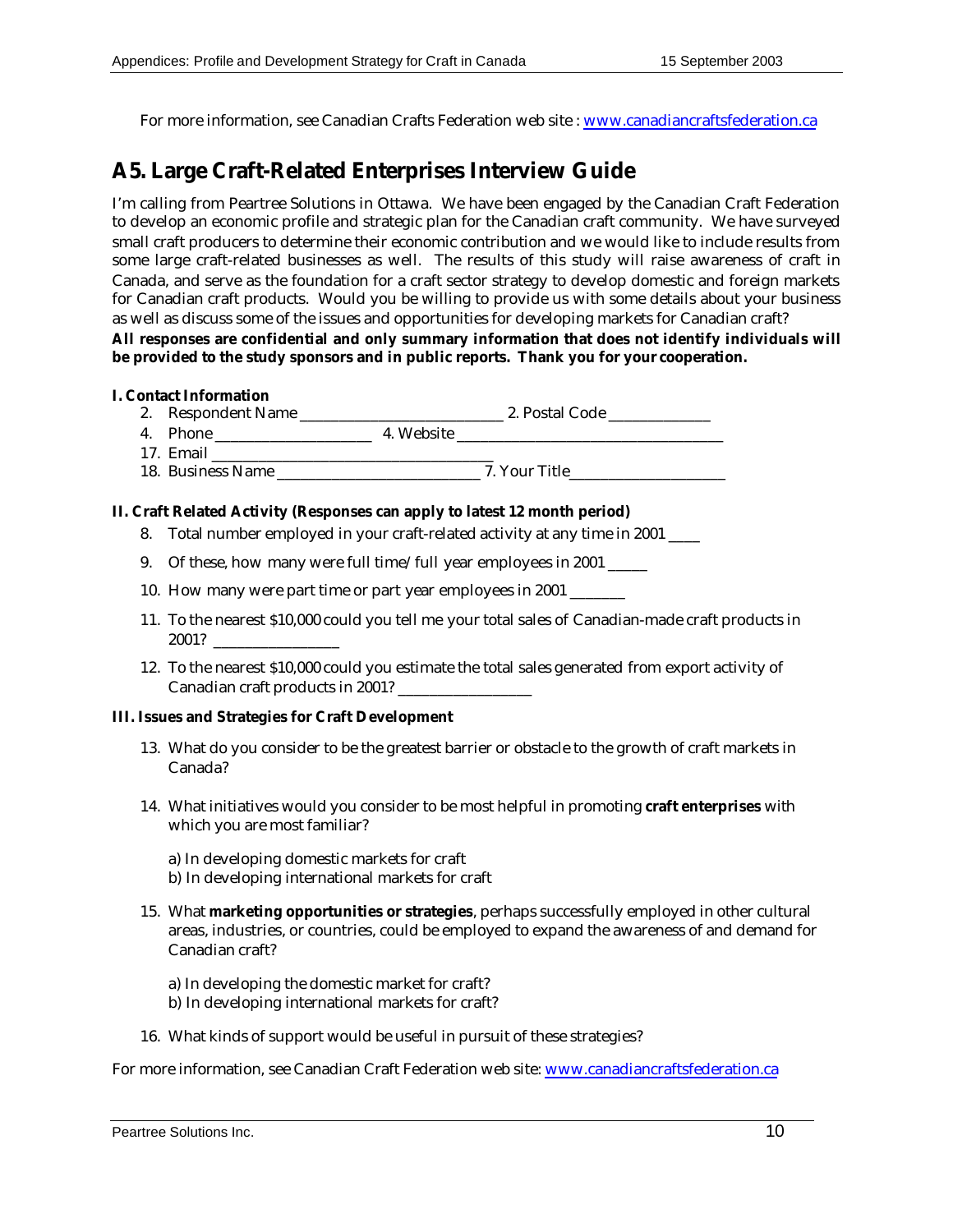For more information, see Canadian Crafts Federation web site : www.canadiancraftsfederation.ca

## A5. Large Craft-Related Enterprises Interview Guide

I'm calling from Peartree Solutions in Ottawa. We have been engaged by the Canadian Craft Federation to develop an economic profile and strategic plan for the Canadian craft community. We have surveyed small craft producers to determine their economic contribution and we would like to include results from some large craft-related businesses as well. The results of this study will raise awareness of craft in Canada, and serve as the foundation for a craft sector strategy to develop domestic and foreign markets for Canadian craft products. Would you be willing to provide us with some details about your business as well as discuss some of the issues and opportunities for developing markets for Canadian craft?

**All responses are confidential and only summary information that does not identify individuals will be provided to the study sponsors and in public reports. Thank you for your cooperation.**

**I. Contact Information**

2. Respondent Name ___________________________ 2. Postal Code _____________
4. Phone ____________________ 4. Website __________________________________
17. Email ____________________________________
18. Business Name ___________________________ 7. Your Title____________________

**II. Craft Related Activity (Responses can apply to latest 12 month period)**

8. Total number employed in your craft-related activity at any time in 2001 ____
9. Of these, how many were full time/full year employees in 2001 _____
10. How many were part time or part year employees in 2001 _______
11. To the nearest $10,000 could you tell me your total sales of Canadian-made craft products in 2001? ________________
12. To the nearest $10,000 could you estimate the total sales generated from export activity of Canadian craft products in 2001? _________________

**III. Issues and Strategies for Craft Development**

13. What do you consider to be the greatest barrier or obstacle to the growth of craft markets in Canada?
14. What initiatives would you consider to be most helpful in promoting **craft enterprises** with which you are most familiar?

    a) In developing domestic markets for craft
    b) In developing international markets for craft

15. What **marketing opportunities or strategies**, perhaps successfully employed in other cultural areas, industries, or countries, could be employed to expand the awareness of and demand for Canadian craft?

    a) In developing the domestic market for craft?
    b) In developing international markets for craft?

16. What kinds of support would be useful in pursuit of these strategies?

For more information, see Canadian Craft Federation web site: www.canadiancraftsfederation.ca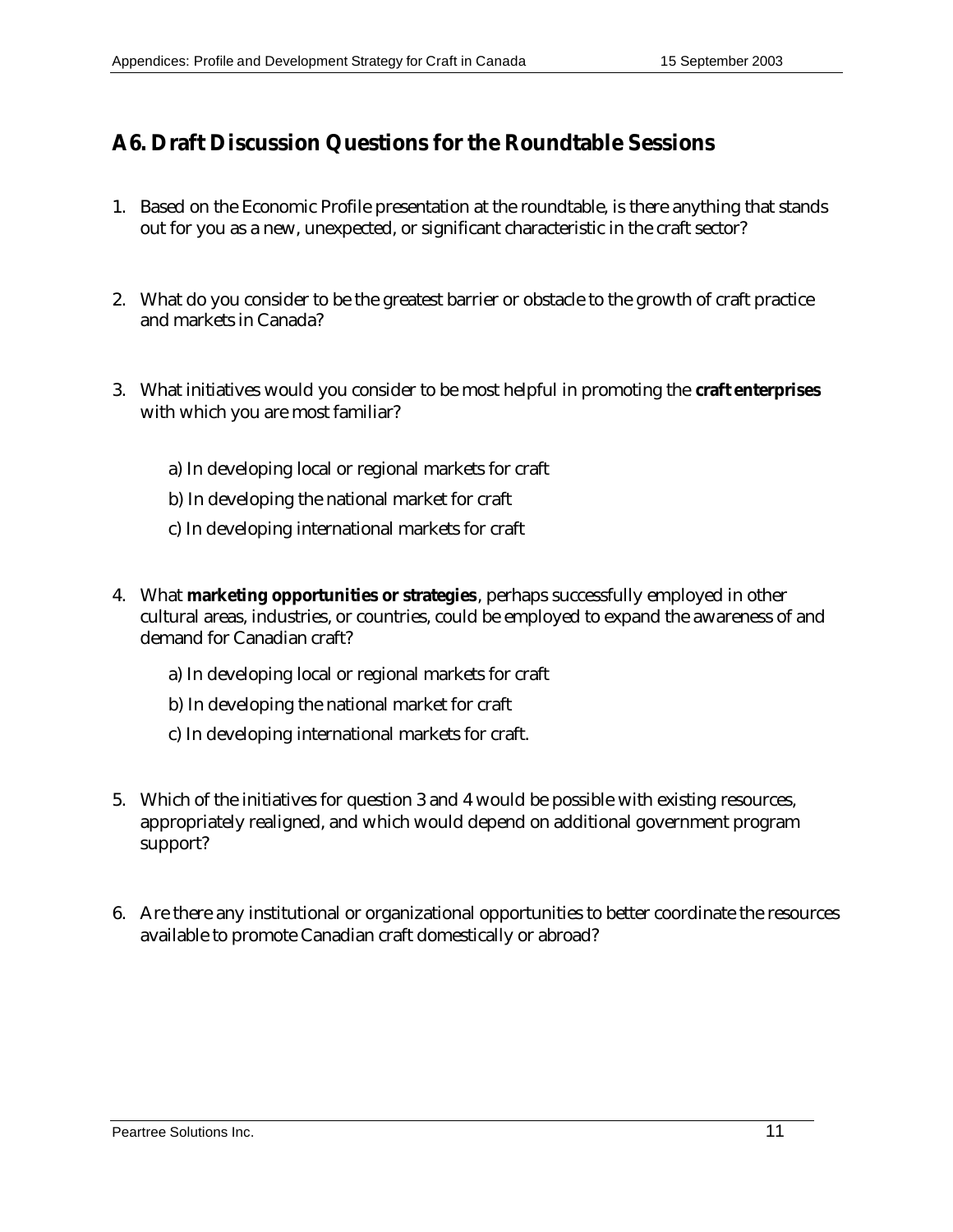## A6. Draft Discussion Questions for the Roundtable Sessions

1. Based on the Economic Profile presentation at the roundtable, is there anything that stands out for you as a new, unexpected, or significant characteristic in the craft sector?

2. What do you consider to be the greatest barrier or obstacle to the growth of craft practice and markets in Canada?

3. What initiatives would you consider to be most helpful in promoting the **craft enterprises** with which you are most familiar?

   a) In developing local or regional markets for craft

   b) In developing the national market for craft

   c) In developing international markets for craft

4. What **marketing opportunities or strategies**, perhaps successfully employed in other cultural areas, industries, or countries, could be employed to expand the awareness of and demand for Canadian craft?

   a) In developing local or regional markets for craft

   b) In developing the national market for craft

   c) In developing international markets for craft.

5. Which of the initiatives for question 3 and 4 would be possible with existing resources, appropriately realigned, and which would depend on additional government program support?

6. Are there any institutional or organizational opportunities to better coordinate the resources available to promote Canadian craft domestically or abroad?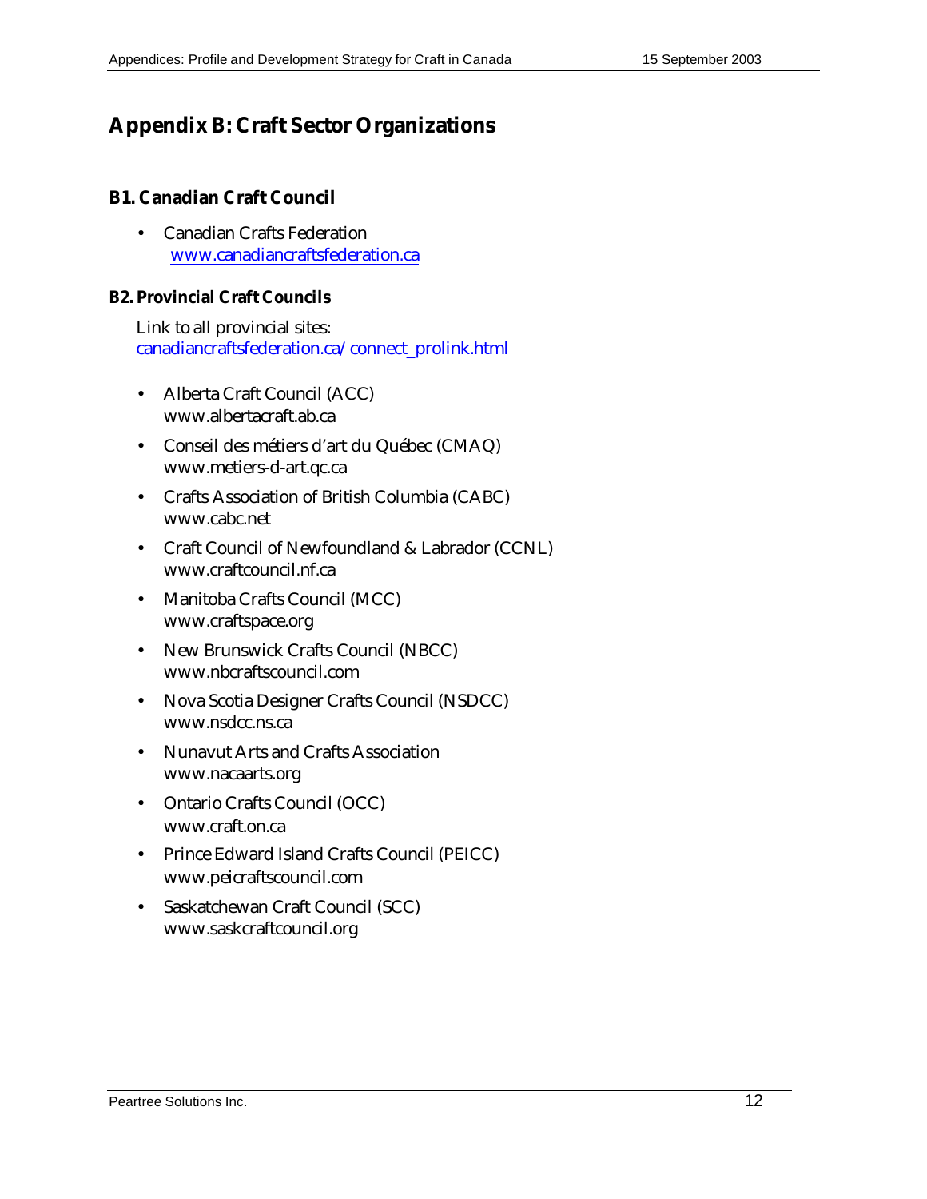# Appendix B: Craft Sector Organizations

## B1. Canadian Craft Council

- Canadian Crafts Federation
  www.canadiancraftsfederation.ca

## B2. Provincial Craft Councils

Link to all provincial sites:
canadiancraftsfederation.ca/connect_prolink.html

- Alberta Craft Council (ACC)
  www.albertacraft.ab.ca
- Conseil des métiers d'art du Québec (CMAQ)
  www.metiers-d-art.qc.ca
- Crafts Association of British Columbia (CABC)
  www.cabc.net
- Craft Council of Newfoundland & Labrador (CCNL)
  www.craftcouncil.nf.ca
- Manitoba Crafts Council (MCC)
  www.craftspace.org
- New Brunswick Crafts Council (NBCC)
  www.nbcraftscouncil.com
- Nova Scotia Designer Crafts Council (NSDCC)
  www.nsdcc.ns.ca
- Nunavut Arts and Crafts Association
  www.nacaarts.org
- Ontario Crafts Council (OCC)
  www.craft.on.ca
- Prince Edward Island Crafts Council (PEICC)
  www.peicraftscouncil.com
- Saskatchewan Craft Council (SCC)
  www.saskcraftcouncil.org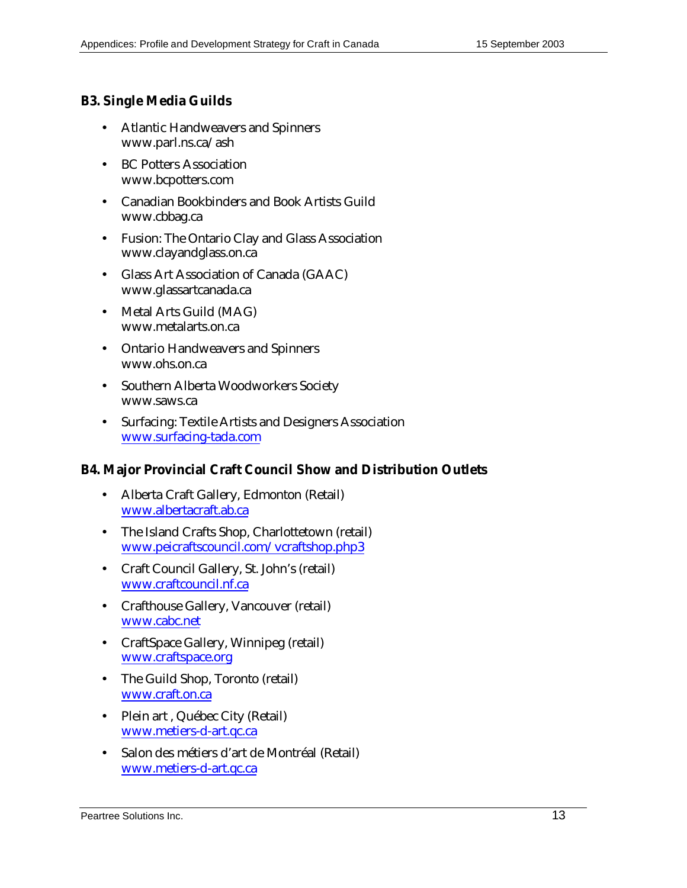### B3. Single Media Guilds

- Atlantic Handweavers and Spinners
  www.parl.ns.ca/ash
- BC Potters Association
  www.bcpotters.com
- Canadian Bookbinders and Book Artists Guild
  www.cbbag.ca
- Fusion: The Ontario Clay and Glass Association
  www.clayandglass.on.ca
- Glass Art Association of Canada (GAAC)
  www.glassartcanada.ca
- Metal Arts Guild (MAG)
  www.metalarts.on.ca
- Ontario Handweavers and Spinners
  www.ohs.on.ca
- Southern Alberta Woodworkers Society
  www.saws.ca
- Surfacing: Textile Artists and Designers Association
  www.surfacing-tada.com

### B4. Major Provincial Craft Council Show and Distribution Outlets

- Alberta Craft Gallery, Edmonton (Retail)
  www.albertacraft.ab.ca
- The Island Crafts Shop, Charlottetown (retail)
  www.peicraftscouncil.com/vcraftshop.php3
- Craft Council Gallery, St. John's (retail)
  www.craftcouncil.nf.ca
- Crafthouse Gallery, Vancouver (retail)
  www.cabc.net
- CraftSpace Gallery, Winnipeg (retail)
  www.craftspace.org
- The Guild Shop, Toronto (retail)
  www.craft.on.ca
- Plein art , Québec City (Retail)
  www.metiers-d-art.qc.ca
- Salon des métiers d'art de Montréal (Retail)
  www.metiers-d-art.qc.ca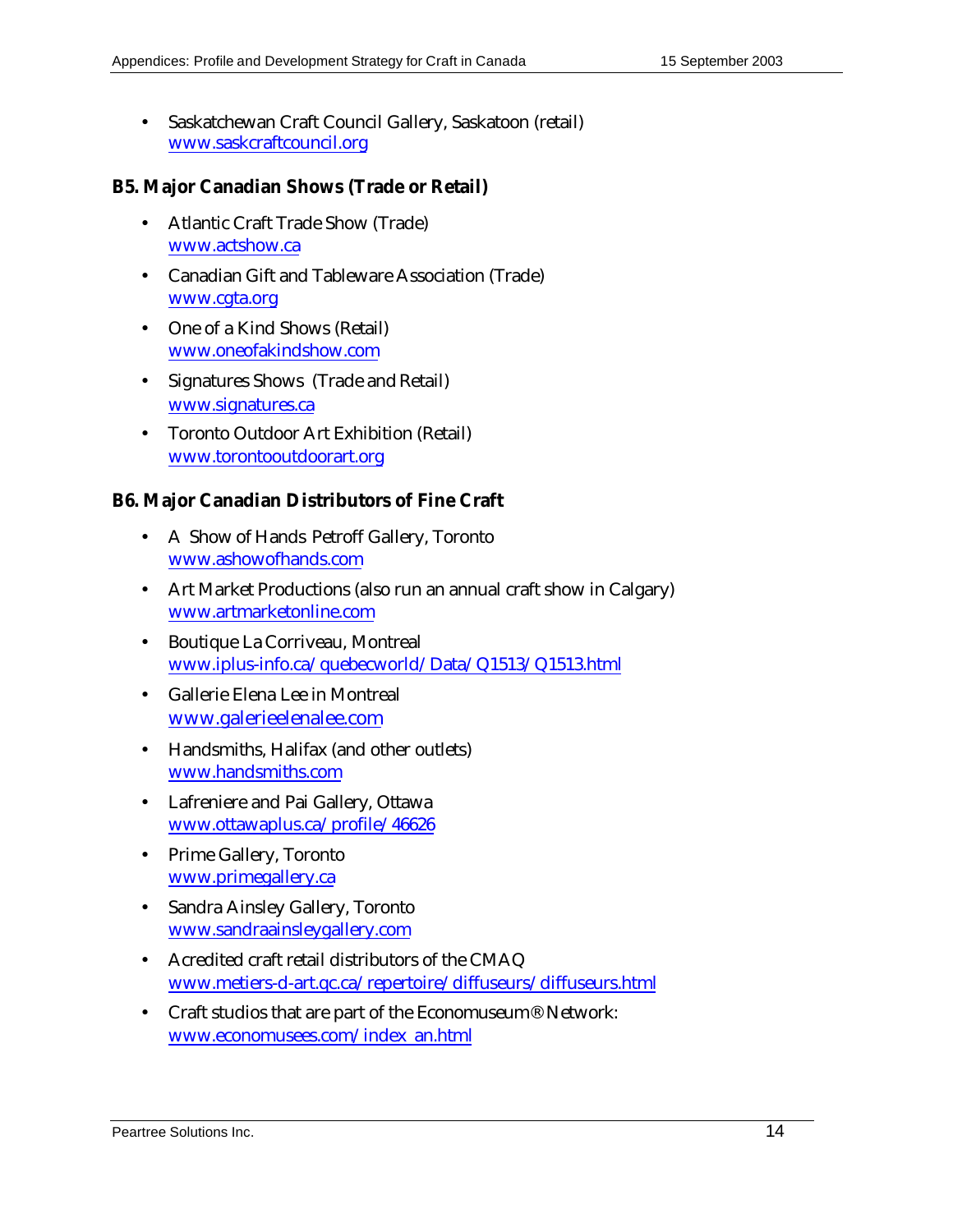- Saskatchewan Craft Council Gallery, Saskatoon (retail)
  www.saskcraftcouncil.org

### B5. Major Canadian Shows (Trade or Retail)

- Atlantic Craft Trade Show (Trade)
  www.actshow.ca
- Canadian Gift and Tableware Association (Trade)
  www.cgta.org
- One of a Kind Shows (Retail)
  www.oneofakindshow.com
- Signatures Shows (Trade and Retail)
  www.signatures.ca
- Toronto Outdoor Art Exhibition (Retail)
  www.torontooutdoorart.org

### B6. Major Canadian Distributors of Fine Craft

- A Show of Hands Petroff Gallery, Toronto
  www.ashowofhands.com
- Art Market Productions (also run an annual craft show in Calgary)
  www.artmarketonline.com
- Boutique La Corriveau, Montreal
  www.iplus-info.ca/quebecworld/Data/Q1513/Q1513.html
- Gallerie Elena Lee in Montreal
  www.galerieelenalee.com
- Handsmiths, Halifax (and other outlets)
  www.handsmiths.com
- Lafreniere and Pai Gallery, Ottawa
  www.ottawaplus.ca/profile/46626
- Prime Gallery, Toronto
  www.primegallery.ca
- Sandra Ainsley Gallery, Toronto
  www.sandraainsleygallery.com
- Acredited craft retail distributors of the CMAQ
  www.metiers-d-art.qc.ca/repertoire/diffuseurs/diffuseurs.html
- Craft studios that are part of the Economuseum® Network:
  www.economusees.com/index_an.html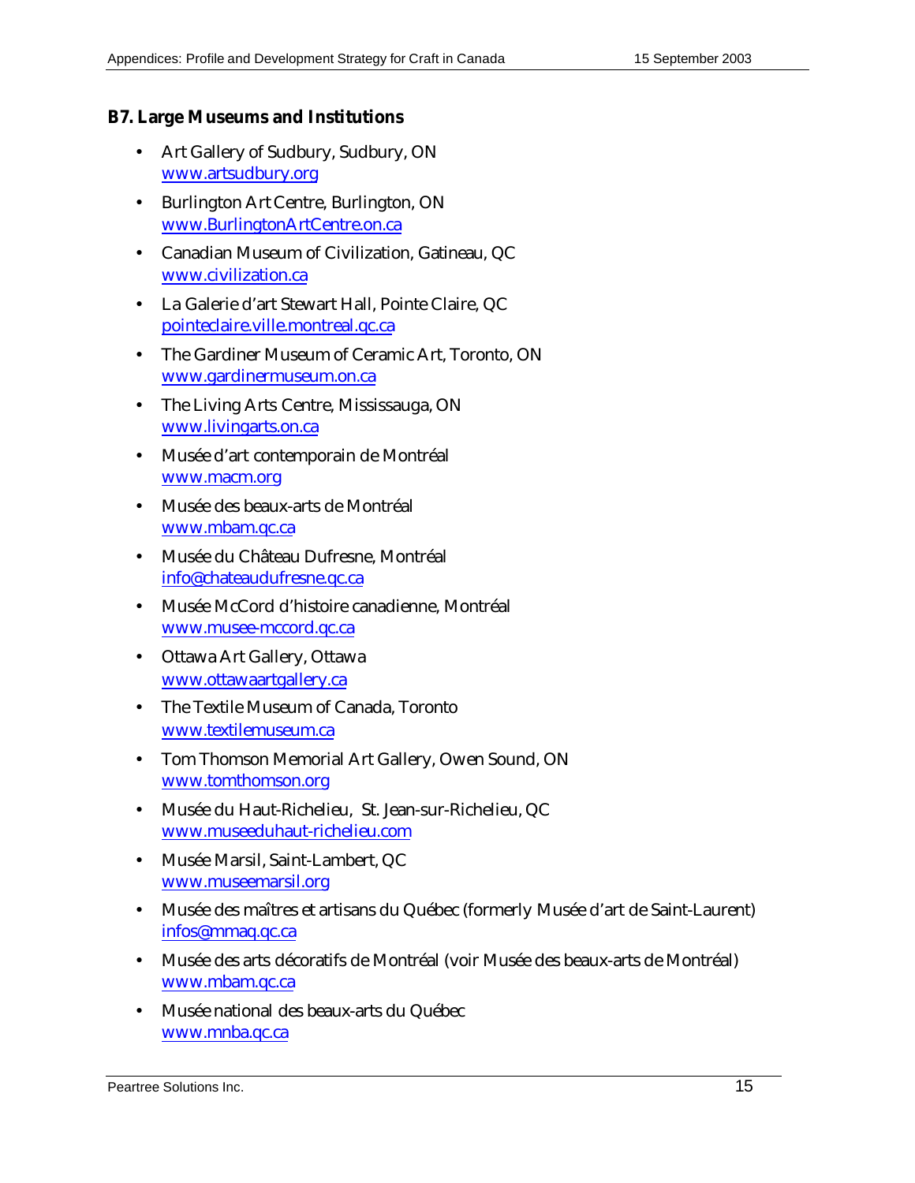### B7. Large Museums and Institutions

- Art Gallery of Sudbury, Sudbury, ON
  www.artsudbury.org
- Burlington Art Centre, Burlington, ON
  www.BurlingtonArtCentre.on.ca
- Canadian Museum of Civilization, Gatineau, QC
  www.civilization.ca
- La Galerie d'art Stewart Hall, Pointe Claire, QC
  pointeclaire.ville.montreal.qc.ca
- The Gardiner Museum of Ceramic Art, Toronto, ON
  www.gardinermuseum.on.ca
- The Living Arts Centre, Mississauga, ON
  www.livingarts.on.ca
- Musée d'art contemporain de Montréal
  www.macm.org
- Musée des beaux-arts de Montréal
  www.mbam.qc.ca
- Musée du Château Dufresne, Montréal
  info@chateaudufresne.qc.ca
- Musée McCord d'histoire canadienne, Montréal
  www.musee-mccord.qc.ca
- Ottawa Art Gallery, Ottawa
  www.ottawaartgallery.ca
- The Textile Museum of Canada, Toronto
  www.textilemuseum.ca
- Tom Thomson Memorial Art Gallery, Owen Sound, ON
  www.tomthomson.org
- Musée du Haut-Richelieu, St. Jean-sur-Richelieu, QC
  www.museeduhaut-richelieu.com
- Musée Marsil, Saint-Lambert, QC
  www.museemarsil.org
- Musée des maîtres et artisans du Québec (formerly Musée d'art de Saint-Laurent)
  infos@mmaq.qc.ca
- Musée des arts décoratifs de Montréal (voir Musée des beaux-arts de Montréal)
  www.mbam.qc.ca
- Musée national des beaux-arts du Québec
  www.mnba.qc.ca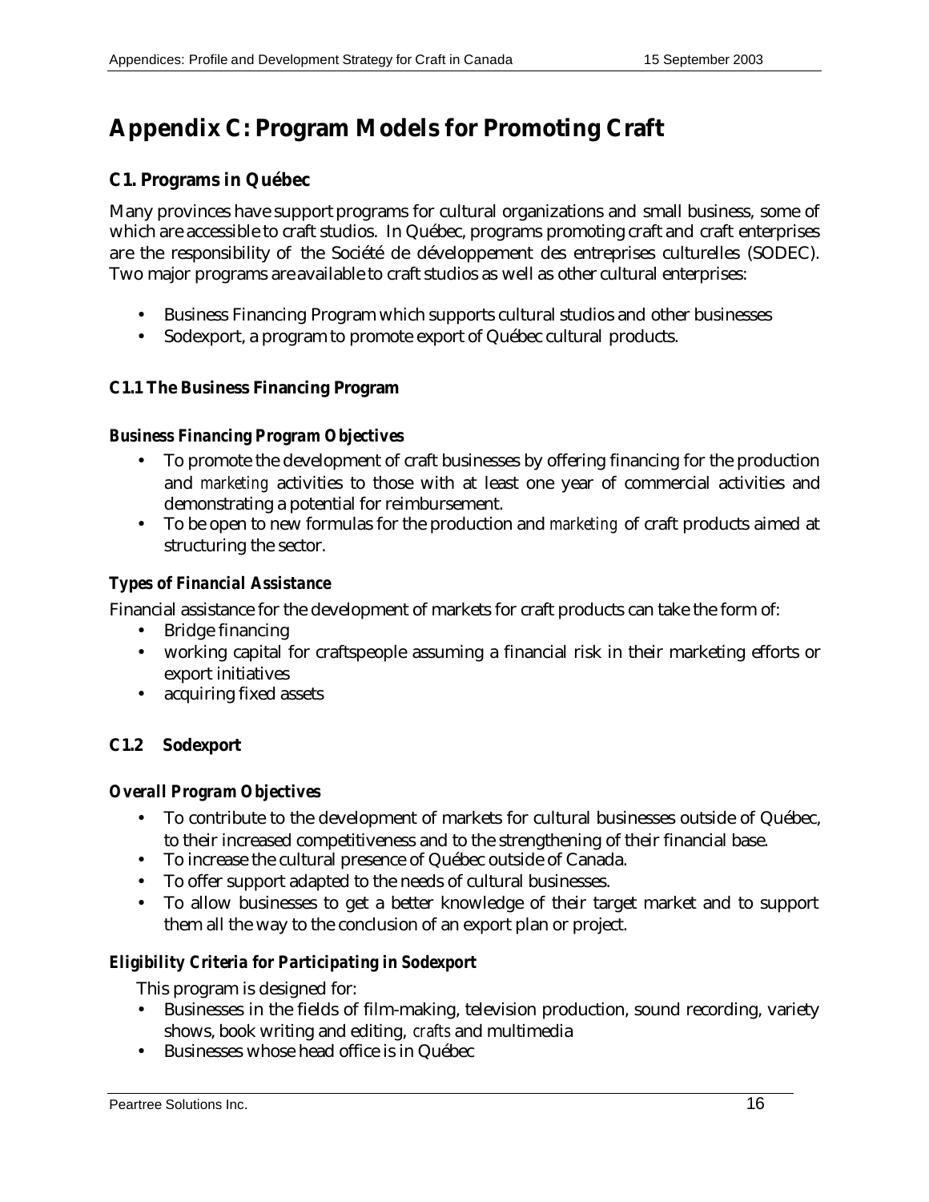# Appendix C: Program Models for Promoting Craft

## C1. Programs in Québec

Many provinces have support programs for cultural organizations and small business, some of which are accessible to craft studios. In Québec, programs promoting craft and craft enterprises are the responsibility of the Société de développement des entreprises culturelles (SODEC). Two major programs are available to craft studios as well as other cultural enterprises:

- Business Financing Program which supports cultural studios and other businesses
- Sodexport, a program to promote export of Québec cultural products.

### C1.1 The Business Financing Program

#### *Business Financing Program Objectives*

- To promote the development of craft businesses by offering financing for the production and *marketing* activities to those with at least one year of commercial activities and demonstrating a potential for reimbursement.
- To be open to new formulas for the production and *marketing* of craft products aimed at structuring the sector.

#### *Types of Financial Assistance*

Financial assistance for the development of markets for craft products can take the form of:

- Bridge financing
- working capital for craftspeople assuming a financial risk in their marketing efforts or export initiatives
- acquiring fixed assets

### C1.2 Sodexport

#### *Overall Program Objectives*

- To contribute to the development of markets for cultural businesses outside of Québec, to their increased competitiveness and to the strengthening of their financial base.
- To increase the cultural presence of Québec outside of Canada.
- To offer support adapted to the needs of cultural businesses.
- To allow businesses to get a better knowledge of their target market and to support them all the way to the conclusion of an export plan or project.

#### *Eligibility Criteria for Participating in Sodexport*

This program is designed for:

- Businesses in the fields of film-making, television production, sound recording, variety shows, book writing and editing, *crafts* and multimedia
- Businesses whose head office is in Québec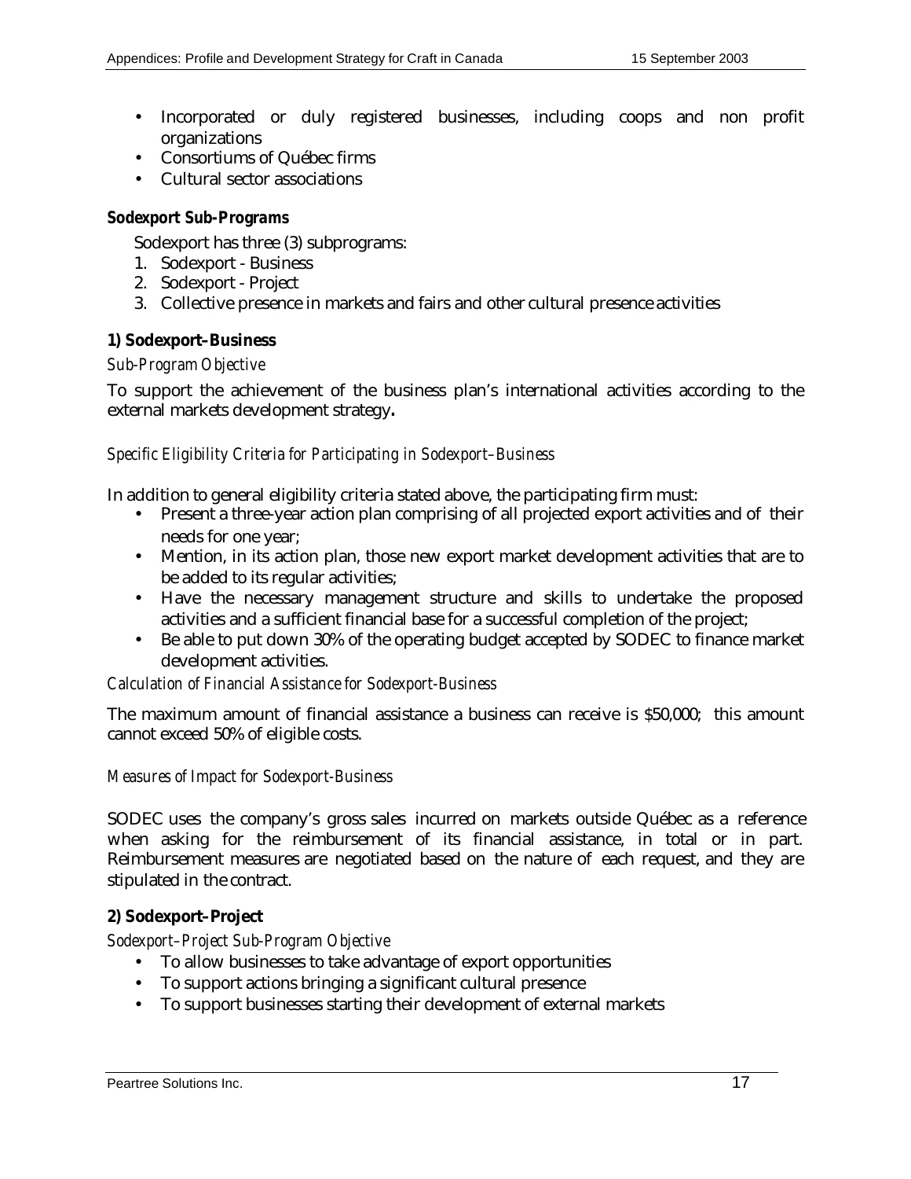- Incorporated or duly registered businesses, including coops and non profit organizations
- Consortiums of Québec firms
- Cultural sector associations

**Sodexport Sub-Programs**

Sodexport has three (3) subprograms:

1. Sodexport - Business
2. Sodexport - Project
3. Collective presence in markets and fairs and other cultural presence activities

**1) Sodexport–Business**

*Sub-Program Objective*

To support the achievement of the business plan's international activities according to the external markets development strategy**.**

*Specific Eligibility Criteria for Participating in Sodexport–Business*

In addition to general eligibility criteria stated above, the participating firm must:

- Present a three-year action plan comprising of all projected export activities and of their needs for one year;
- Mention, in its action plan, those new export market development activities that are to be added to its regular activities;
- Have the necessary management structure and skills to undertake the proposed activities and a sufficient financial base for a successful completion of the project;
- Be able to put down 30% of the operating budget accepted by SODEC to finance market development activities.

*Calculation of Financial Assistance for Sodexport-Business*

The maximum amount of financial assistance a business can receive is $50,000; this amount cannot exceed 50% of eligible costs.

*Measures of Impact for Sodexport-Business*

SODEC uses the company's gross sales incurred on markets outside Québec as a reference when asking for the reimbursement of its financial assistance, in total or in part. Reimbursement measures are negotiated based on the nature of each request, and they are stipulated in the contract.

**2) Sodexport–Project**

*Sodexport–Project Sub-Program Objective*

- To allow businesses to take advantage of export opportunities
- To support actions bringing a significant cultural presence
- To support businesses starting their development of external markets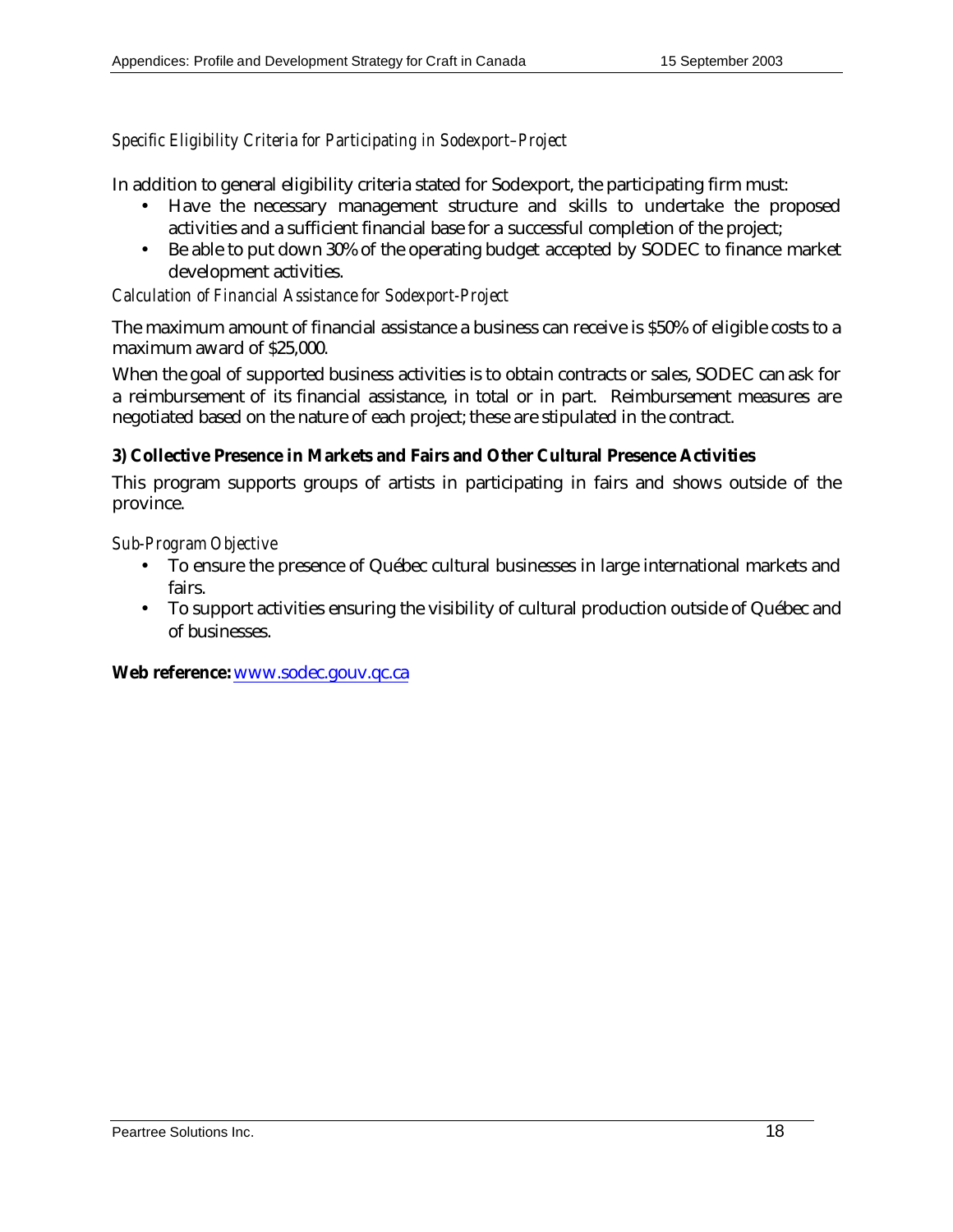*Specific Eligibility Criteria for Participating in Sodexport–Project*

In addition to general eligibility criteria stated for Sodexport, the participating firm must:

- Have the necessary management structure and skills to undertake the proposed activities and a sufficient financial base for a successful completion of the project;
- Be able to put down 30% of the operating budget accepted by SODEC to finance market development activities.

*Calculation of Financial Assistance for Sodexport-Project*

The maximum amount of financial assistance a business can receive is $50% of eligible costs to a maximum award of $25,000.

When the goal of supported business activities is to obtain contracts or sales, SODEC can ask for a reimbursement of its financial assistance, in total or in part. Reimbursement measures are negotiated based on the nature of each project; these are stipulated in the contract.

**3) Collective Presence in Markets and Fairs and Other Cultural Presence Activities**

This program supports groups of artists in participating in fairs and shows outside of the province.

*Sub-Program Objective*

- To ensure the presence of Québec cultural businesses in large international markets and fairs.
- To support activities ensuring the visibility of cultural production outside of Québec and of businesses.

**Web reference:** www.sodec.gouv.qc.ca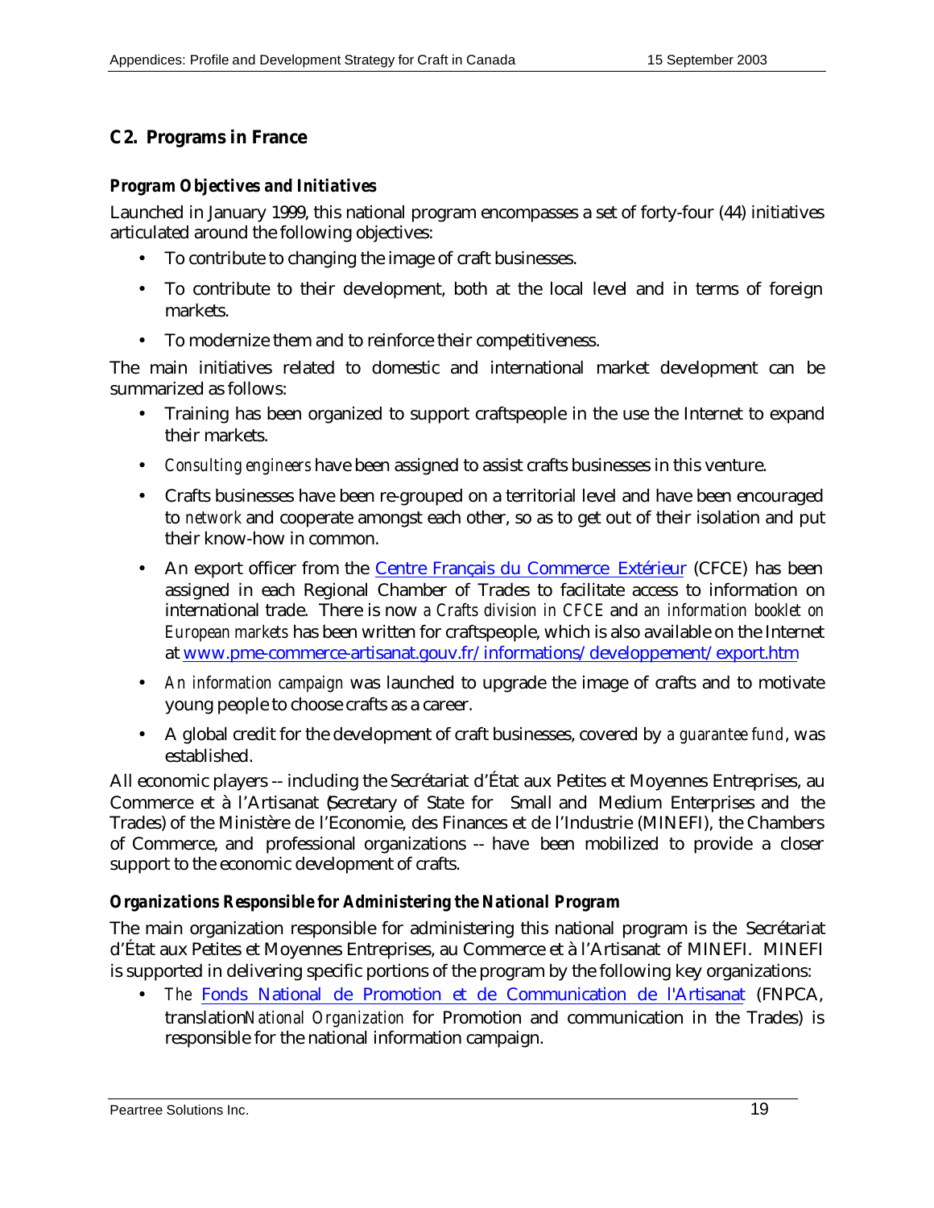## C2. Programs in France

### *Program Objectives and Initiatives*

Launched in January 1999, this national program encompasses a set of forty-four (44) initiatives articulated around the following objectives:

- To contribute to changing the image of craft businesses.
- To contribute to their development, both at the local level and in terms of foreign markets.
- To modernize them and to reinforce their competitiveness.

The main initiatives related to domestic and international market development can be summarized as follows:

- Training has been organized to support craftspeople in the use the Internet to expand their markets.
- *Consulting engineers* have been assigned to assist crafts businesses in this venture.
- Crafts businesses have been re-grouped on a territorial level and have been encouraged to *network* and cooperate amongst each other, so as to get out of their isolation and put their know-how in common.
- An export officer from the Centre Français du Commerce Extérieur (CFCE) has been assigned in each Regional Chamber of Trades to facilitate access to information on international trade. There is now *a Crafts division in CFCE* and *an information booklet on European markets* has been written for craftspeople, which is also available on the Internet at www.pme-commerce-artisanat.gouv.fr/informations/developpement/export.htm
- *An information campaign* was launched to upgrade the image of crafts and to motivate young people to choose crafts as a career.
- A global credit for the development of craft businesses, covered by *a guarantee fund*, was established.

All economic players -- including the Secrétariat d'État aux Petites et Moyennes Entreprises, au Commerce et à l'Artisanat (Secretary of State for Small and Medium Enterprises and the Trades) of the Ministère de l'Economie, des Finances et de l'Industrie (MINEFI), the Chambers of Commerce, and professional organizations -- have been mobilized to provide a closer support to the economic development of crafts.

### *Organizations Responsible for Administering the National Program*

The main organization responsible for administering this national program is the Secrétariat d'État aux Petites et Moyennes Entreprises, au Commerce et à l'Artisanat of MINEFI. MINEFI is supported in delivering specific portions of the program by the following key organizations:

- *The* Fonds National de Promotion et de Communication de l'Artisanat (FNPCA, translation *National Organization* for Promotion and communication in the Trades) is responsible for the national information campaign.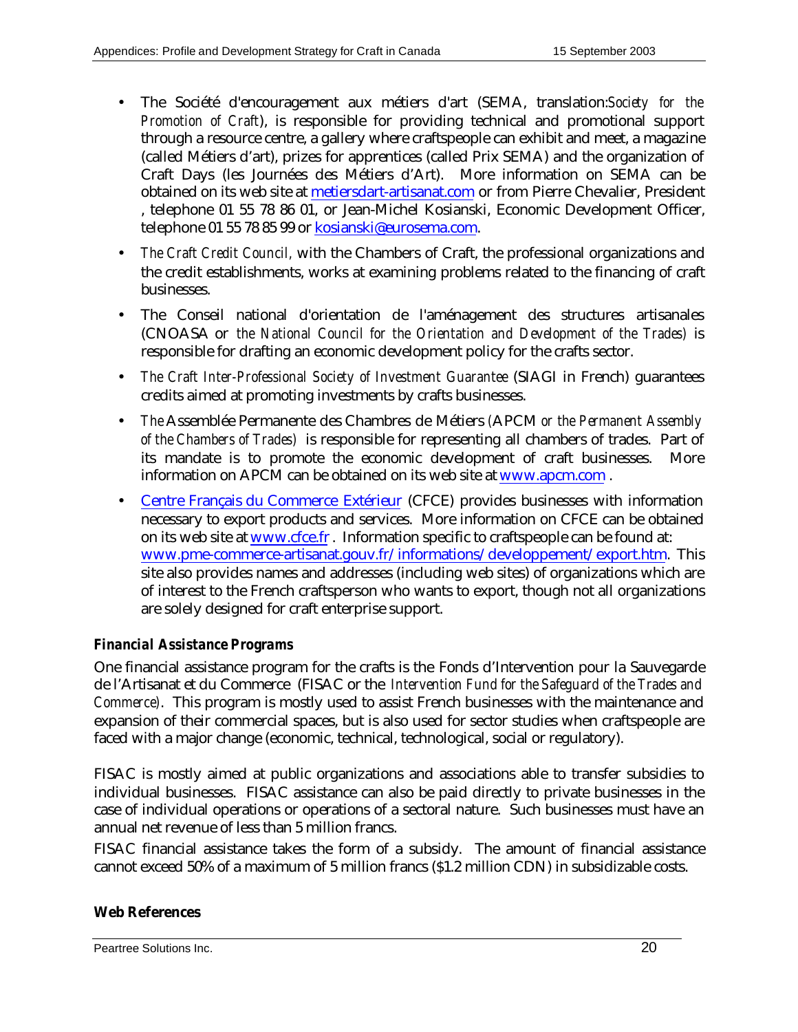- The Société d'encouragement aux métiers d'art (SEMA, translation:*Society for the Promotion of Craft*), is responsible for providing technical and promotional support through a resource centre, a gallery where craftspeople can exhibit and meet, a magazine (called Métiers d'art), prizes for apprentices (called Prix SEMA) and the organization of Craft Days (les Journées des Métiers d'Art). More information on SEMA can be obtained on its web site at [metiersdart-artisanat.com](metiersdart-artisanat.com) or from Pierre Chevalier, President , telephone 01 55 78 86 01, or Jean-Michel Kosianski, Economic Development Officer, telephone 01 55 78 85 99 or [kosianski@eurosema.com](mailto:kosianski@eurosema.com).
- *The Craft Credit Council*, with the Chambers of Craft, the professional organizations and the credit establishments, works at examining problems related to the financing of craft businesses.
- The Conseil national d'orientation de l'aménagement des structures artisanales (CNOASA or *the National Council for the Orientation and Development of the Trades)* is responsible for drafting an economic development policy for the crafts sector.
- *The Craft Inter-Professional Society of Investment Guarantee* (SIAGI in French) guarantees credits aimed at promoting investments by crafts businesses.
- *The* Assemblée Permanente des Chambres de Métiers (APCM *or the Permanent Assembly of the Chambers of Trades)* is responsible for representing all chambers of trades. Part of its mandate is to promote the economic development of craft businesses. More information on APCM can be obtained on its web site at [www.apcm.com](www.apcm.com) .
- [Centre Français du Commerce Extérieur](www.cfce.fr) (CFCE) provides businesses with information necessary to export products and services. More information on CFCE can be obtained on its web site at [www.cfce.fr](www.cfce.fr) . Information specific to craftspeople can be found at: [www.pme-commerce-artisanat.gouv.fr/informations/developpement/export.htm](www.pme-commerce-artisanat.gouv.fr/informations/developpement/export.htm). This site also provides names and addresses (including web sites) of organizations which are of interest to the French craftsperson who wants to export, though not all organizations are solely designed for craft enterprise support.

#### Financial Assistance Programs

One financial assistance program for the crafts is the Fonds d'Intervention pour la Sauvegarde de l'Artisanat et du Commerce (FISAC or the *Intervention Fund for the Safeguard of the Trades and Commerce)*. This program is mostly used to assist French businesses with the maintenance and expansion of their commercial spaces, but is also used for sector studies when craftspeople are faced with a major change (economic, technical, technological, social or regulatory).

FISAC is mostly aimed at public organizations and associations able to transfer subsidies to individual businesses. FISAC assistance can also be paid directly to private businesses in the case of individual operations or operations of a sectoral nature. Such businesses must have an annual net revenue of less than 5 million francs.

FISAC financial assistance takes the form of a subsidy. The amount of financial assistance cannot exceed 50% of a maximum of 5 million francs ($1.2 million CDN) in subsidizable costs.

#### Web References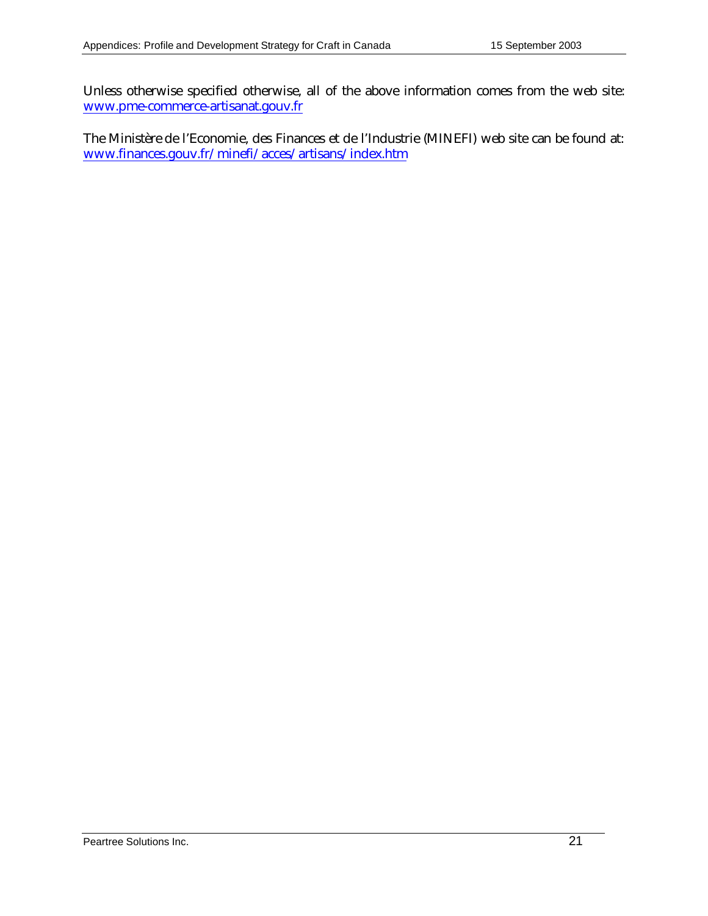Unless otherwise specified otherwise, all of the above information comes from the web site: [www.pme-commerce-artisanat.gouv.fr](http://www.pme-commerce-artisanat.gouv.fr)

The Ministère de l'Economie, des Finances et de l'Industrie (MINEFI) web site can be found at: [www.finances.gouv.fr/minefi/acces/artisans/index.htm](http://www.finances.gouv.fr/minefi/acces/artisans/index.htm)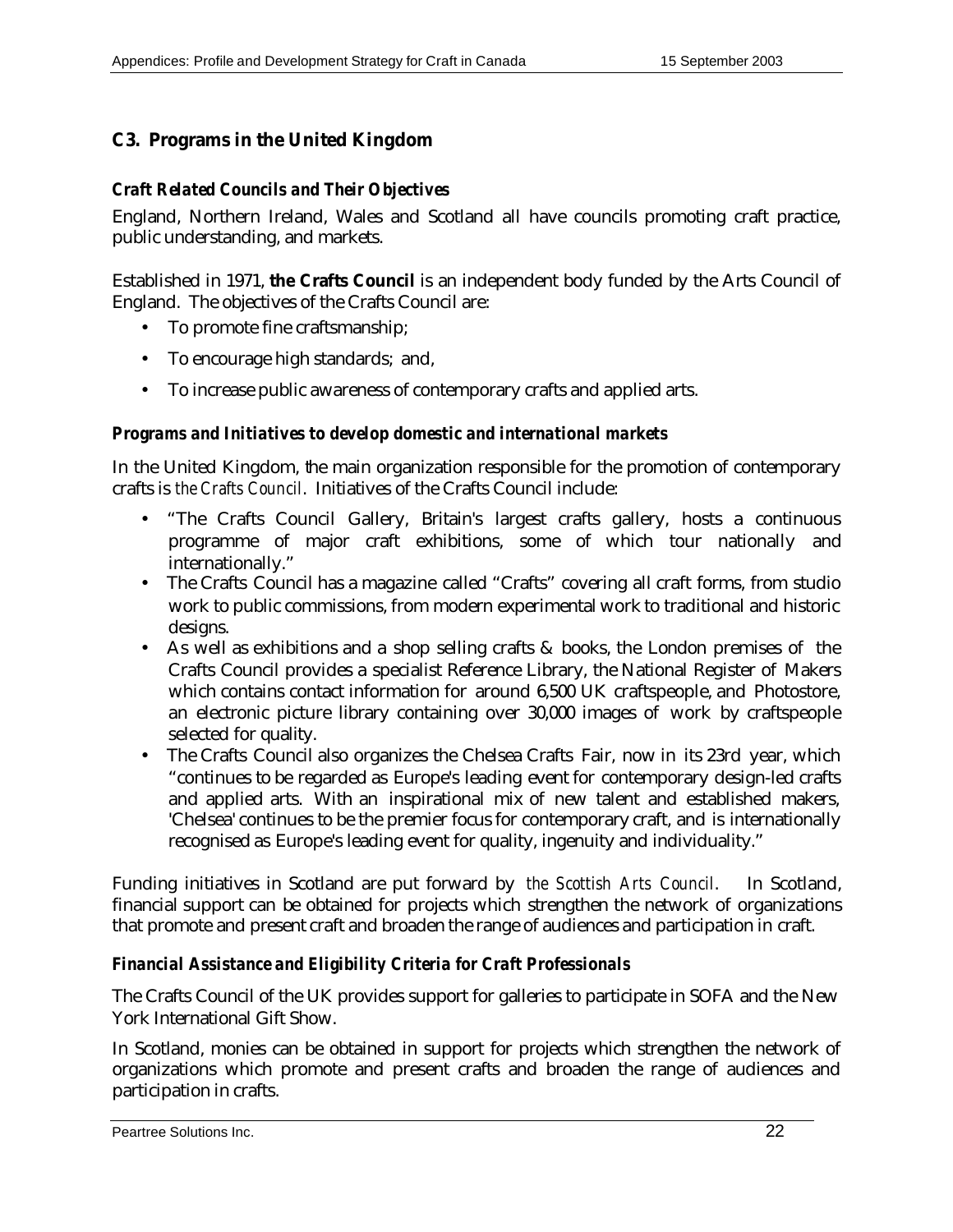## C3. Programs in the United Kingdom

### *Craft Related Councils and Their Objectives*

England, Northern Ireland, Wales and Scotland all have councils promoting craft practice, public understanding, and markets.

Established in 1971, **the Crafts Council** is an independent body funded by the Arts Council of England. The objectives of the Crafts Council are:

- To promote fine craftsmanship;
- To encourage high standards; and,
- To increase public awareness of contemporary crafts and applied arts.

### *Programs and Initiatives to develop domestic and international markets*

In the United Kingdom, the main organization responsible for the promotion of contemporary crafts is *the Crafts Council*. Initiatives of the Crafts Council include:

- "The Crafts Council Gallery, Britain's largest crafts gallery, hosts a continuous programme of major craft exhibitions, some of which tour nationally and internationally."
- The Crafts Council has a magazine called "Crafts" covering all craft forms, from studio work to public commissions, from modern experimental work to traditional and historic designs.
- As well as exhibitions and a shop selling crafts & books, the London premises of the Crafts Council provides a specialist Reference Library, the National Register of Makers which contains contact information for around 6,500 UK craftspeople, and Photostore, an electronic picture library containing over 30,000 images of work by craftspeople selected for quality.
- The Crafts Council also organizes the Chelsea Crafts Fair, now in its 23rd year, which "continues to be regarded as Europe's leading event for contemporary design-led crafts and applied arts. With an inspirational mix of new talent and established makers, 'Chelsea' continues to be the premier focus for contemporary craft, and is internationally recognised as Europe's leading event for quality, ingenuity and individuality."

Funding initiatives in Scotland are put forward by *the Scottish Arts Council*. In Scotland, financial support can be obtained for projects which strengthen the network of organizations that promote and present craft and broaden the range of audiences and participation in craft.

### *Financial Assistance and Eligibility Criteria for Craft Professionals*

The Crafts Council of the UK provides support for galleries to participate in SOFA and the New York International Gift Show.

In Scotland, monies can be obtained in support for projects which strengthen the network of organizations which promote and present crafts and broaden the range of audiences and participation in crafts.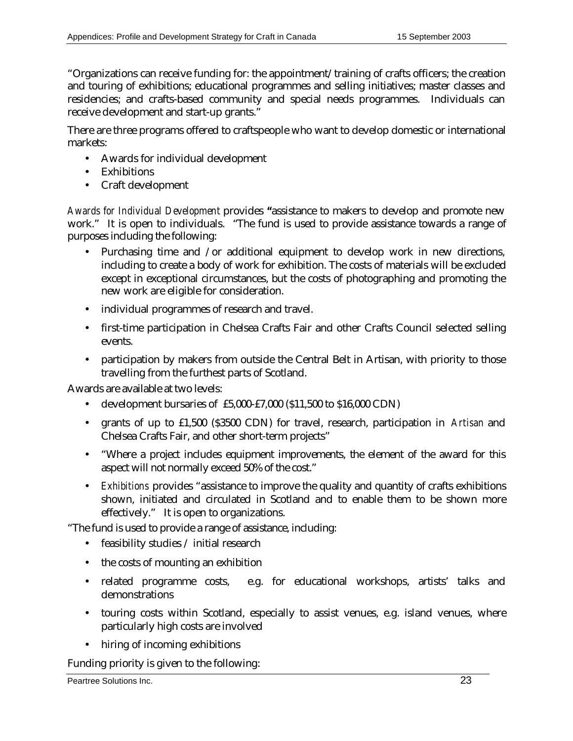"Organizations can receive funding for: the appointment/training of crafts officers; the creation and touring of exhibitions; educational programmes and selling initiatives; master classes and residencies; and crafts-based community and special needs programmes. Individuals can receive development and start-up grants."

There are three programs offered to craftspeople who want to develop domestic or international markets:

- Awards for individual development
- Exhibitions
- Craft development

*Awards for Individual Development* provides **"**assistance to makers to develop and promote new work." It is open to individuals. "The fund is used to provide assistance towards a range of purposes including the following:

- Purchasing time and /or additional equipment to develop work in new directions, including to create a body of work for exhibition. The costs of materials will be excluded except in exceptional circumstances, but the costs of photographing and promoting the new work are eligible for consideration.
- individual programmes of research and travel.
- first-time participation in Chelsea Crafts Fair and other Crafts Council selected selling events.
- participation by makers from outside the Central Belt in Artisan, with priority to those travelling from the furthest parts of Scotland.

Awards are available at two levels:

- development bursaries of £5,000-£7,000 ($11,500 to $16,000 CDN)
- grants of up to £1,500 ($3500 CDN) for travel, research, participation in *Artisan* and Chelsea Crafts Fair, and other short-term projects"
- "Where a project includes equipment improvements, the element of the award for this aspect will not normally exceed 50% of the cost."
- *Exhibitions* provides "assistance to improve the quality and quantity of crafts exhibitions shown, initiated and circulated in Scotland and to enable them to be shown more effectively." It is open to organizations.

"The fund is used to provide a range of assistance, including:

- feasibility studies / initial research
- the costs of mounting an exhibition
- related programme costs, e.g. for educational workshops, artists' talks and demonstrations
- touring costs within Scotland, especially to assist venues, e.g. island venues, where particularly high costs are involved
- hiring of incoming exhibitions

Funding priority is given to the following: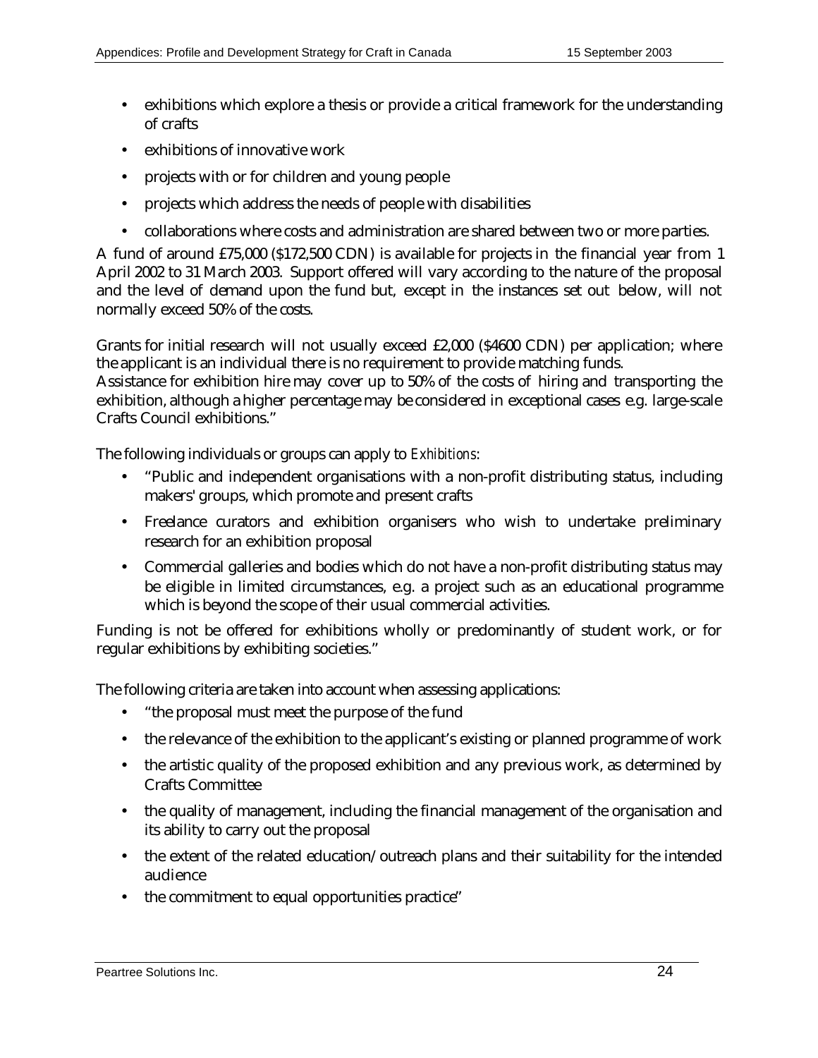- exhibitions which explore a thesis or provide a critical framework for the understanding of crafts
- exhibitions of innovative work
- projects with or for children and young people
- projects which address the needs of people with disabilities
- collaborations where costs and administration are shared between two or more parties.

A fund of around £75,000 ($172,500 CDN) is available for projects in the financial year from 1 April 2002 to 31 March 2003. Support offered will vary according to the nature of the proposal and the level of demand upon the fund but, except in the instances set out below, will not normally exceed 50% of the costs.

Grants for initial research will not usually exceed £2,000 ($4600 CDN) per application; where the applicant is an individual there is no requirement to provide matching funds.
Assistance for exhibition hire may cover up to 50% of the costs of hiring and transporting the exhibition, although a higher percentage may be considered in exceptional cases e.g. large-scale Crafts Council exhibitions."

The following individuals or groups can apply to *Exhibitions*:

- "Public and independent organisations with a non-profit distributing status, including makers' groups, which promote and present crafts
- Freelance curators and exhibition organisers who wish to undertake preliminary research for an exhibition proposal
- Commercial galleries and bodies which do not have a non-profit distributing status may be eligible in limited circumstances, e.g. a project such as an educational programme which is beyond the scope of their usual commercial activities.

Funding is not be offered for exhibitions wholly or predominantly of student work, or for regular exhibitions by exhibiting societies."

The following criteria are taken into account when assessing applications:

- "the proposal must meet the purpose of the fund
- the relevance of the exhibition to the applicant's existing or planned programme of work
- the artistic quality of the proposed exhibition and any previous work, as determined by Crafts Committee
- the quality of management, including the financial management of the organisation and its ability to carry out the proposal
- the extent of the related education/outreach plans and their suitability for the intended audience
- the commitment to equal opportunities practice"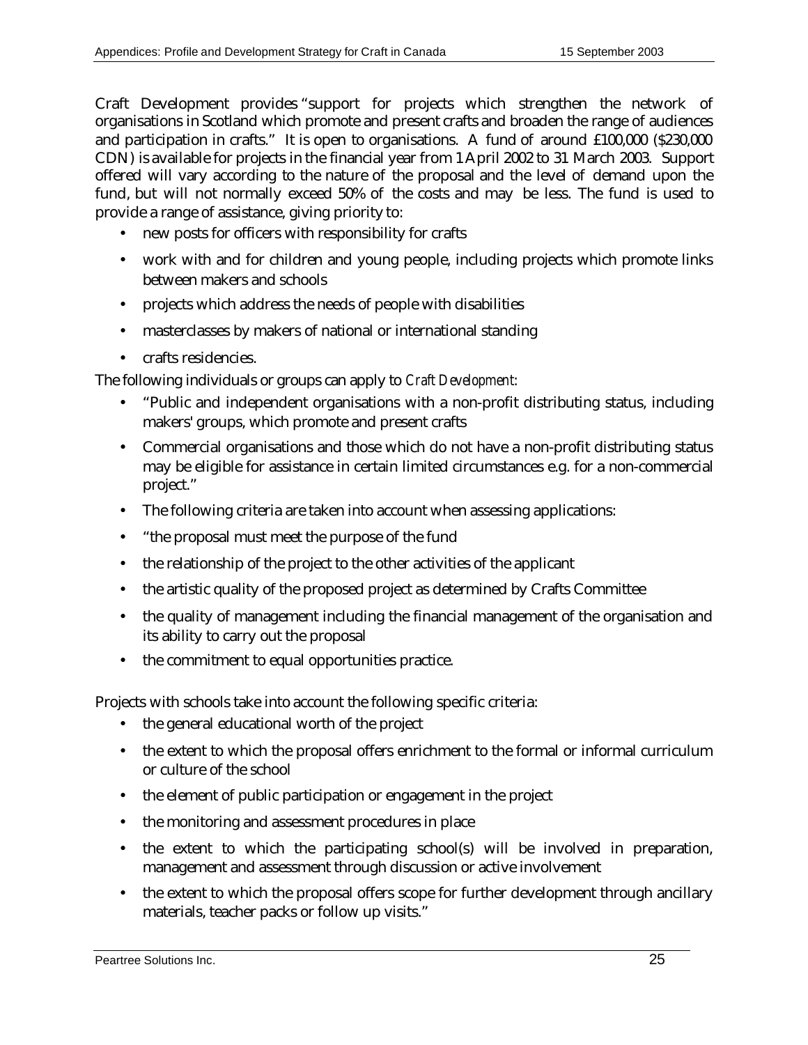Craft Development provides "support for projects which strengthen the network of organisations in Scotland which promote and present crafts and broaden the range of audiences and participation in crafts." It is open to organisations. A fund of around £100,000 ($230,000 CDN) is available for projects in the financial year from 1 April 2002 to 31 March 2003. Support offered will vary according to the nature of the proposal and the level of demand upon the fund, but will not normally exceed 50% of the costs and may be less. The fund is used to provide a range of assistance, giving priority to:

- new posts for officers with responsibility for crafts
- work with and for children and young people, including projects which promote links between makers and schools
- projects which address the needs of people with disabilities
- masterclasses by makers of national or international standing
- crafts residencies.

The following individuals or groups can apply to *Craft Development*:

- "Public and independent organisations with a non-profit distributing status, including makers' groups, which promote and present crafts
- Commercial organisations and those which do not have a non-profit distributing status may be eligible for assistance in certain limited circumstances e.g. for a non-commercial project."
- The following criteria are taken into account when assessing applications:
- "the proposal must meet the purpose of the fund
- the relationship of the project to the other activities of the applicant
- the artistic quality of the proposed project as determined by Crafts Committee
- the quality of management including the financial management of the organisation and its ability to carry out the proposal
- the commitment to equal opportunities practice.

Projects with schools take into account the following specific criteria:

- the general educational worth of the project
- the extent to which the proposal offers enrichment to the formal or informal curriculum or culture of the school
- the element of public participation or engagement in the project
- the monitoring and assessment procedures in place
- the extent to which the participating school(s) will be involved in preparation, management and assessment through discussion or active involvement
- the extent to which the proposal offers scope for further development through ancillary materials, teacher packs or follow up visits."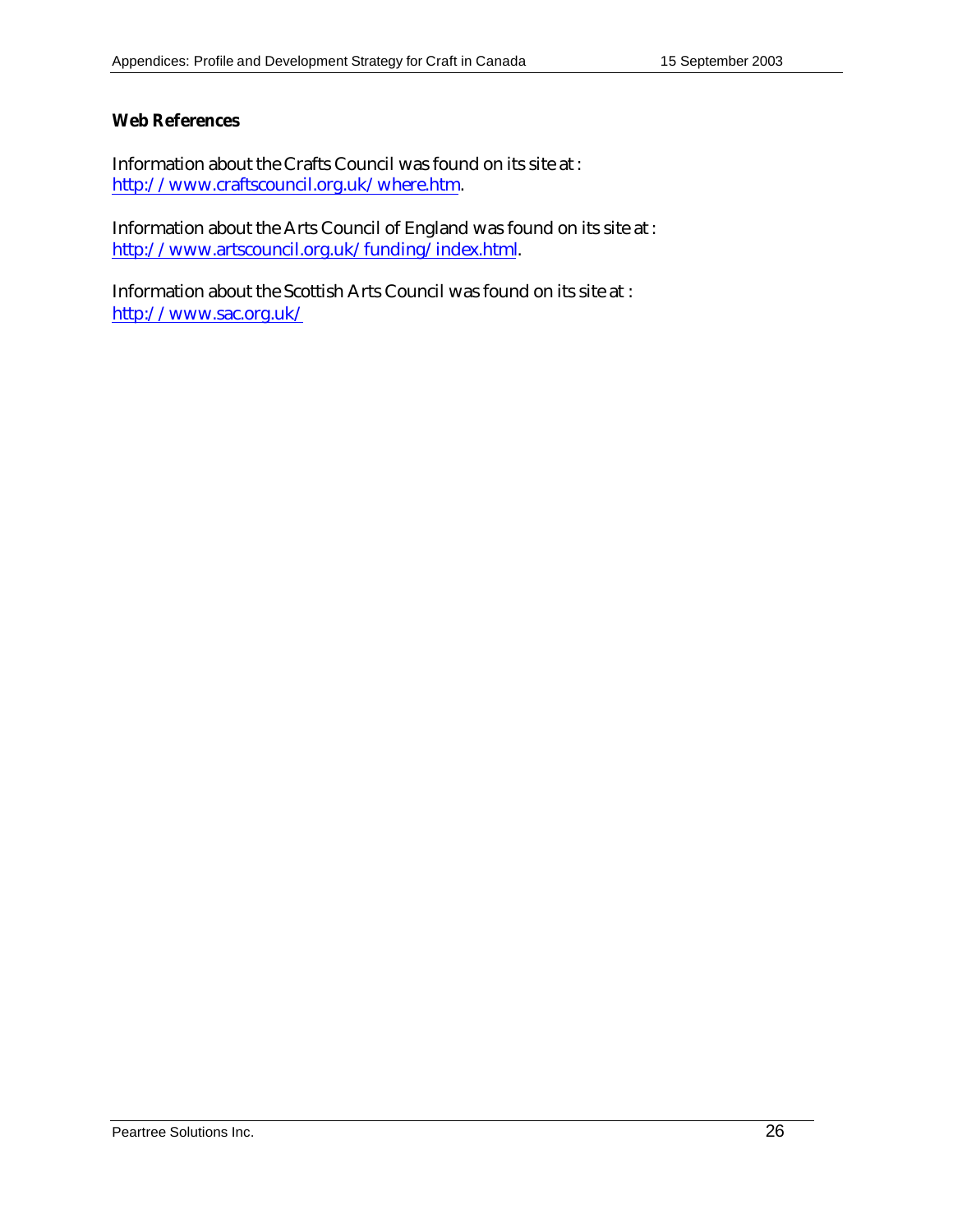**Web References**

Information about the Crafts Council was found on its site at : [http://www.craftscouncil.org.uk/where.htm](http://www.craftscouncil.org.uk/where.htm).

Information about the Arts Council of England was found on its site at : [http://www.artscouncil.org.uk/funding/index.html](http://www.artscouncil.org.uk/funding/index.html).

Information about the Scottish Arts Council was found on its site at : [http://www.sac.org.uk/](http://www.sac.org.uk/)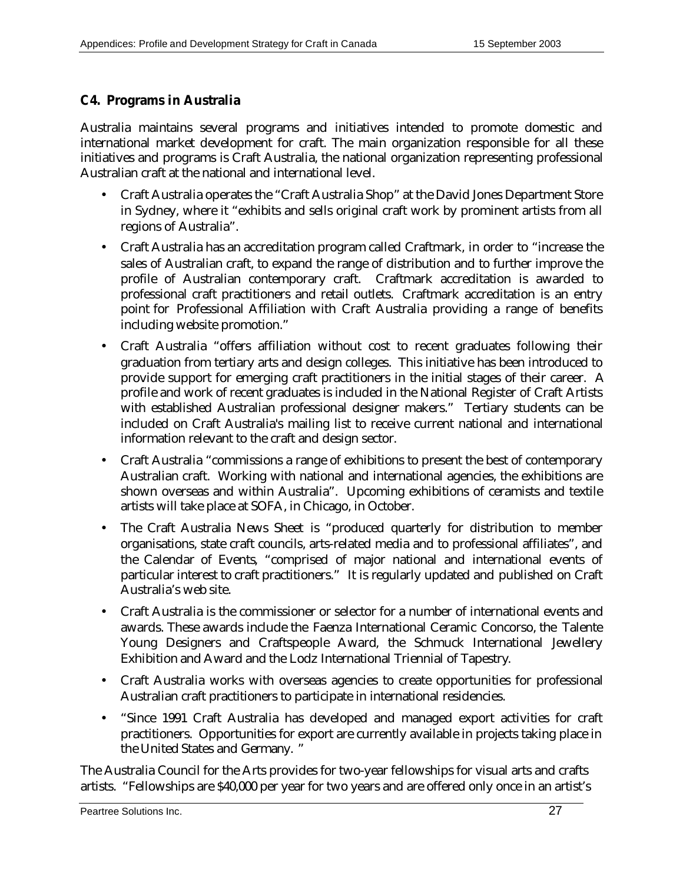## C4. Programs in Australia

Australia maintains several programs and initiatives intended to promote domestic and international market development for craft. The main organization responsible for all these initiatives and programs is Craft Australia, the national organization representing professional Australian craft at the national and international level.

- Craft Australia operates the "Craft Australia Shop" at the David Jones Department Store in Sydney, where it "exhibits and sells original craft work by prominent artists from all regions of Australia".
- Craft Australia has an accreditation program called Craftmark, in order to "increase the sales of Australian craft, to expand the range of distribution and to further improve the profile of Australian contemporary craft. Craftmark accreditation is awarded to professional craft practitioners and retail outlets. Craftmark accreditation is an entry point for Professional Affiliation with Craft Australia providing a range of benefits including website promotion."
- Craft Australia "offers affiliation without cost to recent graduates following their graduation from tertiary arts and design colleges. This initiative has been introduced to provide support for emerging craft practitioners in the initial stages of their career. A profile and work of recent graduates is included in the National Register of Craft Artists with established Australian professional designer makers." Tertiary students can be included on Craft Australia's mailing list to receive current national and international information relevant to the craft and design sector.
- Craft Australia "commissions a range of exhibitions to present the best of contemporary Australian craft. Working with national and international agencies, the exhibitions are shown overseas and within Australia". Upcoming exhibitions of ceramists and textile artists will take place at SOFA, in Chicago, in October.
- The Craft Australia News Sheet is "produced quarterly for distribution to member organisations, state craft councils, arts-related media and to professional affiliates", and the Calendar of Events, "comprised of major national and international events of particular interest to craft practitioners." It is regularly updated and published on Craft Australia's web site.
- Craft Australia is the commissioner or selector for a number of international events and awards. These awards include the Faenza International Ceramic Concorso, the Talente Young Designers and Craftspeople Award, the Schmuck International Jewellery Exhibition and Award and the Lodz International Triennial of Tapestry.
- Craft Australia works with overseas agencies to create opportunities for professional Australian craft practitioners to participate in international residencies.
- "Since 1991 Craft Australia has developed and managed export activities for craft practitioners. Opportunities for export are currently available in projects taking place in the United States and Germany. "

The Australia Council for the Arts provides for two-year fellowships for visual arts and crafts artists. "Fellowships are $40,000 per year for two years and are offered only once in an artist's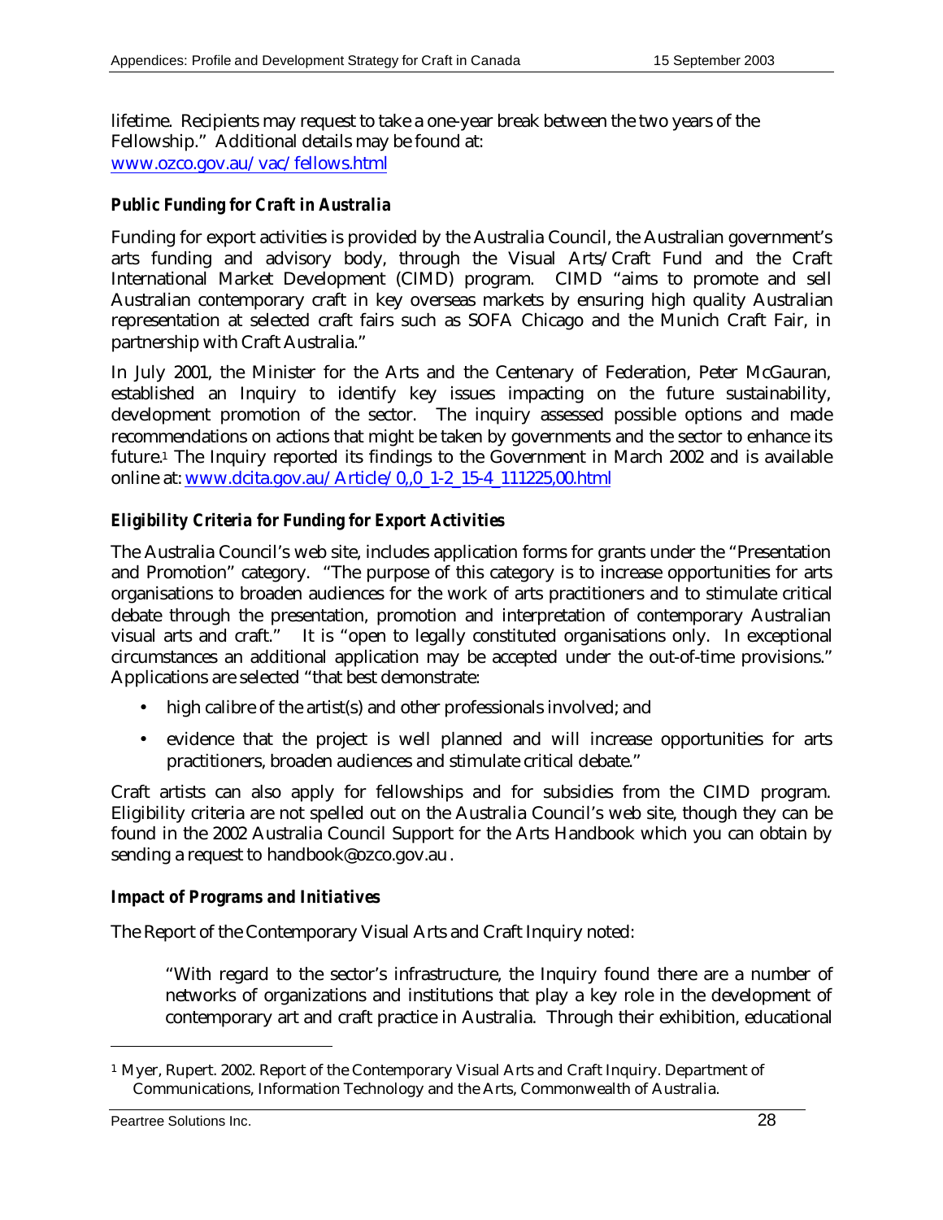lifetime. Recipients may request to take a one-year break between the two years of the Fellowship." Additional details may be found at: www.ozco.gov.au/vac/fellows.html

### *Public Funding for Craft in Australia*

Funding for export activities is provided by the Australia Council, the Australian government's arts funding and advisory body, through the Visual Arts/Craft Fund and the Craft International Market Development (CIMD) program. CIMD "aims to promote and sell Australian contemporary craft in key overseas markets by ensuring high quality Australian representation at selected craft fairs such as SOFA Chicago and the Munich Craft Fair, in partnership with Craft Australia."

In July 2001, the Minister for the Arts and the Centenary of Federation, Peter McGauran, established an Inquiry to identify key issues impacting on the future sustainability, development promotion of the sector. The inquiry assessed possible options and made recommendations on actions that might be taken by governments and the sector to enhance its future.[1] The Inquiry reported its findings to the Government in March 2002 and is available online at: www.dcita.gov.au/Article/0,,0_1-2_15-4_111225,00.html

### *Eligibility Criteria for Funding for Export Activities*

The Australia Council's web site, includes application forms for grants under the "Presentation and Promotion" category. "The purpose of this category is to increase opportunities for arts organisations to broaden audiences for the work of arts practitioners and to stimulate critical debate through the presentation, promotion and interpretation of contemporary Australian visual arts and craft." It is "open to legally constituted organisations only. In exceptional circumstances an additional application may be accepted under the out-of-time provisions." Applications are selected "that best demonstrate:

- high calibre of the artist(s) and other professionals involved; and
- evidence that the project is well planned and will increase opportunities for arts practitioners, broaden audiences and stimulate critical debate."

Craft artists can also apply for fellowships and for subsidies from the CIMD program. Eligibility criteria are not spelled out on the Australia Council's web site, though they can be found in the 2002 Australia Council Support for the Arts Handbook which you can obtain by sending a request to handbook@ozco.gov.au.

### *Impact of Programs and Initiatives*

The Report of the Contemporary Visual Arts and Craft Inquiry noted:

> "With regard to the sector's infrastructure, the Inquiry found there are a number of networks of organizations and institutions that play a key role in the development of contemporary art and craft practice in Australia. Through their exhibition, educational

[1] Myer, Rupert. 2002. Report of the Contemporary Visual Arts and Craft Inquiry. Department of Communications, Information Technology and the Arts, Commonwealth of Australia.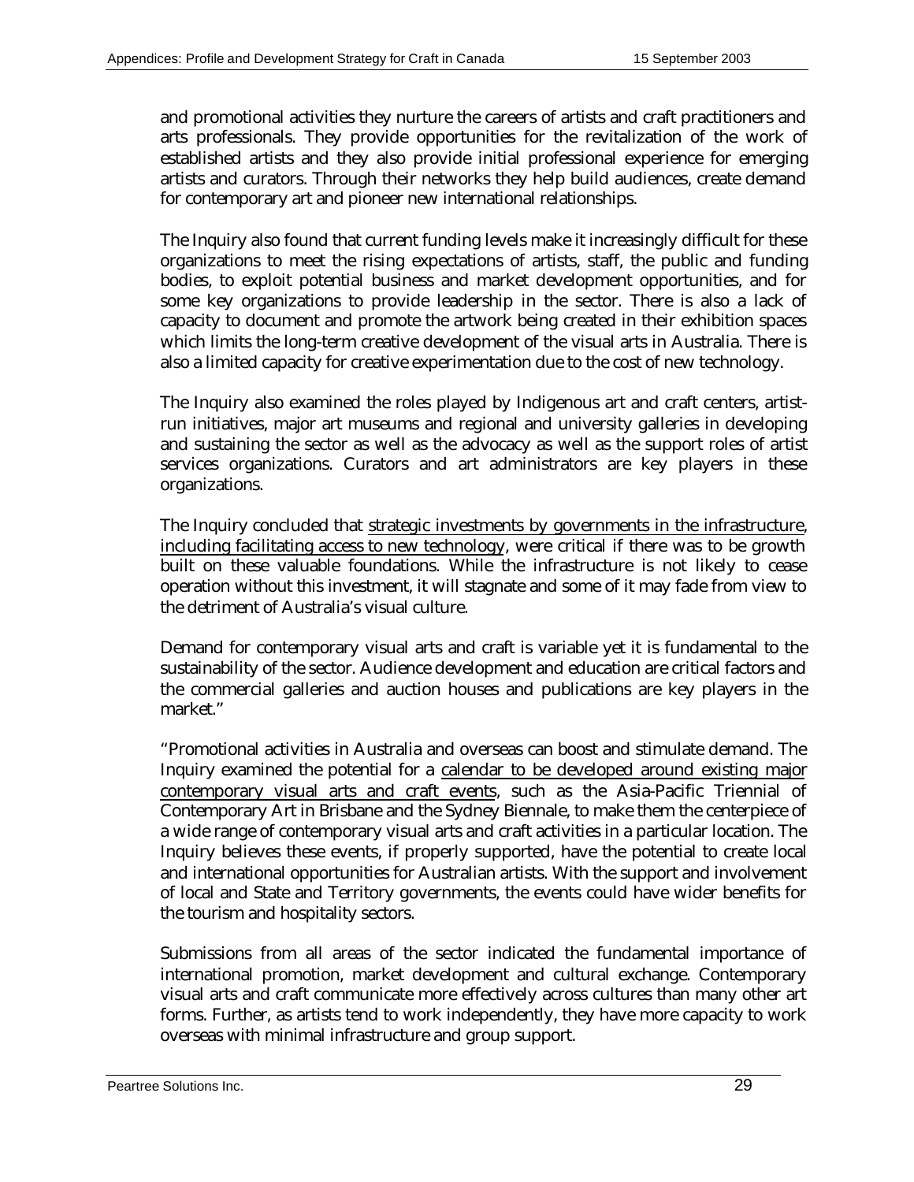and promotional activities they nurture the careers of artists and craft practitioners and arts professionals. They provide opportunities for the revitalization of the work of established artists and they also provide initial professional experience for emerging artists and curators. Through their networks they help build audiences, create demand for contemporary art and pioneer new international relationships.

The Inquiry also found that current funding levels make it increasingly difficult for these organizations to meet the rising expectations of artists, staff, the public and funding bodies, to exploit potential business and market development opportunities, and for some key organizations to provide leadership in the sector. There is also a lack of capacity to document and promote the artwork being created in their exhibition spaces which limits the long-term creative development of the visual arts in Australia. There is also a limited capacity for creative experimentation due to the cost of new technology.

The Inquiry also examined the roles played by Indigenous art and craft centers, artist-run initiatives, major art museums and regional and university galleries in developing and sustaining the sector as well as the advocacy as well as the support roles of artist services organizations. Curators and art administrators are key players in these organizations.

The Inquiry concluded that <u>strategic investments by governments in the infrastructure, including facilitating access to new technology</u>, were critical if there was to be growth built on these valuable foundations. While the infrastructure is not likely to cease operation without this investment, it will stagnate and some of it may fade from view to the detriment of Australia's visual culture.

Demand for contemporary visual arts and craft is variable yet it is fundamental to the sustainability of the sector. Audience development and education are critical factors and the commercial galleries and auction houses and publications are key players in the market."

"Promotional activities in Australia and overseas can boost and stimulate demand. The Inquiry examined the potential for a <u>calendar to be developed around existing major contemporary visual arts and craft events</u>, such as the Asia-Pacific Triennial of Contemporary Art in Brisbane and the Sydney Biennale, to make them the centerpiece of a wide range of contemporary visual arts and craft activities in a particular location. The Inquiry believes these events, if properly supported, have the potential to create local and international opportunities for Australian artists. With the support and involvement of local and State and Territory governments, the events could have wider benefits for the tourism and hospitality sectors.

Submissions from all areas of the sector indicated the fundamental importance of international promotion, market development and cultural exchange. Contemporary visual arts and craft communicate more effectively across cultures than many other art forms. Further, as artists tend to work independently, they have more capacity to work overseas with minimal infrastructure and group support.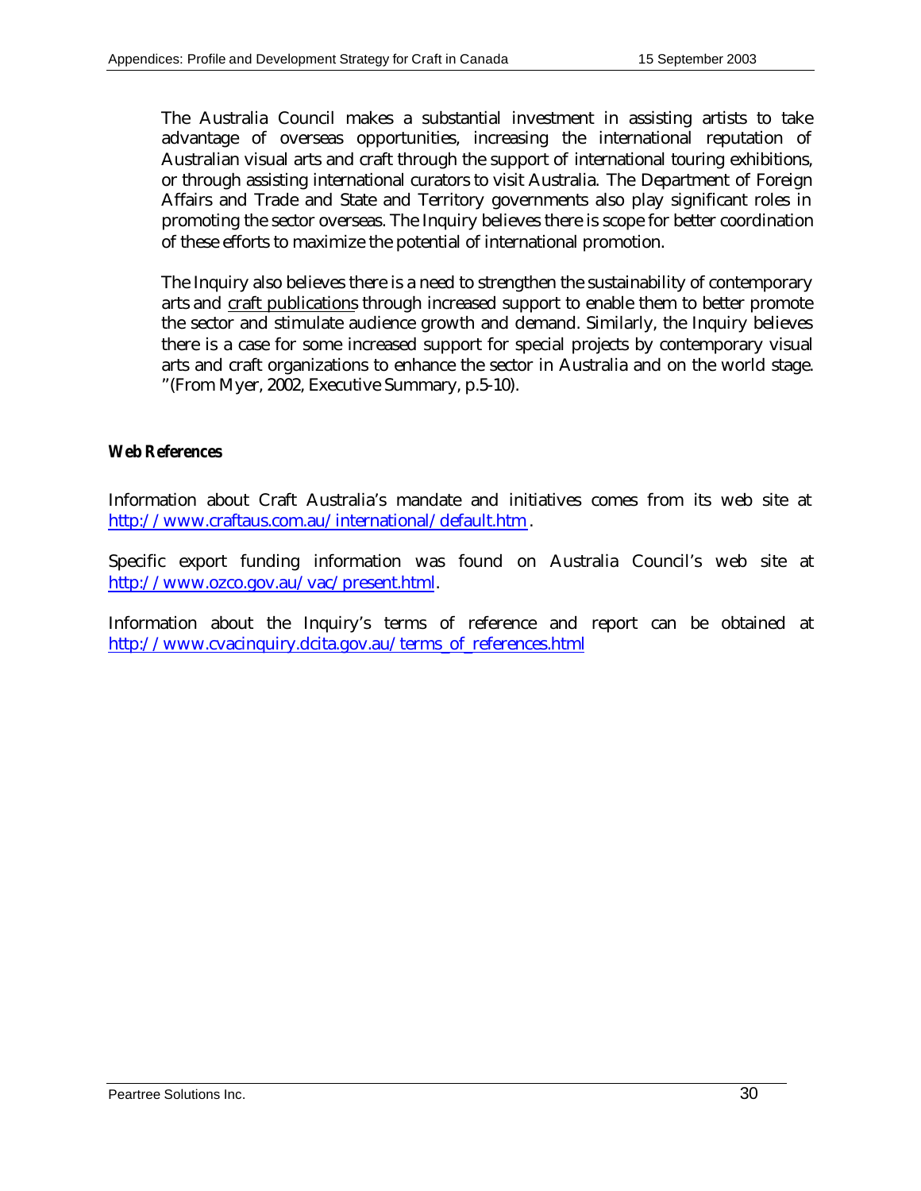The Australia Council makes a substantial investment in assisting artists to take advantage of overseas opportunities, increasing the international reputation of Australian visual arts and craft through the support of international touring exhibitions, or through assisting international curators to visit Australia. The Department of Foreign Affairs and Trade and State and Territory governments also play significant roles in promoting the sector overseas. The Inquiry believes there is scope for better coordination of these efforts to maximize the potential of international promotion.

The Inquiry also believes there is a need to strengthen the sustainability of contemporary arts and craft publications through increased support to enable them to better promote the sector and stimulate audience growth and demand. Similarly, the Inquiry believes there is a case for some increased support for special projects by contemporary visual arts and craft organizations to enhance the sector in Australia and on the world stage. "(From Myer, 2002, Executive Summary, p.5-10).

**Web References**

Information about Craft Australia's mandate and initiatives comes from its web site at http://www.craftaus.com.au/international/default.htm .

Specific export funding information was found on Australia Council's web site at http://www.ozco.gov.au/vac/present.html.

Information about the Inquiry's terms of reference and report can be obtained at http://www.cvacinquiry.dcita.gov.au/terms_of_references.html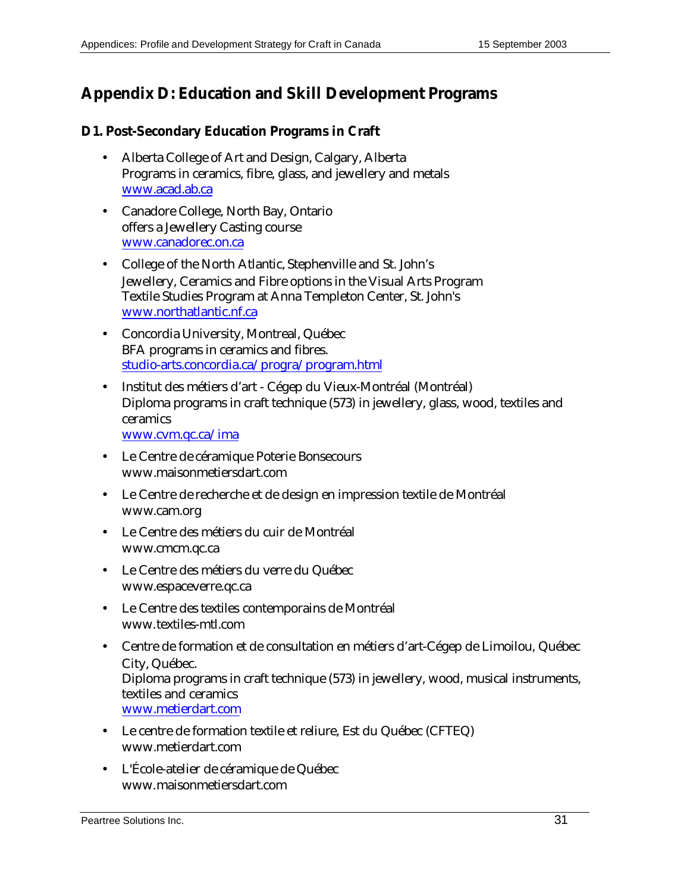# Appendix D: Education and Skill Development Programs

## D1. Post-Secondary Education Programs in Craft

- Alberta College of Art and Design, Calgary, Alberta
  Programs in ceramics, fibre, glass, and jewellery and metals
  www.acad.ab.ca
- Canadore College, North Bay, Ontario
  offers a Jewellery Casting course
  www.canadorec.on.ca
- College of the North Atlantic, Stephenville and St. John's
  Jewellery, Ceramics and Fibre options in the Visual Arts Program
  Textile Studies Program at Anna Templeton Center, St. John's
  www.northatlantic.nf.ca
- Concordia University, Montreal, Québec
  BFA programs in ceramics and fibres.
  studio-arts.concordia.ca/progra/program.html
- Institut des métiers d'art - Cégep du Vieux-Montréal (Montréal)
  Diploma programs in craft technique (573) in jewellery, glass, wood, textiles and ceramics
  www.cvm.qc.ca/ima
- Le Centre de céramique Poterie Bonsecours
  www.maisonmetiersdart.com
- Le Centre de recherche et de design en impression textile de Montréal
  www.cam.org
- Le Centre des métiers du cuir de Montréal
  www.cmcm.qc.ca
- Le Centre des métiers du verre du Québec
  www.espaceverre.qc.ca
- Le Centre des textiles contemporains de Montréal
  www.textiles-mtl.com
- Centre de formation et de consultation en métiers d'art-Cégep de Limoilou, Québec City, Québec.
  Diploma programs in craft technique (573) in jewellery, wood, musical instruments, textiles and ceramics
  www.metierdart.com
- Le centre de formation textile et reliure, Est du Québec (CFTEQ)
  www.metierdart.com
- L'École-atelier de céramique de Québec
  www.maisonmetiersdart.com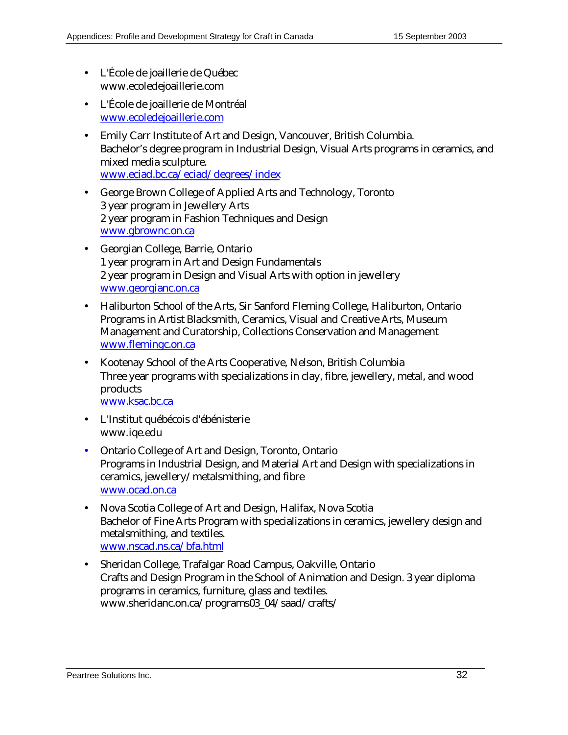- L'École de joaillerie de Québec
  www.ecoledejoaillerie.com
- L'École de joaillerie de Montréal
  www.ecoledejoaillerie.com
- Emily Carr Institute of Art and Design, Vancouver, British Columbia.
  Bachelor's degree program in Industrial Design, Visual Arts programs in ceramics, and mixed media sculpture.
  www.eciad.bc.ca/eciad/degrees/index
- George Brown College of Applied Arts and Technology, Toronto
  3 year program in Jewellery Arts
  2 year program in Fashion Techniques and Design
  www.gbrownc.on.ca
- Georgian College, Barrie, Ontario
  1 year program in Art and Design Fundamentals
  2 year program in Design and Visual Arts with option in jewellery
  www.georgianc.on.ca
- Haliburton School of the Arts, Sir Sanford Fleming College, Haliburton, Ontario
  Programs in Artist Blacksmith, Ceramics, Visual and Creative Arts, Museum Management and Curatorship, Collections Conservation and Management
  www.flemingc.on.ca
- Kootenay School of the Arts Cooperative, Nelson, British Columbia
  Three year programs with specializations in clay, fibre, jewellery, metal, and wood products
  www.ksac.bc.ca
- L'Institut québécois d'ébénisterie
  www.iqe.edu
- Ontario College of Art and Design, Toronto, Ontario
  Programs in Industrial Design, and Material Art and Design with specializations in ceramics, jewellery/metalsmithing, and fibre
  www.ocad.on.ca
- Nova Scotia College of Art and Design, Halifax, Nova Scotia
  Bachelor of Fine Arts Program with specializations in ceramics, jewellery design and metalsmithing, and textiles.
  www.nscad.ns.ca/bfa.html
- Sheridan College, Trafalgar Road Campus, Oakville, Ontario
  Crafts and Design Program in the School of Animation and Design. 3 year diploma programs in ceramics, furniture, glass and textiles.
  www.sheridanc.on.ca/programs03_04/saad/crafts/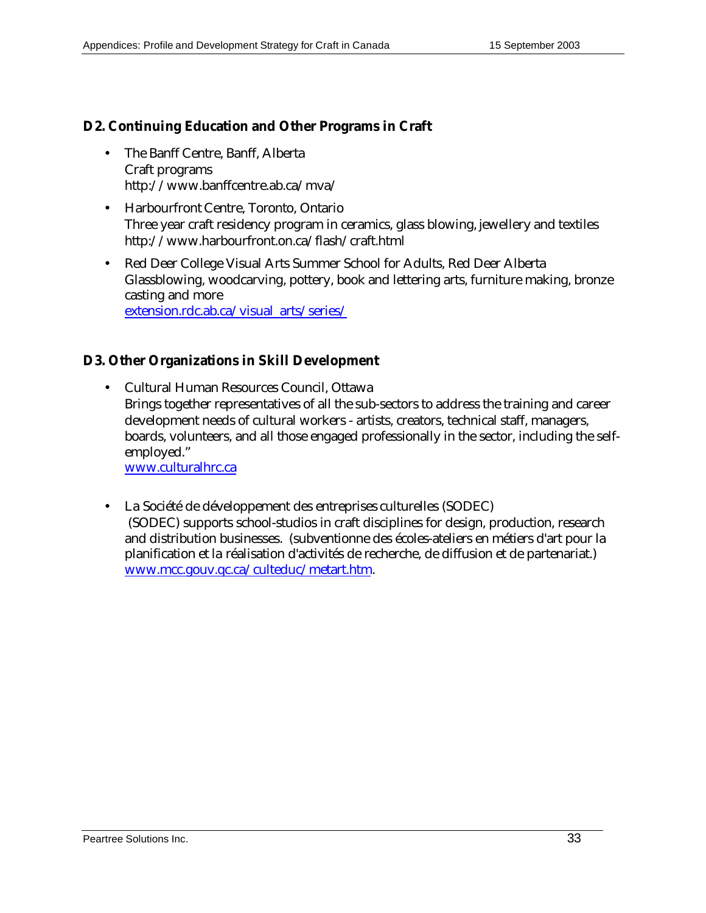## D2. Continuing Education and Other Programs in Craft

- The Banff Centre, Banff, Alberta
  Craft programs
  http://www.banffcentre.ab.ca/mva/
- Harbourfront Centre, Toronto, Ontario
  Three year craft residency program in ceramics, glass blowing, jewellery and textiles
  http://www.harbourfront.on.ca/flash/craft.html
- Red Deer College Visual Arts Summer School for Adults, Red Deer Alberta
  Glassblowing, woodcarving, pottery, book and lettering arts, furniture making, bronze casting and more
  extension.rdc.ab.ca/visual_arts/series/

## D3. Other Organizations in Skill Development

- Cultural Human Resources Council, Ottawa
  Brings together representatives of all the sub-sectors to address the training and career development needs of cultural workers - artists, creators, technical staff, managers, boards, volunteers, and all those engaged professionally in the sector, including the self-employed."
  www.culturalhrc.ca

- La Société de développement des entreprises culturelles (SODEC)
  (SODEC) supports school-studios in craft disciplines for design, production, research and distribution businesses. (subventionne des écoles-ateliers en métiers d'art pour la planification et la réalisation d'activités de recherche, de diffusion et de partenariat.)
  www.mcc.gouv.qc.ca/culteduc/metart.htm.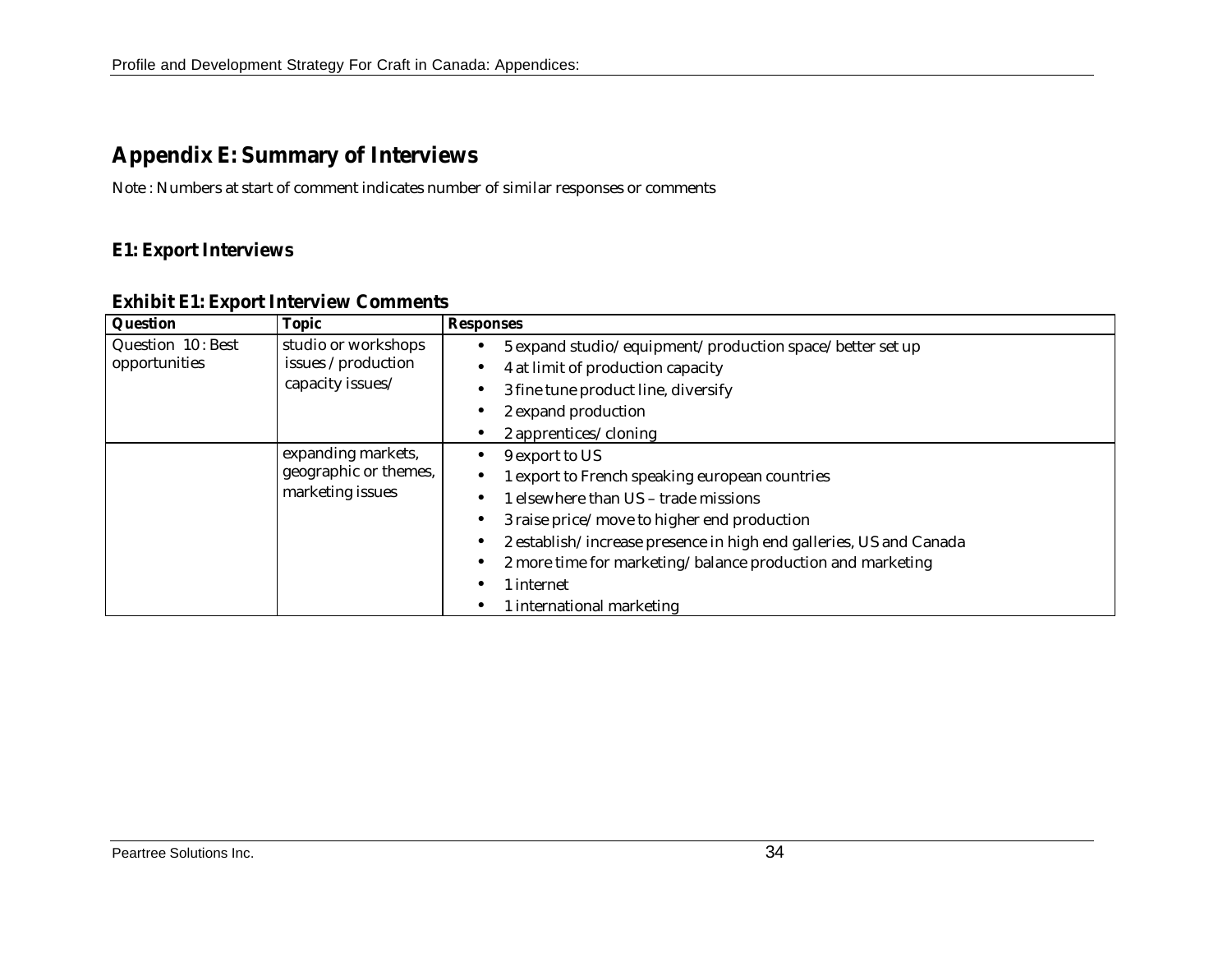## Appendix E: Summary of Interviews

Note : Numbers at start of comment indicates number of similar responses or comments

### E1: Export Interviews

**Exhibit E1: Export Interview Comments**

| Question | Topic | Responses |
|---|---|---|
| Question 10 : Best opportunities | studio or workshops issues / production capacity issues/ | • 5 expand studio/ equipment/ production space/ better set up<br>• 4 at limit of production capacity<br>• 3 fine tune product line, diversify<br>• 2 expand production<br>• 2 apprentices/ cloning |
| | expanding markets, geographic or themes, marketing issues | • 9 export to US<br>• 1 export to French speaking european countries<br>• 1 elsewhere than US – trade missions<br>• 3 raise price/ move to higher end production<br>• 2 establish/ increase presence in high end galleries, US and Canada<br>• 2 more time for marketing/ balance production and marketing<br>• 1 internet<br>• 1 international marketing |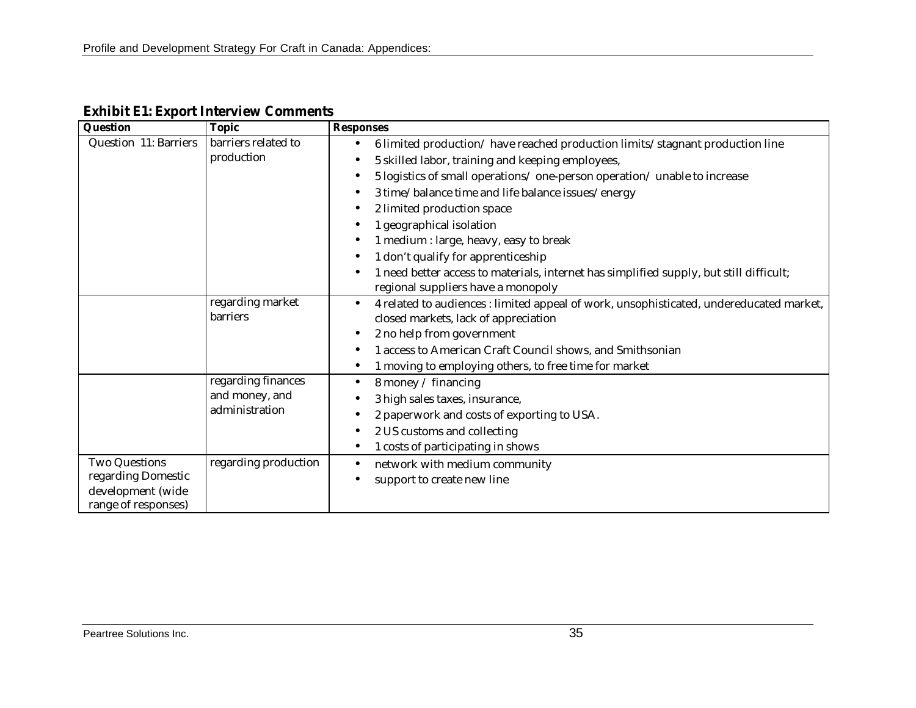### Exhibit E1: Export Interview Comments

| Question | Topic | Responses |
|---|---|---|
| Question 11: Barriers | barriers related to production | • 6 limited production/ have reached production limits/ stagnant production line<br>• 5 skilled labor, training and keeping employees,<br>• 5 logistics of small operations/ one-person operation/ unable to increase<br>• 3 time/ balance time and life balance issues/ energy<br>• 2 limited production space<br>• 1 geographical isolation<br>• 1 medium : large, heavy, easy to break<br>• 1 don't qualify for apprenticeship<br>• 1 need better access to materials, internet has simplified supply, but still difficult; regional suppliers have a monopoly |
| | regarding market barriers | • 4 related to audiences : limited appeal of work, unsophisticated, undereducated market, closed markets, lack of appreciation<br>• 2 no help from government<br>• 1 access to American Craft Council shows, and Smithsonian<br>• 1 moving to employing others, to free time for market |
| | regarding finances and money, and administration | • 8 money / financing<br>• 3 high sales taxes, insurance,<br>• 2 paperwork and costs of exporting to USA.<br>• 2 US customs and collecting<br>• 1 costs of participating in shows |
| Two Questions regarding Domestic development (wide range of responses) | regarding production | • network with medium community<br>• support to create new line |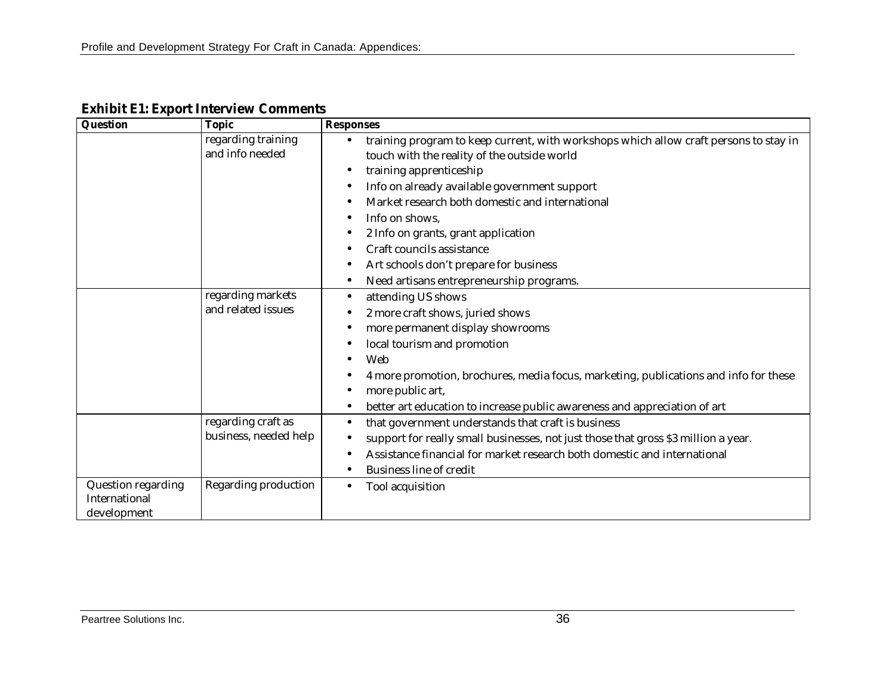**Exhibit E1: Export Interview Comments**

| Question | Topic | Responses |
|---|---|---|
| | regarding training and info needed | • training program to keep current, with workshops which allow craft persons to stay in touch with the reality of the outside world<br>• training apprenticeship<br>• Info on already available government support<br>• Market research both domestic and international<br>• Info on shows,<br>• 2 Info on grants, grant application<br>• Craft councils assistance<br>• Art schools don't prepare for business<br>• Need artisans entrepreneurship programs. |
| | regarding markets and related issues | • attending US shows<br>• 2 more craft shows, juried shows<br>• more permanent display showrooms<br>• local tourism and promotion<br>• Web<br>• 4 more promotion, brochures, media focus, marketing, publications and info for these<br>• more public art,<br>• better art education to increase public awareness and appreciation of art |
| | regarding craft as business, needed help | • that government understands that craft is business<br>• support for really small businesses, not just those that gross $3 million a year.<br>• Assistance financial for market research both domestic and international<br>• Business line of credit |
| Question regarding International development | Regarding production | • Tool acquisition |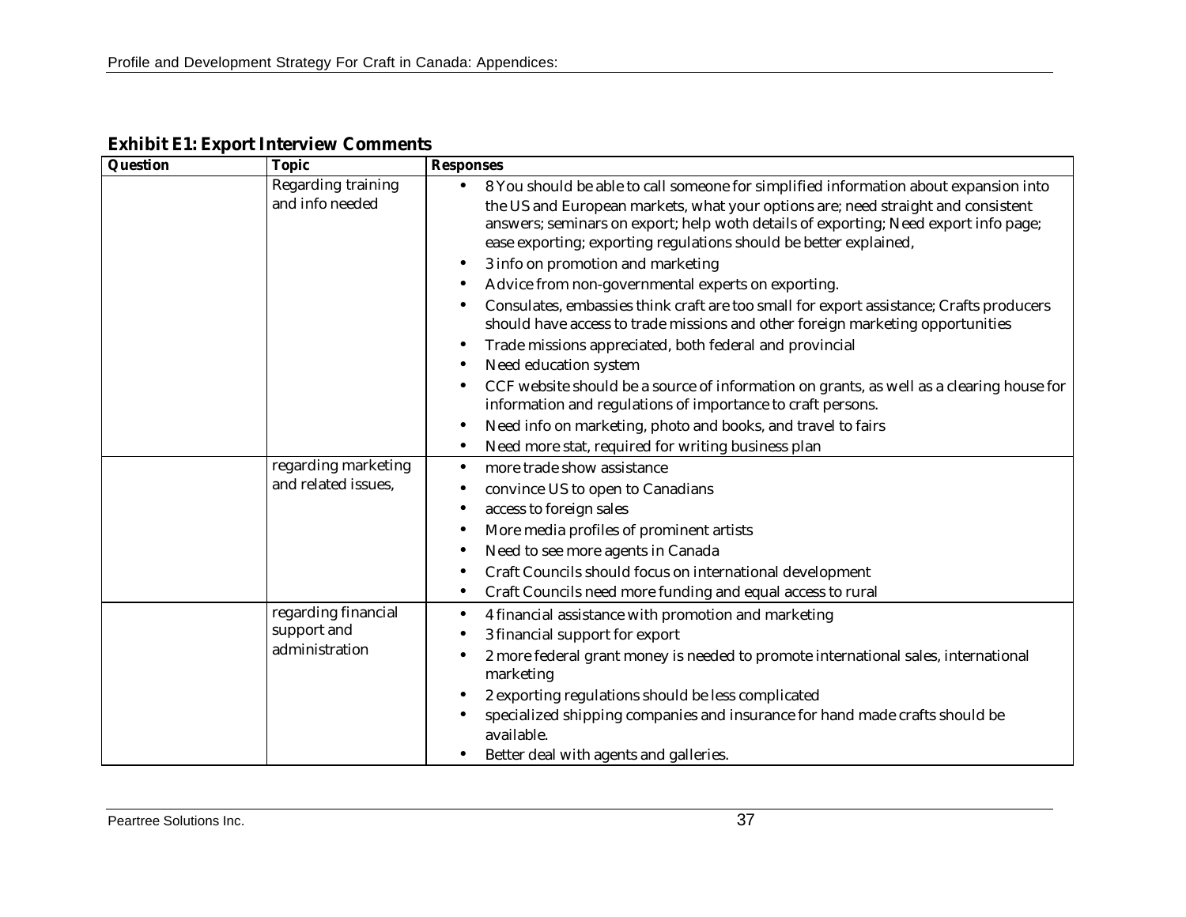**Exhibit E1: Export Interview Comments**

| Question | Topic | Responses |
|---|---|---|
| | Regarding training and info needed | • 8 You should be able to call someone for simplified information about expansion into the US and European markets, what your options are; need straight and consistent answers; seminars on export; help woth details of exporting; Need export info page; ease exporting; exporting regulations should be better explained,<br>• 3 info on promotion and marketing<br>• Advice from non-governmental experts on exporting.<br>• Consulates, embassies think craft are too small for export assistance; Crafts producers should have access to trade missions and other foreign marketing opportunities<br>• Trade missions appreciated, both federal and provincial<br>• Need education system<br>• CCF website should be a source of information on grants, as well as a clearing house for information and regulations of importance to craft persons.<br>• Need info on marketing, photo and books, and travel to fairs<br>• Need more stat, required for writing business plan |
| | regarding marketing and related issues, | • more trade show assistance<br>• convince US to open to Canadians<br>• access to foreign sales<br>• More media profiles of prominent artists<br>• Need to see more agents in Canada<br>• Craft Councils should focus on international development<br>• Craft Councils need more funding and equal access to rural |
| | regarding financial support and administration | • 4 financial assistance with promotion and marketing<br>• 3 financial support for export<br>• 2 more federal grant money is needed to promote international sales, international marketing<br>• 2 exporting regulations should be less complicated<br>• specialized shipping companies and insurance for hand made crafts should be available.<br>• Better deal with agents and galleries. |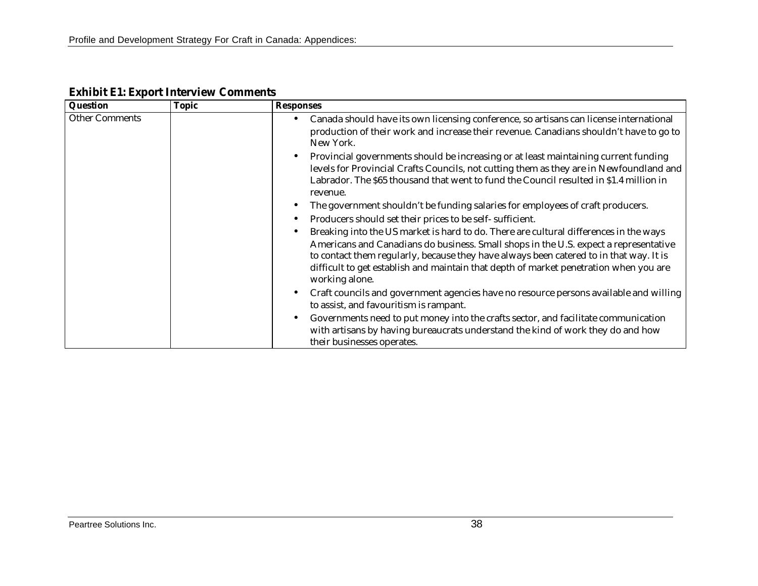**Exhibit E1: Export Interview Comments**

| Question | Topic | Responses |
|---|---|---|
| Other Comments | | • Canada should have its own licensing conference, so artisans can license international production of their work and increase their revenue. Canadians shouldn't have to go to New York.<br>• Provincial governments should be increasing or at least maintaining current funding levels for Provincial Crafts Councils, not cutting them as they are in Newfoundland and Labrador. The $65 thousand that went to fund the Council resulted in $1.4 million in revenue.<br>• The government shouldn't be funding salaries for employees of craft producers.<br>• Producers should set their prices to be self- sufficient.<br>• Breaking into the US market is hard to do. There are cultural differences in the ways Americans and Canadians do business. Small shops in the U.S. expect a representative to contact them regularly, because they have always been catered to in that way. It is difficult to get establish and maintain that depth of market penetration when you are working alone.<br>• Craft councils and government agencies have no resource persons available and willing to assist, and favouritism is rampant.<br>• Governments need to put money into the crafts sector, and facilitate communication with artisans by having bureaucrats understand the kind of work they do and how their businesses operates. |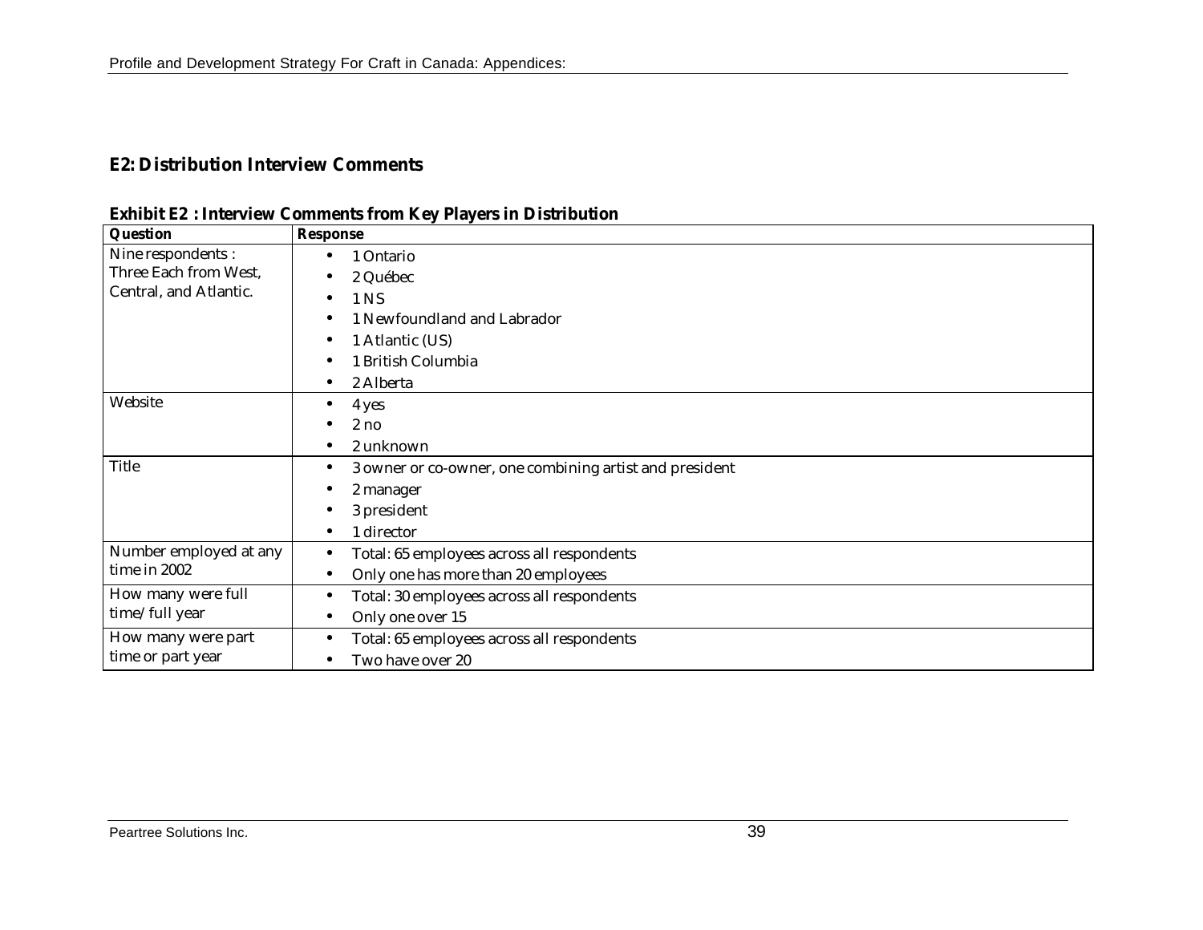## E2: Distribution Interview Comments

**Exhibit E2 : Interview Comments from Key Players in Distribution**

| Question | Response |
|---|---|
| Nine respondents : Three Each from West, Central, and Atlantic. | • 1 Ontario<br>• 2 Québec<br>• 1 NS<br>• 1 Newfoundland and Labrador<br>• 1 Atlantic (US)<br>• 1 British Columbia<br>• 2 Alberta |
| Website | • 4 yes<br>• 2 no<br>• 2 unknown |
| Title | • 3 owner or co-owner, one combining artist and president<br>• 2 manager<br>• 3 president<br>• 1 director |
| Number employed at any time in 2002 | • Total: 65 employees across all respondents<br>• Only one has more than 20 employees |
| How many were full time/full year | • Total: 30 employees across all respondents<br>• Only one over 15 |
| How many were part time or part year | • Total: 65 employees across all respondents<br>• Two have over 20 |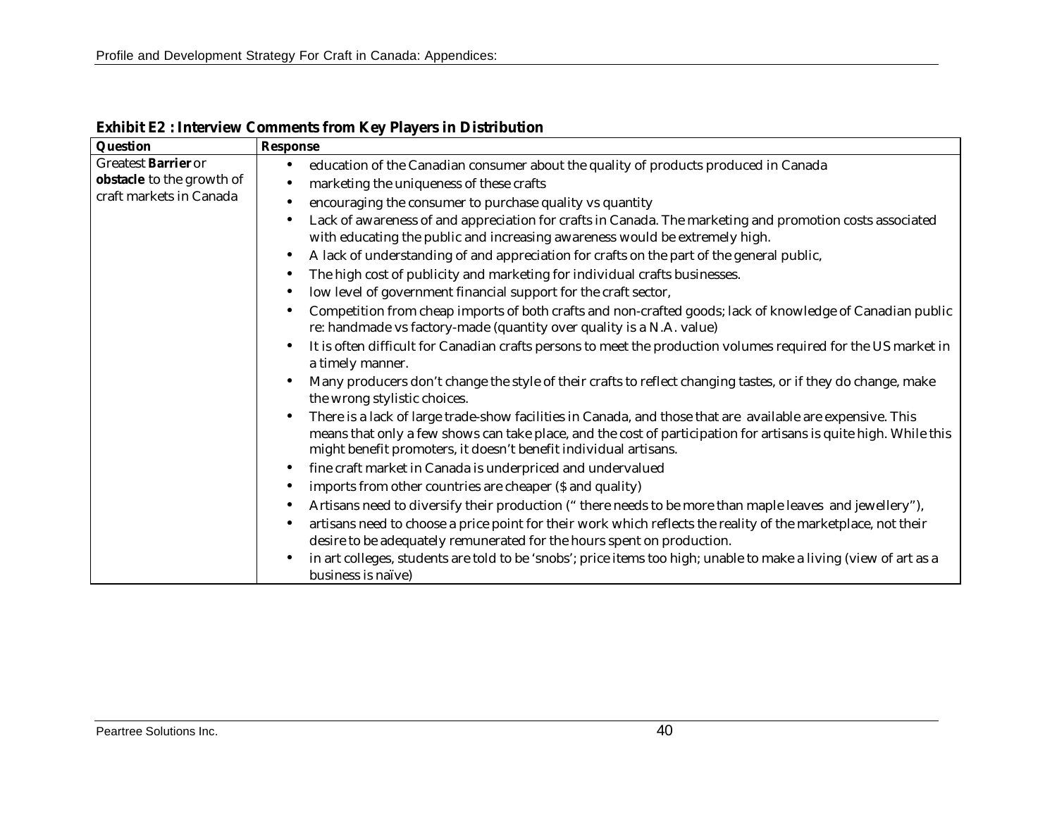**Exhibit E2 : Interview Comments from Key Players in Distribution**

| Question | Response |
| --- | --- |
| Greatest **Barrier** or **obstacle** to the growth of craft markets in Canada | • education of the Canadian consumer about the quality of products produced in Canada<br>• marketing the uniqueness of these crafts<br>• encouraging the consumer to purchase quality vs quantity<br>• Lack of awareness of and appreciation for crafts in Canada. The marketing and promotion costs associated with educating the public and increasing awareness would be extremely high.<br>• A lack of understanding of and appreciation for crafts on the part of the general public,<br>• The high cost of publicity and marketing for individual crafts businesses.<br>• low level of government financial support for the craft sector,<br>• Competition from cheap imports of both crafts and non-crafted goods; lack of knowledge of Canadian public re: handmade vs factory-made (quantity over quality is a N.A. value)<br>• It is often difficult for Canadian crafts persons to meet the production volumes required for the US market in a timely manner.<br>• Many producers don't change the style of their crafts to reflect changing tastes, or if they do change, make the wrong stylistic choices.<br>• There is a lack of large trade-show facilities in Canada, and those that are available are expensive. This means that only a few shows can take place, and the cost of participation for artisans is quite high. While this might benefit promoters, it doesn't benefit individual artisans.<br>• fine craft market in Canada is underpriced and undervalued<br>• imports from other countries are cheaper ($ and quality)<br>• Artisans need to diversify their production (" there needs to be more than maple leaves and jewellery"),<br>• artisans need to choose a price point for their work which reflects the reality of the marketplace, not their desire to be adequately remunerated for the hours spent on production.<br>• in art colleges, students are told to be 'snobs'; price items too high; unable to make a living (view of art as a business is naïve) |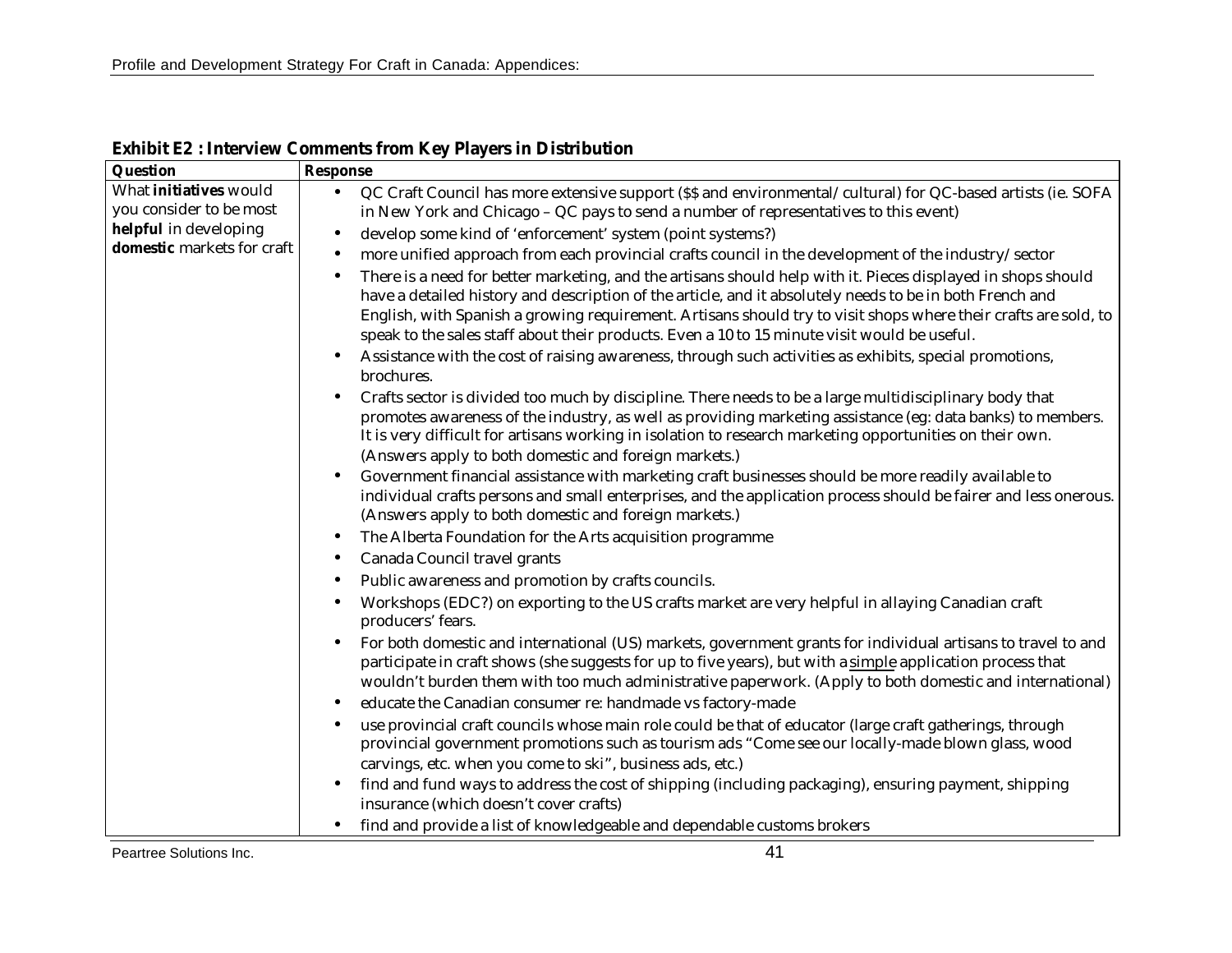**Exhibit E2 : Interview Comments from Key Players in Distribution**

| Question | Response |
|---|---|
| What **initiatives** would you consider to be most **helpful** in developing **domestic** markets for craft | • QC Craft Council has more extensive support ($$ and environmental/cultural) for QC-based artists (ie. SOFA in New York and Chicago – QC pays to send a number of representatives to this event)<br>• develop some kind of 'enforcement' system (point systems?)<br>• more unified approach from each provincial crafts council in the development of the industry/sector<br>• There is a need for better marketing, and the artisans should help with it. Pieces displayed in shops should have a detailed history and description of the article, and it absolutely needs to be in both French and English, with Spanish a growing requirement. Artisans should try to visit shops where their crafts are sold, to speak to the sales staff about their products. Even a 10 to 15 minute visit would be useful.<br>• Assistance with the cost of raising awareness, through such activities as exhibits, special promotions, brochures.<br>• Crafts sector is divided too much by discipline. There needs to be a large multidisciplinary body that promotes awareness of the industry, as well as providing marketing assistance (eg: data banks) to members. It is very difficult for artisans working in isolation to research marketing opportunities on their own. (Answers apply to both domestic and foreign markets.)<br>• Government financial assistance with marketing craft businesses should be more readily available to individual crafts persons and small enterprises, and the application process should be fairer and less onerous. (Answers apply to both domestic and foreign markets.)<br>• The Alberta Foundation for the Arts acquisition programme<br>• Canada Council travel grants<br>• Public awareness and promotion by crafts councils.<br>• Workshops (EDC?) on exporting to the US crafts market are very helpful in allaying Canadian craft producers' fears.<br>• For both domestic and international (US) markets, government grants for individual artisans to travel to and participate in craft shows (she suggests for up to five years), but with a simple application process that wouldn't burden them with too much administrative paperwork. (Apply to both domestic and international)<br>• educate the Canadian consumer re: handmade vs factory-made<br>• use provincial craft councils whose main role could be that of educator (large craft gatherings, through provincial government promotions such as tourism ads "Come see our locally-made blown glass, wood carvings, etc. when you come to ski", business ads, etc.)<br>• find and fund ways to address the cost of shipping (including packaging), ensuring payment, shipping insurance (which doesn't cover crafts)<br>• find and provide a list of knowledgeable and dependable customs brokers |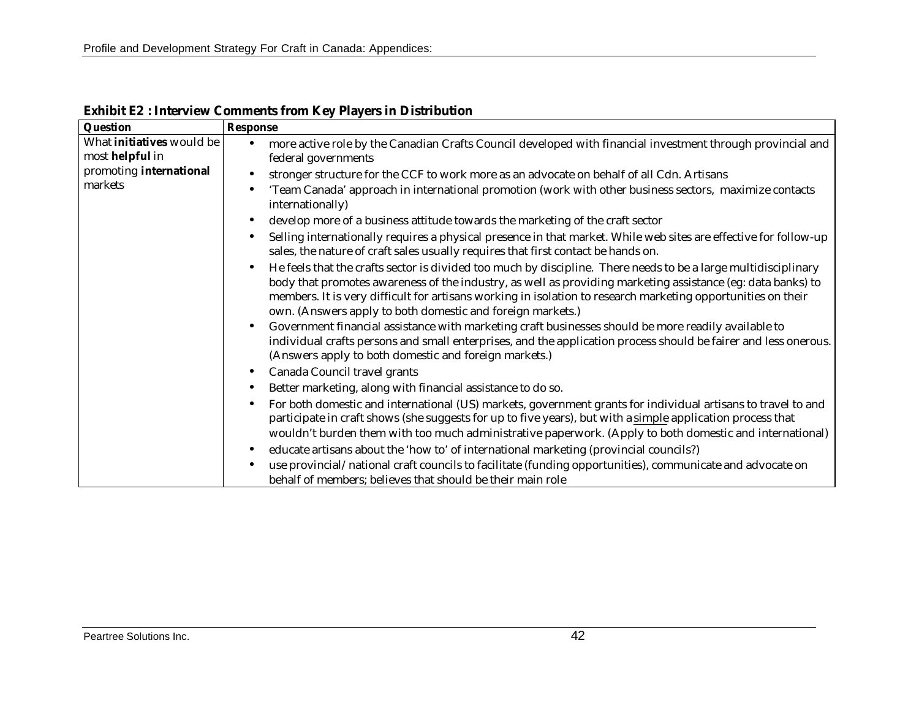**Exhibit E2 : Interview Comments from Key Players in Distribution**

| Question | Response |
|---|---|
| What **initiatives** would be most **helpful** in promoting **international** markets | • more active role by the Canadian Crafts Council developed with financial investment through provincial and federal governments<br>• stronger structure for the CCF to work more as an advocate on behalf of all Cdn. Artisans<br>• 'Team Canada' approach in international promotion (work with other business sectors, maximize contacts internationally)<br>• develop more of a business attitude towards the marketing of the craft sector<br>• Selling internationally requires a physical presence in that market. While web sites are effective for follow-up sales, the nature of craft sales usually requires that first contact be hands on.<br>• He feels that the crafts sector is divided too much by discipline. There needs to be a large multidisciplinary body that promotes awareness of the industry, as well as providing marketing assistance (eg: data banks) to members. It is very difficult for artisans working in isolation to research marketing opportunities on their own. (Answers apply to both domestic and foreign markets.)<br>• Government financial assistance with marketing craft businesses should be more readily available to individual crafts persons and small enterprises, and the application process should be fairer and less onerous. (Answers apply to both domestic and foreign markets.)<br>• Canada Council travel grants<br>• Better marketing, along with financial assistance to do so.<br>• For both domestic and international (US) markets, government grants for individual artisans to travel to and participate in craft shows (she suggests for up to five years), but with a simple application process that wouldn't burden them with too much administrative paperwork. (Apply to both domestic and international)<br>• educate artisans about the 'how to' of international marketing (provincial councils?)<br>• use provincial/national craft councils to facilitate (funding opportunities), communicate and advocate on behalf of members; believes that should be their main role |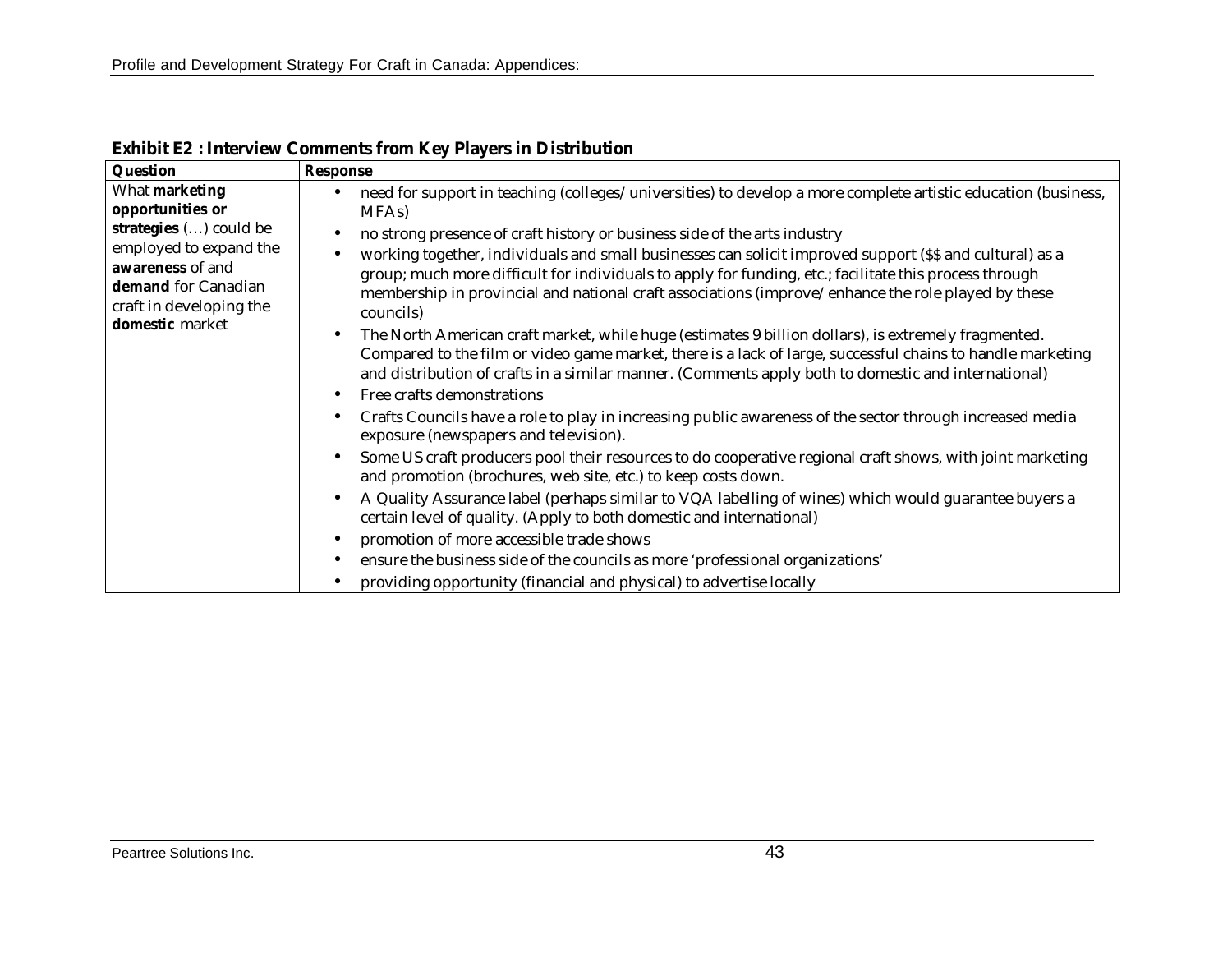**Exhibit E2 : Interview Comments from Key Players in Distribution**

| Question | Response |
|---|---|
| What **marketing opportunities or strategies** (…) could be employed to expand the **awareness** of and **demand** for Canadian craft in developing the **domestic** market | • need for support in teaching (colleges/ universities) to develop a more complete artistic education (business, MFAs)<br>• no strong presence of craft history or business side of the arts industry<br>• working together, individuals and small businesses can solicit improved support ($$ and cultural) as a group; much more difficult for individuals to apply for funding, etc.; facilitate this process through membership in provincial and national craft associations (improve/ enhance the role played by these councils)<br>• The North American craft market, while huge (estimates 9 billion dollars), is extremely fragmented. Compared to the film or video game market, there is a lack of large, successful chains to handle marketing and distribution of crafts in a similar manner. (Comments apply both to domestic and international)<br>• Free crafts demonstrations<br>• Crafts Councils have a role to play in increasing public awareness of the sector through increased media exposure (newspapers and television).<br>• Some US craft producers pool their resources to do cooperative regional craft shows, with joint marketing and promotion (brochures, web site, etc.) to keep costs down.<br>• A Quality Assurance label (perhaps similar to VQA labelling of wines) which would guarantee buyers a certain level of quality. (Apply to both domestic and international)<br>• promotion of more accessible trade shows<br>• ensure the business side of the councils as more 'professional organizations'<br>• providing opportunity (financial and physical) to advertise locally |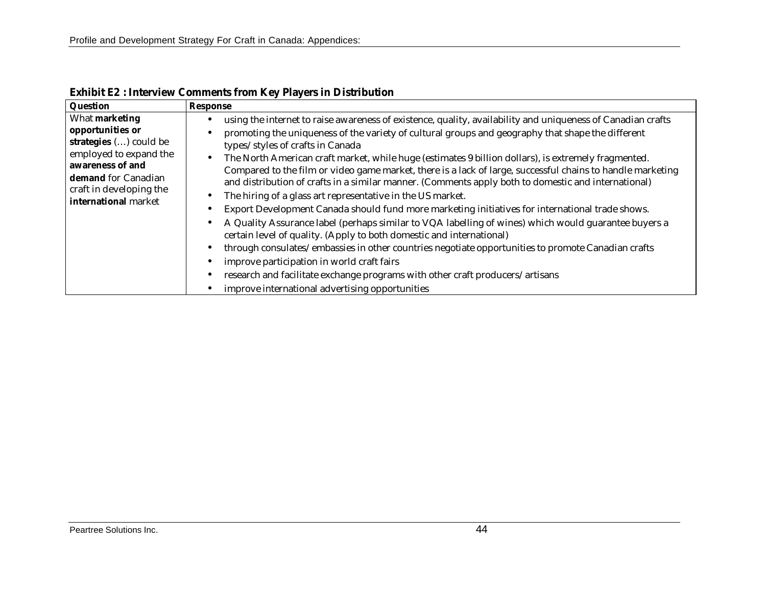**Exhibit E2 : Interview Comments from Key Players in Distribution**

| Question | Response |
|---|---|
| What **marketing opportunities or strategies** (…) could be employed to expand the **awareness of and demand** for Canadian craft in developing the **international** market | • using the internet to raise awareness of existence, quality, availability and uniqueness of Canadian crafts<br>• promoting the uniqueness of the variety of cultural groups and geography that shape the different types/styles of crafts in Canada<br>• The North American craft market, while huge (estimates 9 billion dollars), is extremely fragmented. Compared to the film or video game market, there is a lack of large, successful chains to handle marketing and distribution of crafts in a similar manner. (Comments apply both to domestic and international)<br>• The hiring of a glass art representative in the US market.<br>• Export Development Canada should fund more marketing initiatives for international trade shows.<br>• A Quality Assurance label (perhaps similar to VQA labelling of wines) which would guarantee buyers a certain level of quality. (Apply to both domestic and international)<br>• through consulates/embassies in other countries negotiate opportunities to promote Canadian crafts<br>• improve participation in world craft fairs<br>• research and facilitate exchange programs with other craft producers/artisans<br>• improve international advertising opportunities |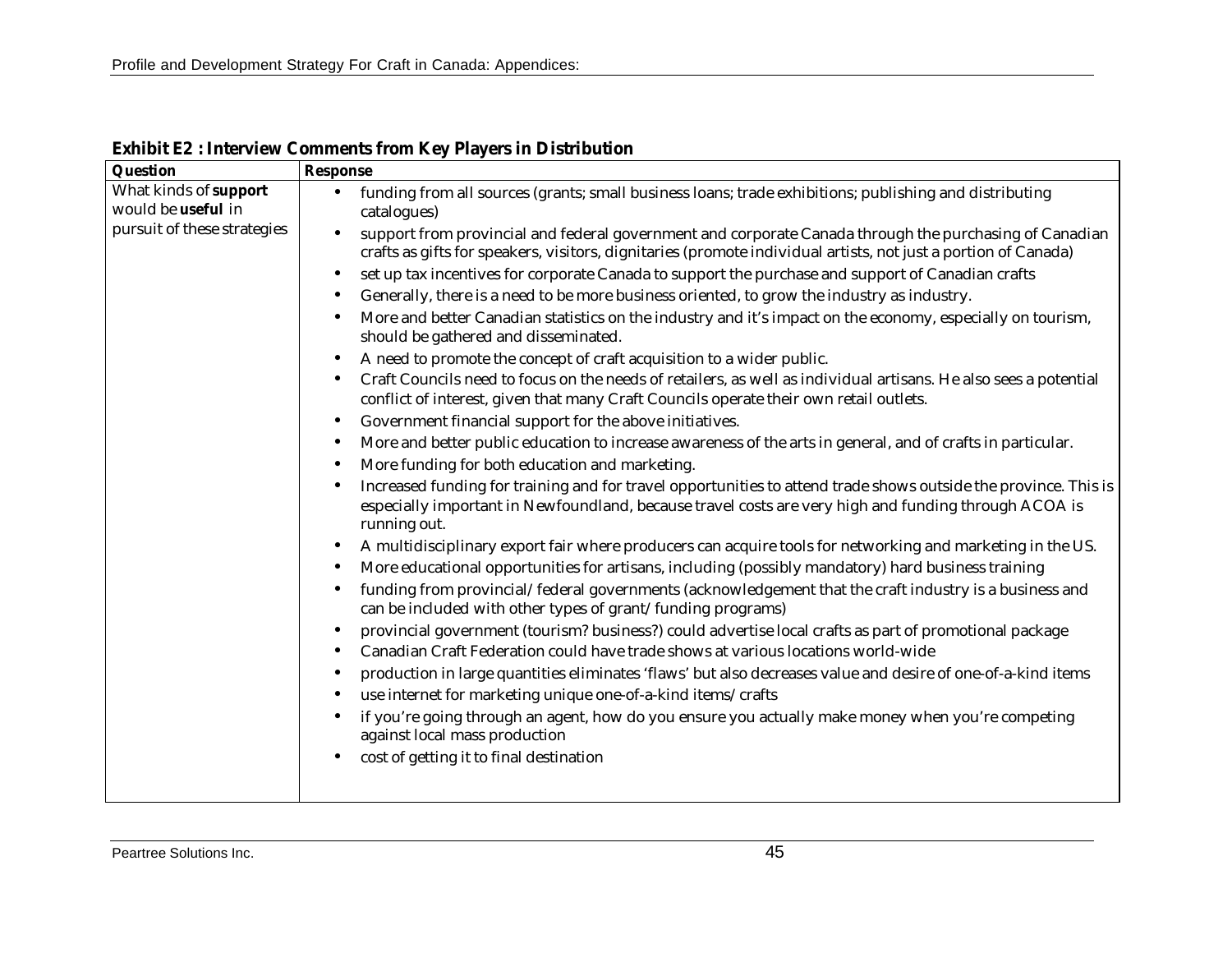**Exhibit E2 : Interview Comments from Key Players in Distribution**

| Question | Response |
|---|---|
| What kinds of **support** would be **useful** in pursuit of these strategies | • funding from all sources (grants; small business loans; trade exhibitions; publishing and distributing catalogues)<br>• support from provincial and federal government and corporate Canada through the purchasing of Canadian crafts as gifts for speakers, visitors, dignitaries (promote individual artists, not just a portion of Canada)<br>• set up tax incentives for corporate Canada to support the purchase and support of Canadian crafts<br>• Generally, there is a need to be more business oriented, to grow the industry as industry.<br>• More and better Canadian statistics on the industry and it's impact on the economy, especially on tourism, should be gathered and disseminated.<br>• A need to promote the concept of craft acquisition to a wider public.<br>• Craft Councils need to focus on the needs of retailers, as well as individual artisans. He also sees a potential conflict of interest, given that many Craft Councils operate their own retail outlets.<br>• Government financial support for the above initiatives.<br>• More and better public education to increase awareness of the arts in general, and of crafts in particular.<br>• More funding for both education and marketing.<br>• Increased funding for training and for travel opportunities to attend trade shows outside the province. This is especially important in Newfoundland, because travel costs are very high and funding through ACOA is running out.<br>• A multidisciplinary export fair where producers can acquire tools for networking and marketing in the US.<br>• More educational opportunities for artisans, including (possibly mandatory) hard business training<br>• funding from provincial/federal governments (acknowledgement that the craft industry is a business and can be included with other types of grant/funding programs)<br>• provincial government (tourism? business?) could advertise local crafts as part of promotional package<br>• Canadian Craft Federation could have trade shows at various locations world-wide<br>• production in large quantities eliminates 'flaws' but also decreases value and desire of one-of-a-kind items<br>• use internet for marketing unique one-of-a-kind items/crafts<br>• if you're going through an agent, how do you ensure you actually make money when you're competing against local mass production<br>• cost of getting it to final destination |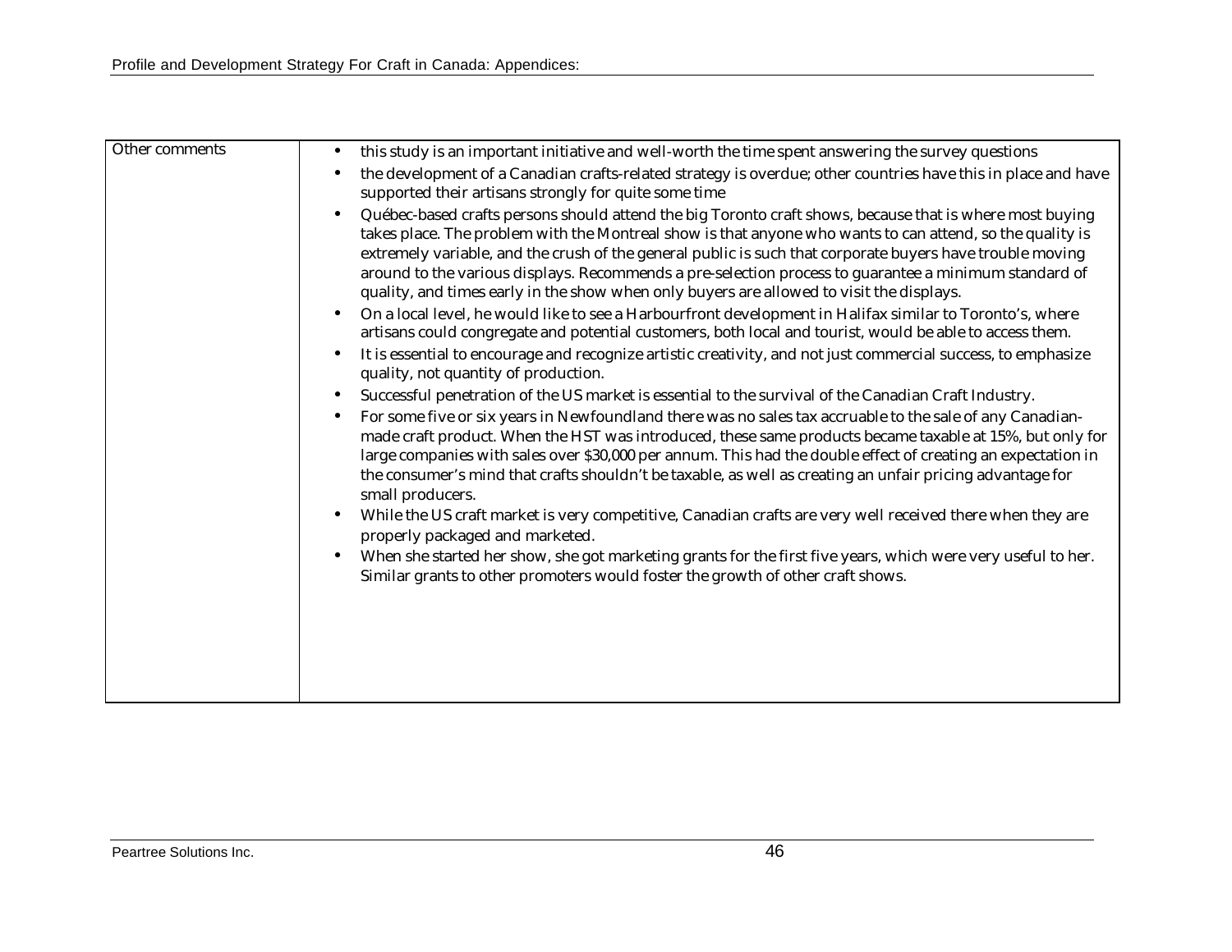| Other comments | • this study is an important initiative and well-worth the time spent answering the survey questions<br>• the development of a Canadian crafts-related strategy is overdue; other countries have this in place and have supported their artisans strongly for quite some time<br>• Québec-based crafts persons should attend the big Toronto craft shows, because that is where most buying takes place. The problem with the Montreal show is that anyone who wants to can attend, so the quality is extremely variable, and the crush of the general public is such that corporate buyers have trouble moving around to the various displays. Recommends a pre-selection process to guarantee a minimum standard of quality, and times early in the show when only buyers are allowed to visit the displays.<br>• On a local level, he would like to see a Harbourfront development in Halifax similar to Toronto's, where artisans could congregate and potential customers, both local and tourist, would be able to access them.<br>• It is essential to encourage and recognize artistic creativity, and not just commercial success, to emphasize quality, not quantity of production.<br>• Successful penetration of the US market is essential to the survival of the Canadian Craft Industry.<br>• For some five or six years in Newfoundland there was no sales tax accruable to the sale of any Canadian-made craft product. When the HST was introduced, these same products became taxable at 15%, but only for large companies with sales over $30,000 per annum. This had the double effect of creating an expectation in the consumer's mind that crafts shouldn't be taxable, as well as creating an unfair pricing advantage for small producers.<br>• While the US craft market is very competitive, Canadian crafts are very well received there when they are properly packaged and marketed.<br>• When she started her show, she got marketing grants for the first five years, which were very useful to her. Similar grants to other promoters would foster the growth of other craft shows. |
|---|---|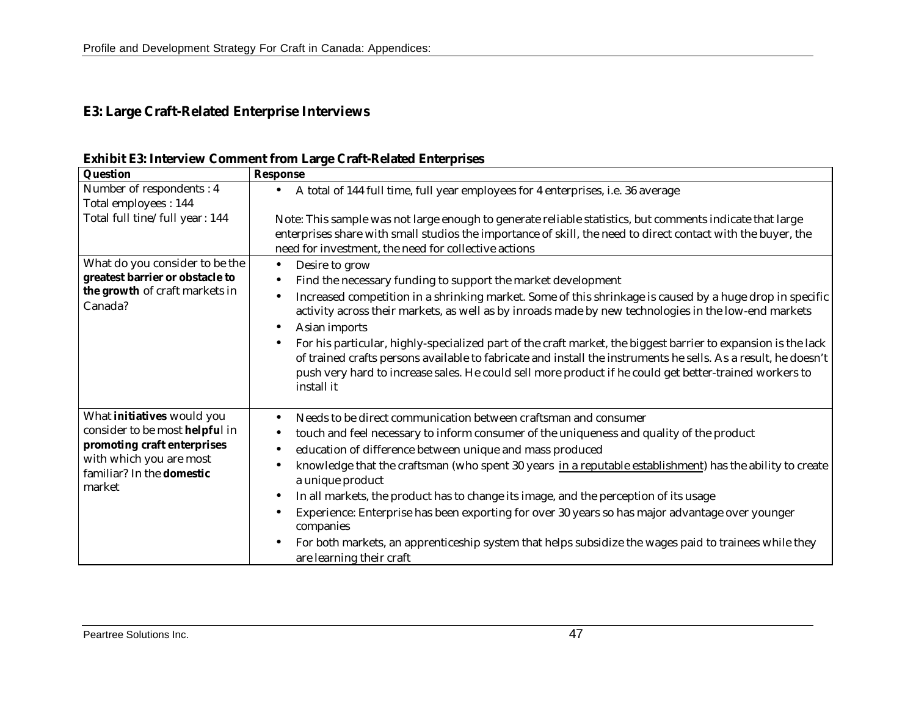## E3: Large Craft-Related Enterprise Interviews

**Exhibit E3: Interview Comment from Large Craft-Related Enterprises**

| Question | Response |
|---|---|
| Number of respondents : 4<br>Total employees : 144<br>Total full tine/full year : 144 | • A total of 144 full time, full year employees for 4 enterprises, i.e. 36 average<br><br>Note: This sample was not large enough to generate reliable statistics, but comments indicate that large enterprises share with small studios the importance of skill, the need to direct contact with the buyer, the need for investment, the need for collective actions |
| What do you consider to be the **greatest barrier or obstacle to the growth** of craft markets in Canada? | • Desire to grow<br>• Find the necessary funding to support the market development<br>• Increased competition in a shrinking market. Some of this shrinkage is caused by a huge drop in specific activity across their markets, as well as by inroads made by new technologies in the low-end markets<br>• Asian imports<br>• For his particular, highly-specialized part of the craft market, the biggest barrier to expansion is the lack of trained crafts persons available to fabricate and install the instruments he sells. As a result, he doesn't push very hard to increase sales. He could sell more product if he could get better-trained workers to install it |
| What **initiatives** would you consider to be most **helpfu**l in **promoting craft enterprises** with which you are most familiar? In the **domestic** market | • Needs to be direct communication between craftsman and consumer<br>• touch and feel necessary to inform consumer of the uniqueness and quality of the product<br>• education of difference between unique and mass produced<br>• knowledge that the craftsman (who spent 30 years <u>in a reputable establishment</u>) has the ability to create a unique product<br>• In all markets, the product has to change its image, and the perception of its usage<br>• Experience: Enterprise has been exporting for over 30 years so has major advantage over younger companies<br>• For both markets, an apprenticeship system that helps subsidize the wages paid to trainees while they are learning their craft |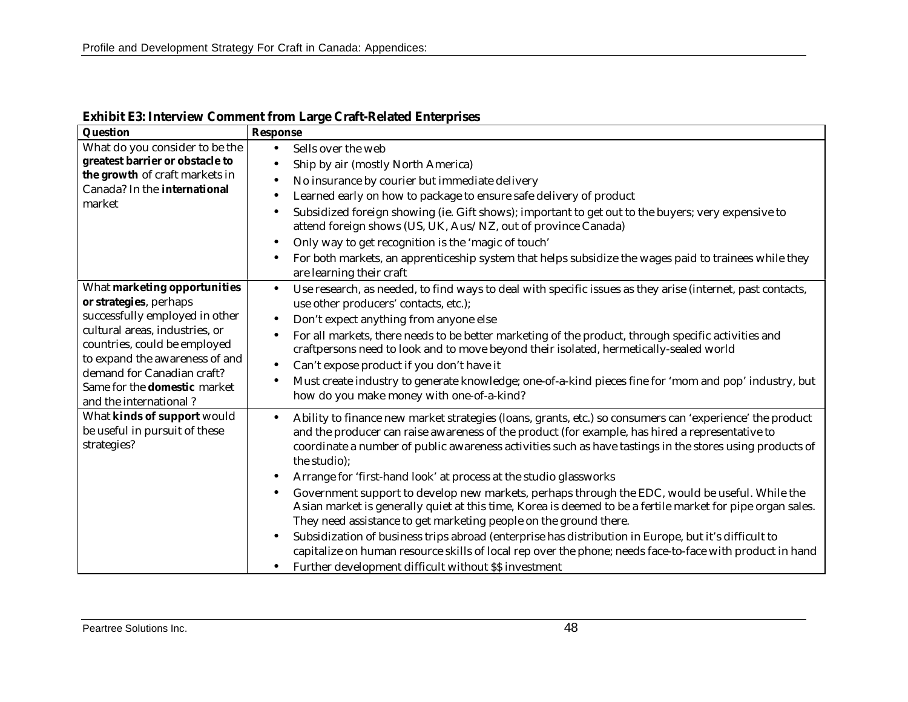**Exhibit E3: Interview Comment from Large Craft-Related Enterprises**

| Question | Response |
|---|---|
| What do you consider to be the **greatest barrier or obstacle to the growth** of craft markets in Canada? In the **international** market | • Sells over the web<br>• Ship by air (mostly North America)<br>• No insurance by courier but immediate delivery<br>• Learned early on how to package to ensure safe delivery of product<br>• Subsidized foreign showing (ie. Gift shows); important to get out to the buyers; very expensive to attend foreign shows (US, UK, Aus/NZ, out of province Canada)<br>• Only way to get recognition is the 'magic of touch'<br>• For both markets, an apprenticeship system that helps subsidize the wages paid to trainees while they are learning their craft |
| What **marketing opportunities or strategies**, perhaps successfully employed in other cultural areas, industries, or countries, could be employed to expand the awareness of and demand for Canadian craft? Same for the **domestic** market and the international ? | • Use research, as needed, to find ways to deal with specific issues as they arise (internet, past contacts, use other producers' contacts, etc.);<br>• Don't expect anything from anyone else<br>• For all markets, there needs to be better marketing of the product, through specific activities and craftpersons need to look and to move beyond their isolated, hermetically-sealed world<br>• Can't expose product if you don't have it<br>• Must create industry to generate knowledge; one-of-a-kind pieces fine for 'mom and pop' industry, but how do you make money with one-of-a-kind? |
| What **kinds of support** would be useful in pursuit of these strategies? | • Ability to finance new market strategies (loans, grants, etc.) so consumers can 'experience' the product and the producer can raise awareness of the product (for example, has hired a representative to coordinate a number of public awareness activities such as have tastings in the stores using products of the studio);<br>• Arrange for 'first-hand look' at process at the studio glassworks<br>• Government support to develop new markets, perhaps through the EDC, would be useful. While the Asian market is generally quiet at this time, Korea is deemed to be a fertile market for pipe organ sales. They need assistance to get marketing people on the ground there.<br>• Subsidization of business trips abroad (enterprise has distribution in Europe, but it's difficult to capitalize on human resource skills of local rep over the phone; needs face-to-face with product in hand<br>• Further development difficult without $$ investment |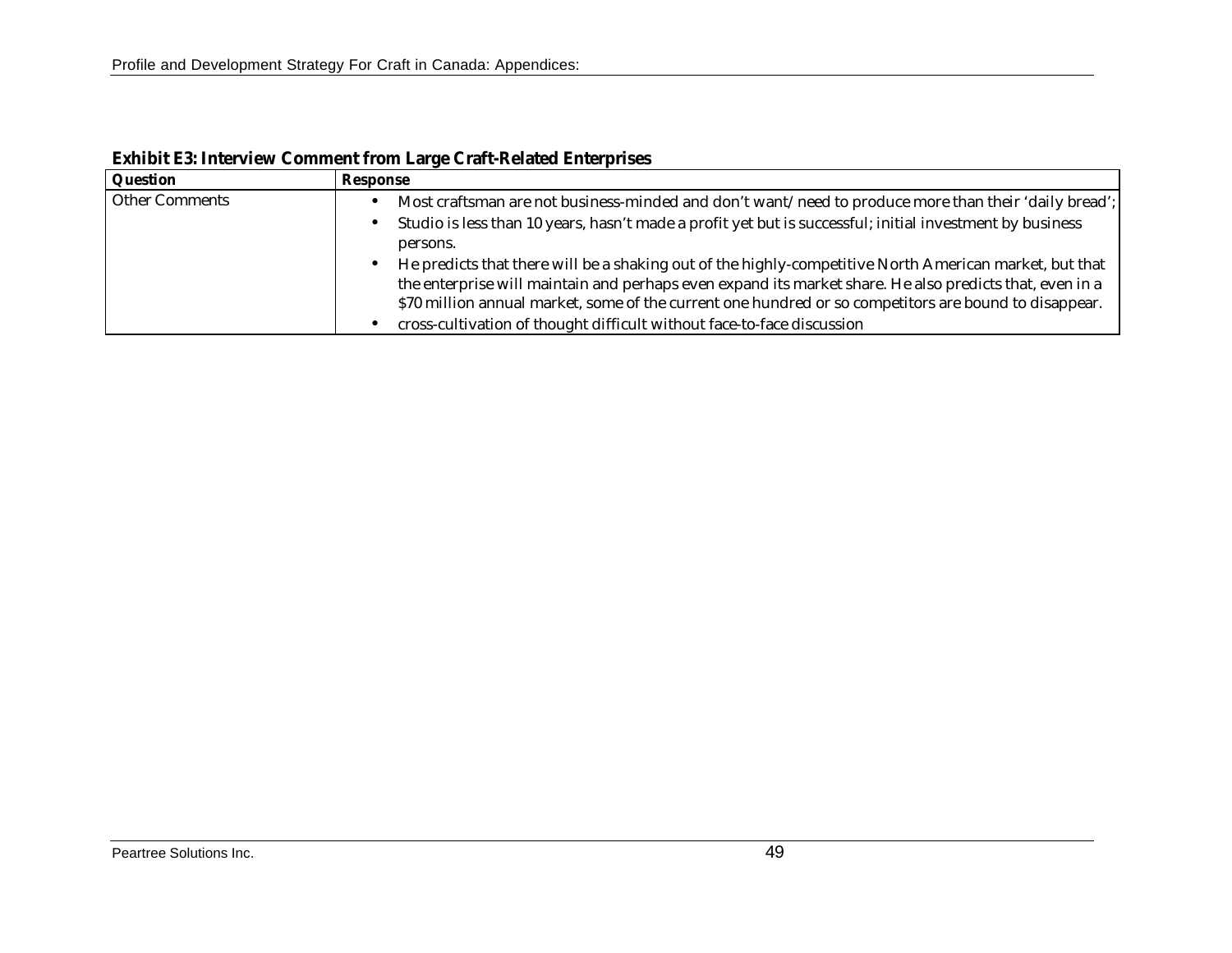**Exhibit E3: Interview Comment from Large Craft-Related Enterprises**

| Question | Response |
| --- | --- |
| Other Comments | • Most craftsman are not business-minded and don't want/need to produce more than their 'daily bread';<br>• Studio is less than 10 years, hasn't made a profit yet but is successful; initial investment by business persons.<br>• He predicts that there will be a shaking out of the highly-competitive North American market, but that the enterprise will maintain and perhaps even expand its market share. He also predicts that, even in a $70 million annual market, some of the current one hundred or so competitors are bound to disappear.<br>• cross-cultivation of thought difficult without face-to-face discussion |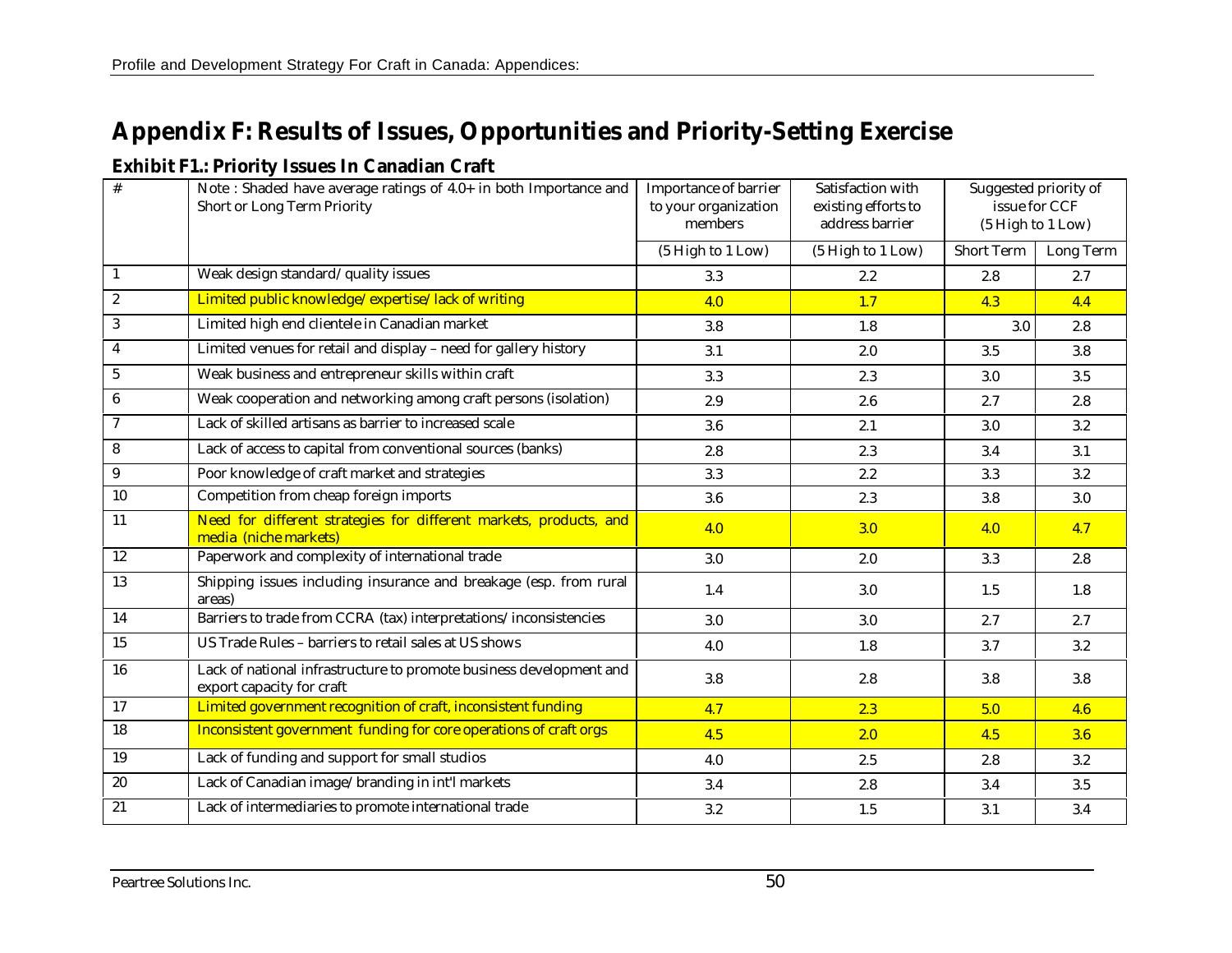# Appendix F: Results of Issues, Opportunities and Priority-Setting Exercise

### Exhibit F1.: Priority Issues In Canadian Craft

| # | Note : Shaded have average ratings of 4.0+ in both Importance and Short or Long Term Priority | Importance of barrier to your organization members | Satisfaction with existing efforts to address barrier | Suggested priority of issue for CCF (5 High to 1 Low) | |
|---|---|---|---|---|---|
| | | (5 High to 1 Low) | (5 High to 1 Low) | Short Term | Long Term |
| 1 | Weak design standard/ quality issues | 3.3 | 2.2 | 2.8 | 2.7 |
| 2 | Limited public knowledge/expertise/lack of writing | 4.0 | 1.7 | 4.3 | 4.4 |
| 3 | Limited high end clientele in Canadian market | 3.8 | 1.8 | 3.0 | 2.8 |
| 4 | Limited venues for retail and display – need for gallery history | 3.1 | 2.0 | 3.5 | 3.8 |
| 5 | Weak business and entrepreneur skills within craft | 3.3 | 2.3 | 3.0 | 3.5 |
| 6 | Weak cooperation and networking among craft persons (isolation) | 2.9 | 2.6 | 2.7 | 2.8 |
| 7 | Lack of skilled artisans as barrier to increased scale | 3.6 | 2.1 | 3.0 | 3.2 |
| 8 | Lack of access to capital from conventional sources (banks) | 2.8 | 2.3 | 3.4 | 3.1 |
| 9 | Poor knowledge of craft market and strategies | 3.3 | 2.2 | 3.3 | 3.2 |
| 10 | Competition from cheap foreign imports | 3.6 | 2.3 | 3.8 | 3.0 |
| 11 | Need for different strategies for different markets, products, and media (niche markets) | 4.0 | 3.0 | 4.0 | 4.7 |
| 12 | Paperwork and complexity of international trade | 3.0 | 2.0 | 3.3 | 2.8 |
| 13 | Shipping issues including insurance and breakage (esp. from rural areas) | 1.4 | 3.0 | 1.5 | 1.8 |
| 14 | Barriers to trade from CCRA (tax) interpretations/inconsistencies | 3.0 | 3.0 | 2.7 | 2.7 |
| 15 | US Trade Rules – barriers to retail sales at US shows | 4.0 | 1.8 | 3.7 | 3.2 |
| 16 | Lack of national infrastructure to promote business development and export capacity for craft | 3.8 | 2.8 | 3.8 | 3.8 |
| 17 | Limited government recognition of craft, inconsistent funding | 4.7 | 2.3 | 5.0 | 4.6 |
| 18 | Inconsistent government funding for core operations of craft orgs | 4.5 | 2.0 | 4.5 | 3.6 |
| 19 | Lack of funding and support for small studios | 4.0 | 2.5 | 2.8 | 3.2 |
| 20 | Lack of Canadian image/branding in int'l markets | 3.4 | 2.8 | 3.4 | 3.5 |
| 21 | Lack of intermediaries to promote international trade | 3.2 | 1.5 | 3.1 | 3.4 |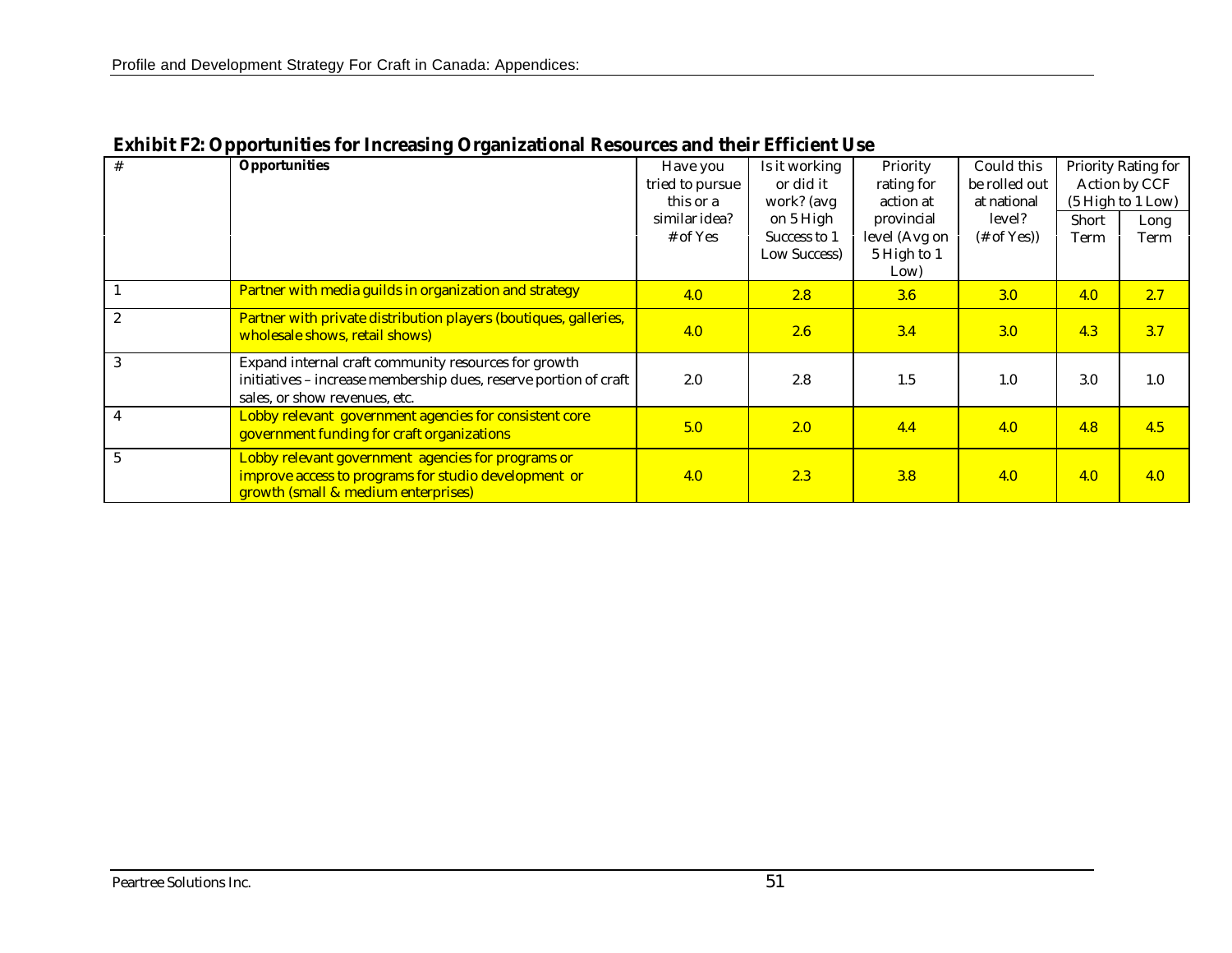**Exhibit F2: Opportunities for Increasing Organizational Resources and their Efficient Use**

| # | Opportunities | Have you tried to pursue this or a similar idea? # of Yes | Is it working or did it work? (avg on 5 High Success to 1 Low Success) | Priority rating for action at provincial level (Avg on 5 High to 1 Low) | Could this be rolled out at national level? (# of Yes)) | Priority Rating for Action by CCF (5 High to 1 Low) | |
|---|---|---|---|---|---|---|---|
| | | | | | | Short Term | Long Term |
| 1 | Partner with media guilds in organization and strategy | 4.0 | 2.8 | 3.6 | 3.0 | 4.0 | 2.7 |
| 2 | Partner with private distribution players (boutiques, galleries, wholesale shows, retail shows) | 4.0 | 2.6 | 3.4 | 3.0 | 4.3 | 3.7 |
| 3 | Expand internal craft community resources for growth initiatives – increase membership dues, reserve portion of craft sales, or show revenues, etc. | 2.0 | 2.8 | 1.5 | 1.0 | 3.0 | 1.0 |
| 4 | Lobby relevant government agencies for consistent core government funding for craft organizations | 5.0 | 2.0 | 4.4 | 4.0 | 4.8 | 4.5 |
| 5 | Lobby relevant government agencies for programs or improve access to programs for studio development or growth (small & medium enterprises) | 4.0 | 2.3 | 3.8 | 4.0 | 4.0 | 4.0 |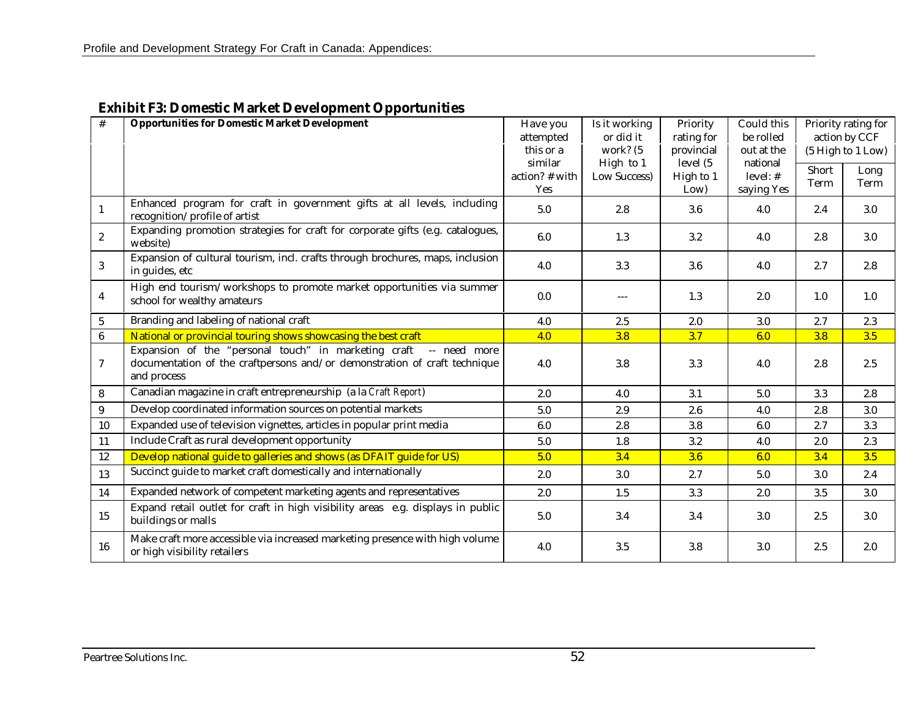### Exhibit F3: Domestic Market Development Opportunities

| # | Opportunities for Domestic Market Development | Have you attempted this or a similar action? # with Yes | Is it working or did it work? (5 High to 1 Low Success) | Priority rating for provincial level (5 High to 1 Low) | Could this be rolled out at the national level: # saying Yes | Priority rating for action by CCF (5 High to 1 Low) | |
|---|---|---|---|---|---|---|---|
| | | | | | | Short Term | Long Term |
| 1 | Enhanced program for craft in government gifts at all levels, including recognition/profile of artist | 5.0 | 2.8 | 3.6 | 4.0 | 2.4 | 3.0 |
| 2 | Expanding promotion strategies for craft for corporate gifts (e.g. catalogues, website) | 6.0 | 1.3 | 3.2 | 4.0 | 2.8 | 3.0 |
| 3 | Expansion of cultural tourism, incl. crafts through brochures, maps, inclusion in guides, etc | 4.0 | 3.3 | 3.6 | 4.0 | 2.7 | 2.8 |
| 4 | High end tourism/workshops to promote market opportunities via summer school for wealthy amateurs | 0.0 | --- | 1.3 | 2.0 | 1.0 | 1.0 |
| 5 | Branding and labeling of national craft | 4.0 | 2.5 | 2.0 | 3.0 | 2.7 | 2.3 |
| 6 | National or provincial touring shows showcasing the best craft | 4.0 | 3.8 | 3.7 | 6.0 | 3.8 | 3.5 |
| 7 | Expansion of the "personal touch" in marketing craft -- need more documentation of the craftpersons and/or demonstration of craft technique and process | 4.0 | 3.8 | 3.3 | 4.0 | 2.8 | 2.5 |
| 8 | Canadian magazine in craft entrepreneurship (a la *Craft Report*) | 2.0 | 4.0 | 3.1 | 5.0 | 3.3 | 2.8 |
| 9 | Develop coordinated information sources on potential markets | 5.0 | 2.9 | 2.6 | 4.0 | 2.8 | 3.0 |
| 10 | Expanded use of television vignettes, articles in popular print media | 6.0 | 2.8 | 3.8 | 6.0 | 2.7 | 3.3 |
| 11 | Include Craft as rural development opportunity | 5.0 | 1.8 | 3.2 | 4.0 | 2.0 | 2.3 |
| 12 | Develop national guide to galleries and shows (as DFAIT guide for US) | 5.0 | 3.4 | 3.6 | 6.0 | 3.4 | 3.5 |
| 13 | Succinct guide to market craft domestically and internationally | 2.0 | 3.0 | 2.7 | 5.0 | 3.0 | 2.4 |
| 14 | Expanded network of competent marketing agents and representatives | 2.0 | 1.5 | 3.3 | 2.0 | 3.5 | 3.0 |
| 15 | Expand retail outlet for craft in high visibility areas e.g. displays in public buildings or malls | 5.0 | 3.4 | 3.4 | 3.0 | 2.5 | 3.0 |
| 16 | Make craft more accessible via increased marketing presence with high volume or high visibility retailers | 4.0 | 3.5 | 3.8 | 3.0 | 2.5 | 2.0 |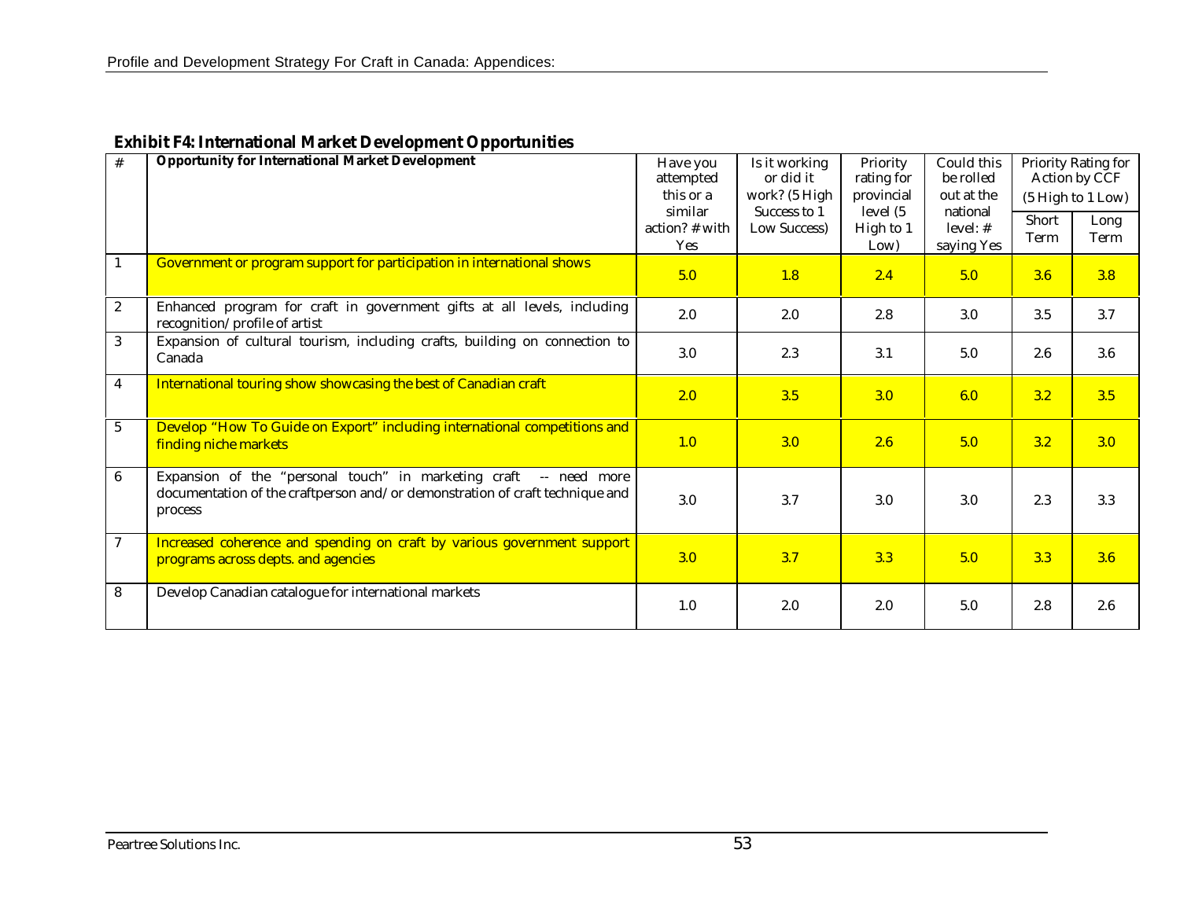**Exhibit F4: International Market Development Opportunities**

| # | Opportunity for International Market Development | Have you attempted this or a similar action? # with Yes | Is it working or did it work? (5 High Success to 1 Low Success) | Priority rating for provincial level (5 High to 1 Low) | Could this be rolled out at the national level: # saying Yes | Priority Rating for Action by CCF (5 High to 1 Low) | |
|---|---|---|---|---|---|---|---|
| | | | | | | Short Term | Long Term |
| 1 | Government or program support for participation in international shows | 5.0 | 1.8 | 2.4 | 5.0 | 3.6 | 3.8 |
| 2 | Enhanced program for craft in government gifts at all levels, including recognition/profile of artist | 2.0 | 2.0 | 2.8 | 3.0 | 3.5 | 3.7 |
| 3 | Expansion of cultural tourism, including crafts, building on connection to Canada | 3.0 | 2.3 | 3.1 | 5.0 | 2.6 | 3.6 |
| 4 | International touring show showcasing the best of Canadian craft | 2.0 | 3.5 | 3.0 | 6.0 | 3.2 | 3.5 |
| 5 | Develop "How To Guide on Export" including international competitions and finding niche markets | 1.0 | 3.0 | 2.6 | 5.0 | 3.2 | 3.0 |
| 6 | Expansion of the "personal touch" in marketing craft -- need more documentation of the craftperson and/or demonstration of craft technique and process | 3.0 | 3.7 | 3.0 | 3.0 | 2.3 | 3.3 |
| 7 | Increased coherence and spending on craft by various government support programs across depts. and agencies | 3.0 | 3.7 | 3.3 | 5.0 | 3.3 | 3.6 |
| 8 | Develop Canadian catalogue for international markets | 1.0 | 2.0 | 2.0 | 5.0 | 2.8 | 2.6 |